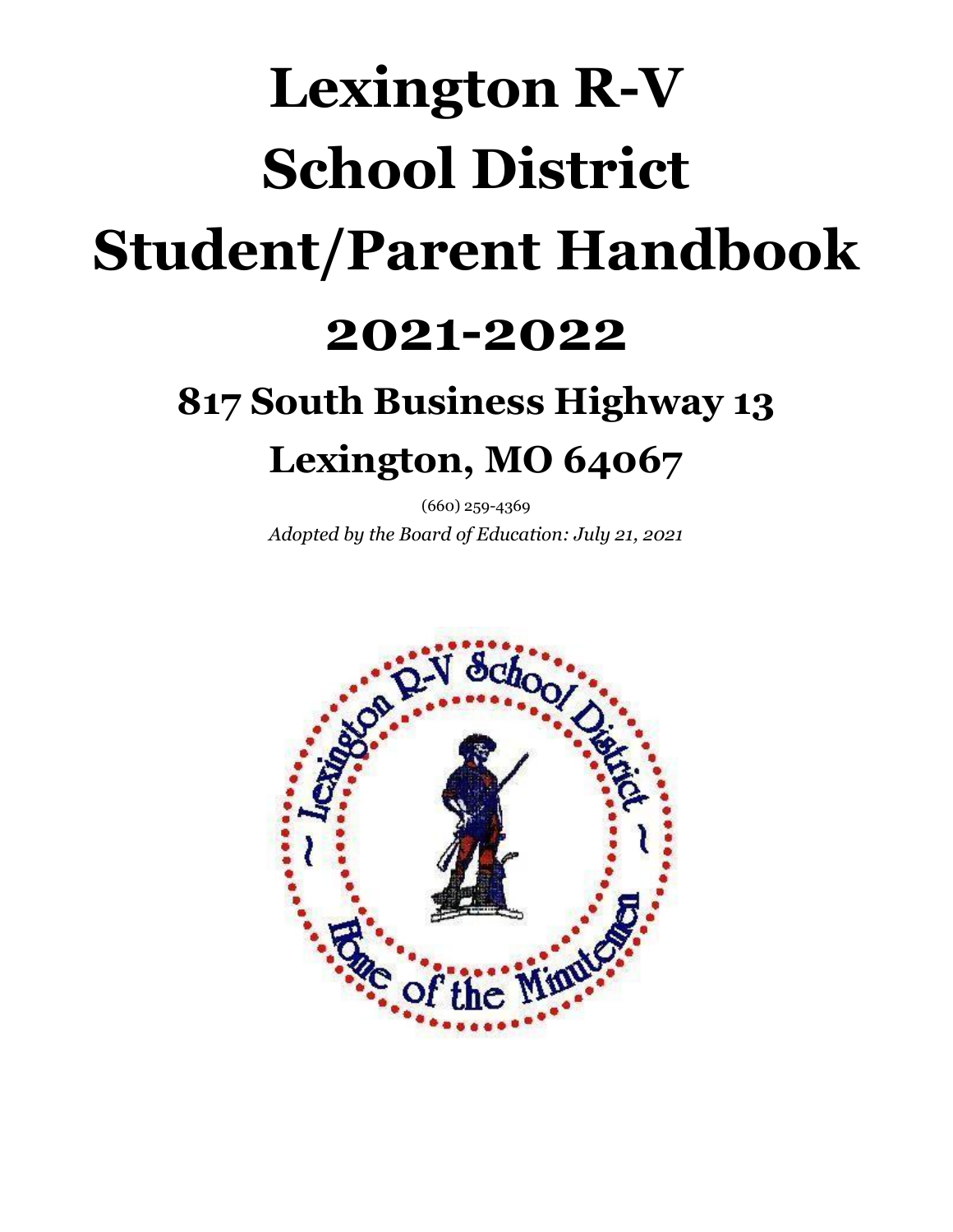# Lexington R-V School District Student/Parent Handbook

# 2021-2022

## 817 South Business Highway 13

## Lexington, MO 64067

(660) 259-4369

*Adopted by the Board of Education: July 21, 2021*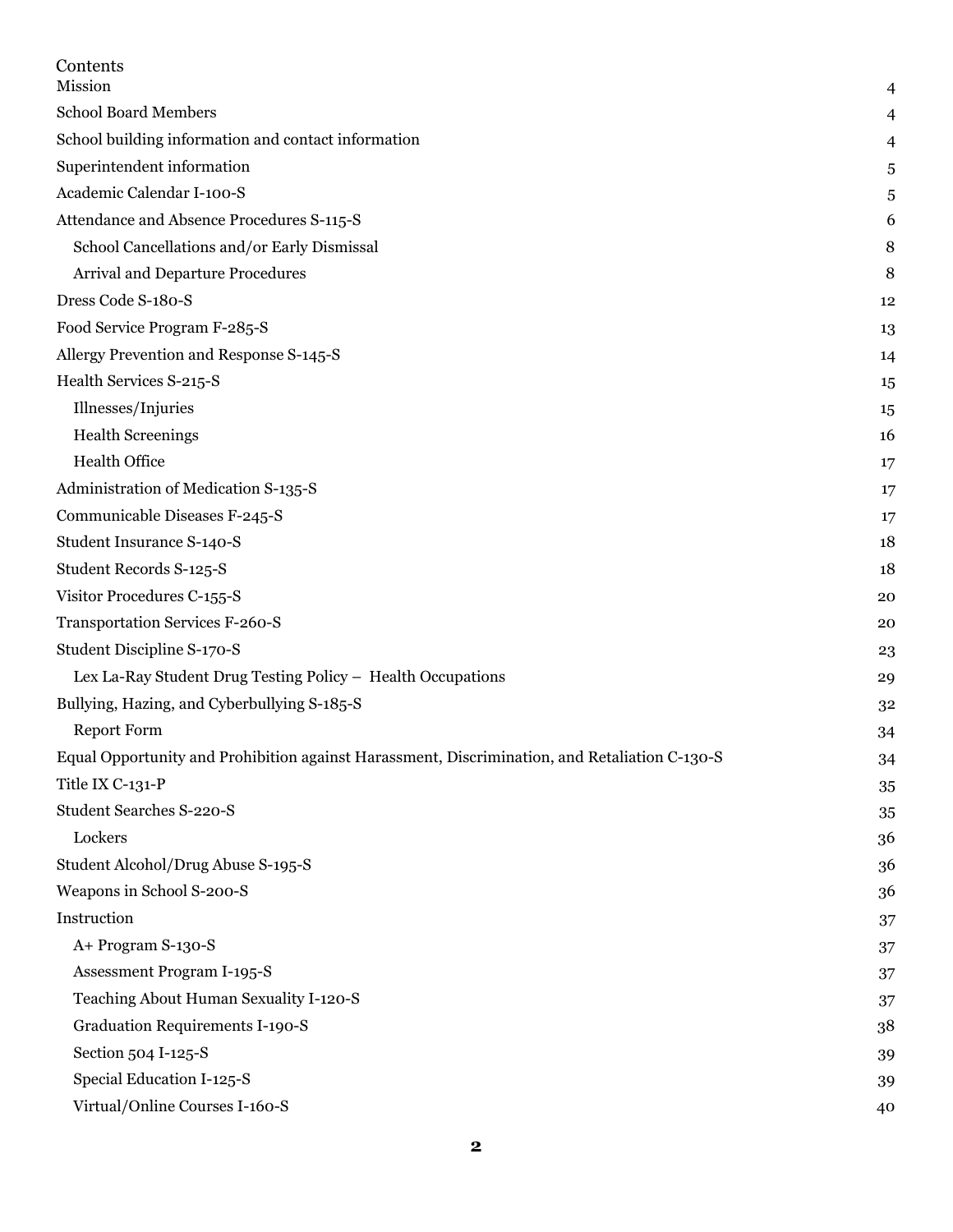# Contents

| | |
|---|---|
| Mission | 4 |
| School Board Members | 4 |
| School building information and contact information | 4 |
| Superintendent information | 5 |
| Academic Calendar I-100-S | 5 |
| Attendance and Absence Procedures S-115-S | 6 |
| School Cancellations and/or Early Dismissal | 8 |
| Arrival and Departure Procedures | 8 |
| Dress Code S-180-S | 12 |
| Food Service Program F-285-S | 13 |
| Allergy Prevention and Response S-145-S | 14 |
| Health Services S-215-S | 15 |
| Illnesses/Injuries | 15 |
| Health Screenings | 16 |
| Health Office | 17 |
| Administration of Medication S-135-S | 17 |
| Communicable Diseases F-245-S | 17 |
| Student Insurance S-140-S | 18 |
| Student Records S-125-S | 18 |
| Visitor Procedures C-155-S | 20 |
| Transportation Services F-260-S | 20 |
| Student Discipline S-170-S | 23 |
| Lex La-Ray Student Drug Testing Policy – Health Occupations | 29 |
| Bullying, Hazing, and Cyberbullying S-185-S | 32 |
| Report Form | 34 |
| Equal Opportunity and Prohibition against Harassment, Discrimination, and Retaliation C-130-S | 34 |
| Title IX C-131-P | 35 |
| Student Searches S-220-S | 35 |
| Lockers | 36 |
| Student Alcohol/Drug Abuse S-195-S | 36 |
| Weapons in School S-200-S | 36 |
| Instruction | 37 |
| A+ Program S-130-S | 37 |
| Assessment Program I-195-S | 37 |
| Teaching About Human Sexuality I-120-S | 37 |
| Graduation Requirements I-190-S | 38 |
| Section 504 I-125-S | 39 |
| Special Education I-125-S | 39 |
| Virtual/Online Courses I-160-S | 40 |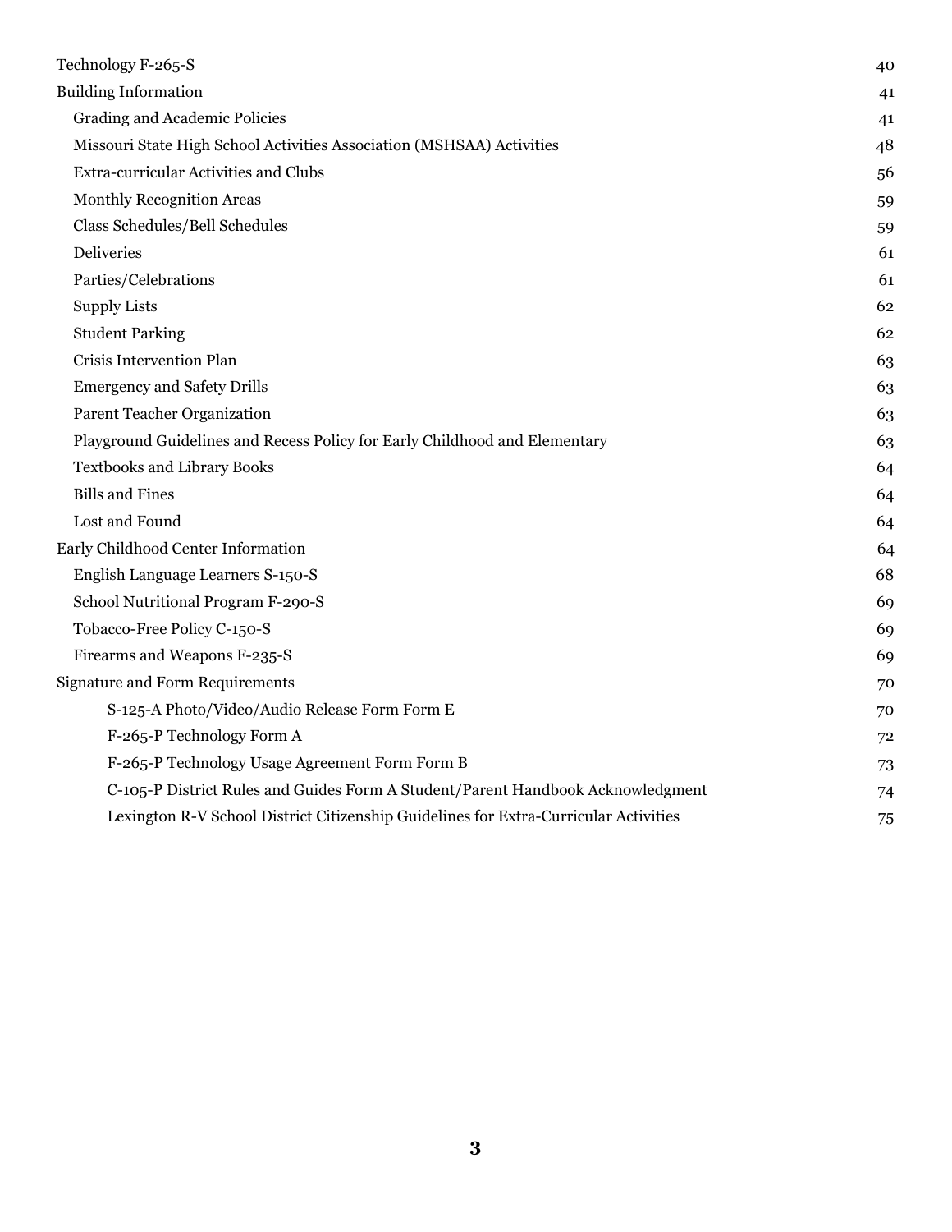- Technology F-265-S 40
- Building Information 41
  - Grading and Academic Policies 41
  - Missouri State High School Activities Association (MSHSAA) Activities 48
  - Extra-curricular Activities and Clubs 56
  - Monthly Recognition Areas 59
  - Class Schedules/Bell Schedules 59
  - Deliveries 61
  - Parties/Celebrations 61
  - Supply Lists 62
  - Student Parking 62
  - Crisis Intervention Plan 63
  - Emergency and Safety Drills 63
  - Parent Teacher Organization 63
  - Playground Guidelines and Recess Policy for Early Childhood and Elementary 63
  - Textbooks and Library Books 64
  - Bills and Fines 64
  - Lost and Found 64
- Early Childhood Center Information 64
  - English Language Learners S-150-S 68
  - School Nutritional Program F-290-S 69
  - Tobacco-Free Policy C-150-S 69
  - Firearms and Weapons F-235-S 69
- Signature and Form Requirements 70
  - S-125-A Photo/Video/Audio Release Form Form E 70
  - F-265-P Technology Form A 72
  - F-265-P Technology Usage Agreement Form Form B 73
  - C-105-P District Rules and Guides Form A Student/Parent Handbook Acknowledgment 74
  - Lexington R-V School District Citizenship Guidelines for Extra-Curricular Activities 75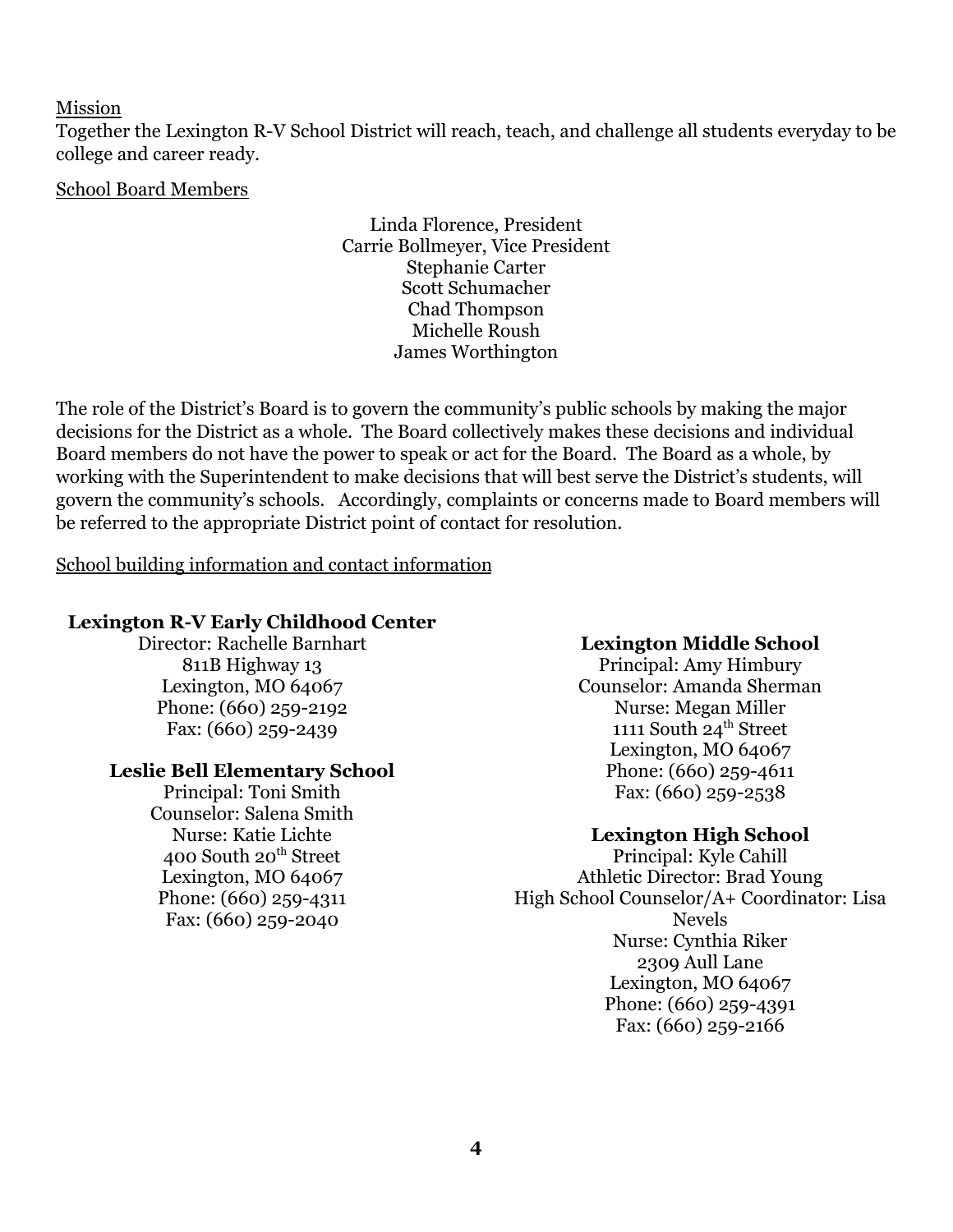Mission

Together the Lexington R-V School District will reach, teach, and challenge all students everyday to be college and career ready.

School Board Members

Linda Florence, President
Carrie Bollmeyer, Vice President
Stephanie Carter
Scott Schumacher
Chad Thompson
Michelle Roush
James Worthington

The role of the District's Board is to govern the community's public schools by making the major decisions for the District as a whole. The Board collectively makes these decisions and individual Board members do not have the power to speak or act for the Board. The Board as a whole, by working with the Superintendent to make decisions that will best serve the District's students, will govern the community's schools. Accordingly, complaints or concerns made to Board members will be referred to the appropriate District point of contact for resolution.

School building information and contact information

**Lexington R-V Early Childhood Center**
Director: Rachelle Barnhart
811B Highway 13
Lexington, MO 64067
Phone: (660) 259-2192
Fax: (660) 259-2439

**Leslie Bell Elementary School**
Principal: Toni Smith
Counselor: Salena Smith
Nurse: Katie Lichte
400 South 20th Street
Lexington, MO 64067
Phone: (660) 259-4311
Fax: (660) 259-2040

**Lexington Middle School**
Principal: Amy Himbury
Counselor: Amanda Sherman
Nurse: Megan Miller
1111 South 24th Street
Lexington, MO 64067
Phone: (660) 259-4611
Fax: (660) 259-2538

**Lexington High School**
Principal: Kyle Cahill
Athletic Director: Brad Young
High School Counselor/A+ Coordinator: Lisa Nevels
Nurse: Cynthia Riker
2309 Aull Lane
Lexington, MO 64067
Phone: (660) 259-4391
Fax: (660) 259-2166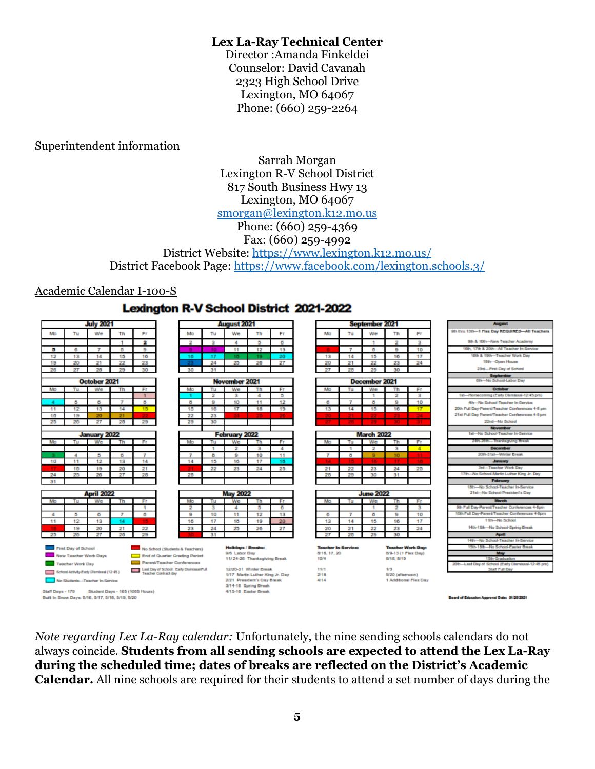**Lex La-Ray Technical Center**
Director :Amanda Finkeldei
Counselor: David Cavanah
2323 High School Drive
Lexington, MO 64067
Phone: (660) 259-2264

Superintendent information

Sarrah Morgan
Lexington R-V School District
817 South Business Hwy 13
Lexington, MO 64067
[smorgan@lexington.k12.mo.us](mailto:smorgan@lexington.k12.mo.us)
Phone: (660) 259-4369
Fax: (660) 259-4992
District Website: [https://www.lexington.k12.mo.us/](https://www.lexington.k12.mo.us/)
District Facebook Page: [https://www.facebook.com/lexington.schools.3/](https://www.facebook.com/lexington.schools.3/)

Academic Calendar I-100-S

## Lexington R-V School District 2021-2022

**July 2021**

| Mo | Tu | We | Th | Fr |
|---|---|---|---|---|
| | | | 1 | 2 |
| 5 | 6 | 7 | 8 | 9 |
| 12 | 13 | 14 | 15 | 16 |
| 19 | 20 | 21 | 22 | 23 |
| 26 | 27 | 28 | 29 | 30 |

**August 2021**

| Mo | Tu | We | Th | Fr |
|---|---|---|---|---|
| 2 | 3 | 4 | 5 | 6 |
| 9 | 10 | 11 | 12 | 13 |
| 16 | 17 | 18 | 19 | 20 |
| 23 | 24 | 25 | 26 | 27 |
| 30 | 31 | | | |

**September 2021**

| Mo | Tu | We | Th | Fr |
|---|---|---|---|---|
| | | 1 | 2 | 3 |
| 6 | 7 | 8 | 9 | 10 |
| 13 | 14 | 15 | 16 | 17 |
| 20 | 21 | 22 | 23 | 24 |
| 27 | 28 | 29 | 30 | |

**October 2021**

| Mo | Tu | We | Th | Fr |
|---|---|---|---|---|
| | | | | 1 |
| 4 | 5 | 6 | 7 | 8 |
| 11 | 12 | 13 | 14 | 15 |
| 18 | 19 | 20 | 21 | 22 |
| 25 | 26 | 27 | 28 | 29 |

**November 2021**

| Mo | Tu | We | Th | Fr |
|---|---|---|---|---|
| 1 | 2 | 3 | 4 | 5 |
| 8 | 9 | 10 | 11 | 12 |
| 15 | 16 | 17 | 18 | 19 |
| 22 | 23 | 24 | 25 | 26 |
| 29 | 30 | | | |

**December 2021**

| Mo | Tu | We | Th | Fr |
|---|---|---|---|---|
| | | 1 | 2 | 3 |
| 6 | 7 | 8 | 9 | 10 |
| 13 | 14 | 15 | 16 | 17 |
| 20 | 21 | 22 | 23 | 24 |
| 27 | 28 | 29 | 30 | 31 |

**January 2022**

| Mo | Tu | We | Th | Fr |
|---|---|---|---|---|
| 3 | 4 | 5 | 6 | 7 |
| 10 | 11 | 12 | 13 | 14 |
| 17 | 18 | 19 | 20 | 21 |
| 24 | 25 | 26 | 27 | 28 |
| 31 | | | | |

**February 2022**

| Mo | Tu | We | Th | Fr |
|---|---|---|---|---|
| | 1 | 2 | 3 | 4 |
| 7 | 8 | 9 | 10 | 11 |
| 14 | 15 | 16 | 17 | 18 |
| 21 | 22 | 23 | 24 | 25 |
| 28 | | | | |

**March 2022**

| Mo | Tu | We | Th | Fr |
|---|---|---|---|---|
| | 1 | 2 | 3 | 4 |
| 7 | 8 | 9 | 10 | 11 |
| 14 | 15 | 16 | 17 | 18 |
| 21 | 22 | 23 | 24 | 25 |
| 28 | 29 | 30 | 31 | |

**April 2022**

| Mo | Tu | We | Th | Fr |
|---|---|---|---|---|
| | | | | 1 |
| 4 | 5 | 6 | 7 | 8 |
| 11 | 12 | 13 | 14 | 15 |
| 18 | 19 | 20 | 21 | 22 |
| 25 | 26 | 27 | 28 | 29 |

**May 2022**

| Mo | Tu | We | Th | Fr |
|---|---|---|---|---|
| 2 | 3 | 4 | 5 | 6 |
| 9 | 10 | 11 | 12 | 13 |
| 16 | 17 | 18 | 19 | 20 |
| 23 | 24 | 25 | 26 | 27 |
| 30 | 31 | | | |

**June 2022**

| Mo | Tu | We | Th | Fr |
|---|---|---|---|---|
| | | 1 | 2 | 3 |
| 6 | 7 | 8 | 9 | 10 |
| 13 | 14 | 15 | 16 | 17 |
| 20 | 21 | 22 | 23 | 24 |
| 27 | 28 | 29 | 30 | |

**Key:**
- First Day of School
- New Teacher Work Days
- Teacher Work Day
- School Activity-Early Dismissal (12:45)
- No Students—Teacher In-Service
- No School (Students & Teachers)
- End of Quarter Grading Period
- Parent/Teacher Conferences
- Last Day of School. Early Dismissal/Full Teacher Contract day

**Holidays / Breaks:**
9/6 Labor Day
11/24-26 Thanksgiving Break
12/20-31 Winter Break
1/17 Martin Luther King Jr. Day
2/21 President's Day Break
3/14-18 Spring Break
4/15-18 Easter Break

**Teacher In-Service:**
8/16, 17, 20
10/4
11/1
2/18
4/14

**Teacher Work Day:**
8/9-13 (1 Flex Day)
8/18, 8/19
1/3
5/20 (afternoon)
1 Additional Flex Day

Staff Days - 179 Student Days - 165 (1085 Hours)
Built In Snow Days: 5/16, 5/17, 5/18, 5/19, 5/20

**August**
9th thru 13th—1 Flex Day REQUIRED—All Teachers
9th & 10th—New Teacher Academy
16th, 17th & 20th—All Teacher In-Service
18th & 19th—Teacher Work Day
19th—Open House
23rd—First Day of School

**September**
6th—No School-Labor Day

**October**
1st—Homecoming (Early Dismissal-12:45 pm)
4th—No School-Teacher In-Service
20th Full Day-Parent/Teacher Conferences 4-8 pm
21st Full Day Parent/Teacher Conferences 4-8 pm
22nd—No School

**November**
1st—No School-Teacher In-Service
24th-26th—Thanksgiving Break

**December**
20th-31st—Winter Break

**January**
3rd—Teacher Work Day
17th—No School-Martin Luther King Jr. Day

**February**
18th—No School-Teacher In-Service
21st—No School-President's Day

**March**
9th Full Day-Parent/Teacher Conferences 4-8pm
10th Full Day-Parent/Teacher Conferences 4-8pm
11th—No School
14th-18th—No School-Spring Break

**April**
14th—No School-Teacher In-Service
15th-18th—No School-Easter Break

**May**
15th-Graduation
20th—Last Day of School (Early Dismissal-12:45 pm) Staff Full Day

Board of Education Approval Date: 01/20/2021

*Note regarding Lex La-Ray calendar:* Unfortunately, the nine sending schools calendars do not always coincide. **Students from all sending schools are expected to attend the Lex La-Ray during the scheduled time; dates of breaks are reflected on the District's Academic Calendar.** All nine schools are required for their students to attend a set number of days during the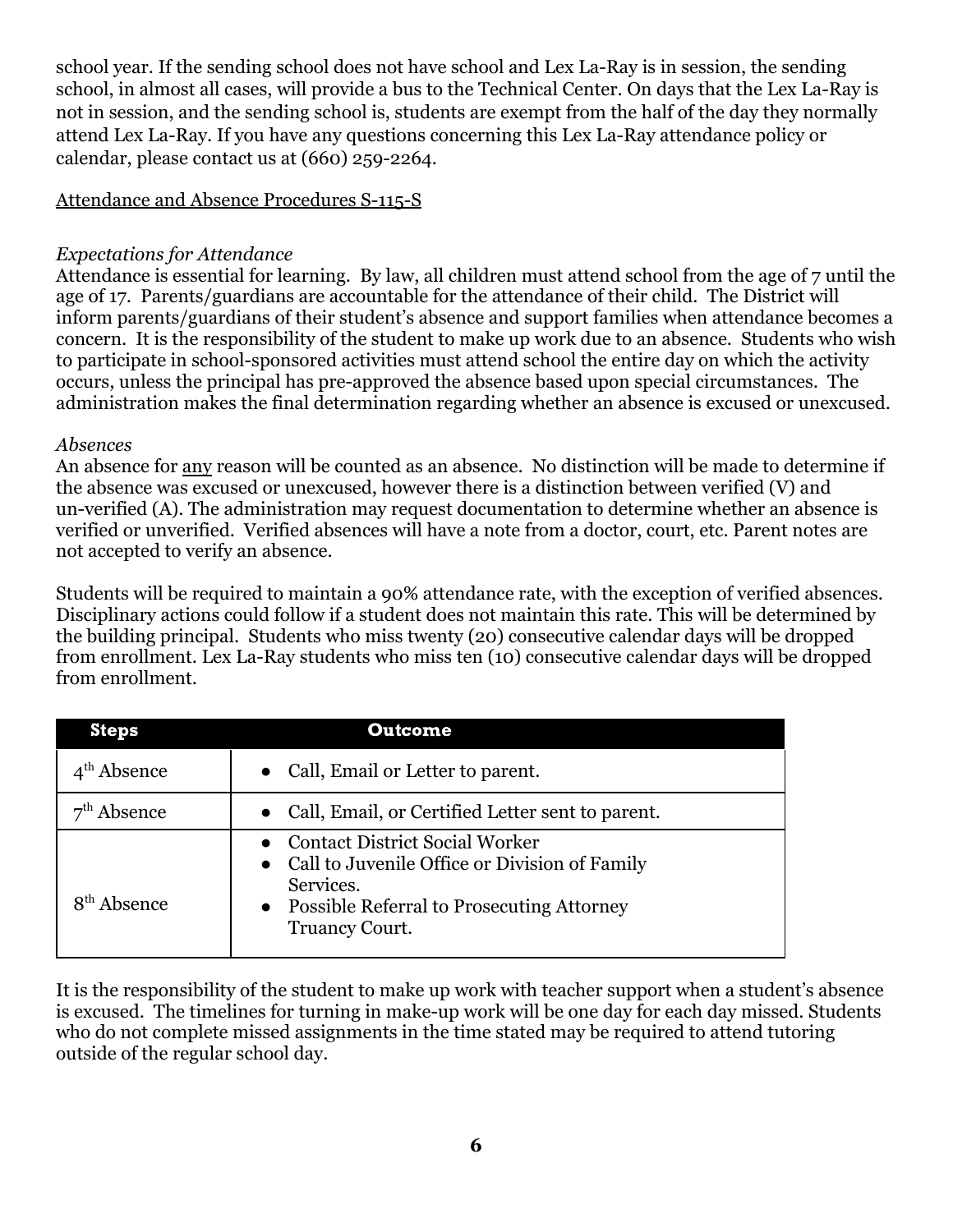school year. If the sending school does not have school and Lex La-Ray is in session, the sending school, in almost all cases, will provide a bus to the Technical Center. On days that the Lex La-Ray is not in session, and the sending school is, students are exempt from the half of the day they normally attend Lex La-Ray. If you have any questions concerning this Lex La-Ray attendance policy or calendar, please contact us at (660) 259-2264.

Attendance and Absence Procedures S-115-S

*Expectations for Attendance*

Attendance is essential for learning. By law, all children must attend school from the age of 7 until the age of 17. Parents/guardians are accountable for the attendance of their child. The District will inform parents/guardians of their student's absence and support families when attendance becomes a concern. It is the responsibility of the student to make up work due to an absence. Students who wish to participate in school-sponsored activities must attend school the entire day on which the activity occurs, unless the principal has pre-approved the absence based upon special circumstances. The administration makes the final determination regarding whether an absence is excused or unexcused.

*Absences*

An absence for any reason will be counted as an absence. No distinction will be made to determine if the absence was excused or unexcused, however there is a distinction between verified (V) and un-verified (A). The administration may request documentation to determine whether an absence is verified or unverified. Verified absences will have a note from a doctor, court, etc. Parent notes are not accepted to verify an absence.

Students will be required to maintain a 90% attendance rate, with the exception of verified absences. Disciplinary actions could follow if a student does not maintain this rate. This will be determined by the building principal. Students who miss twenty (20) consecutive calendar days will be dropped from enrollment. Lex La-Ray students who miss ten (10) consecutive calendar days will be dropped from enrollment.

| Steps | Outcome |
|---|---|
| 4th Absence | • Call, Email or Letter to parent. |
| 7th Absence | • Call, Email, or Certified Letter sent to parent. |
| 8th Absence | • Contact District Social Worker<br>• Call to Juvenile Office or Division of Family Services.<br>• Possible Referral to Prosecuting Attorney Truancy Court. |

It is the responsibility of the student to make up work with teacher support when a student's absence is excused. The timelines for turning in make-up work will be one day for each day missed. Students who do not complete missed assignments in the time stated may be required to attend tutoring outside of the regular school day.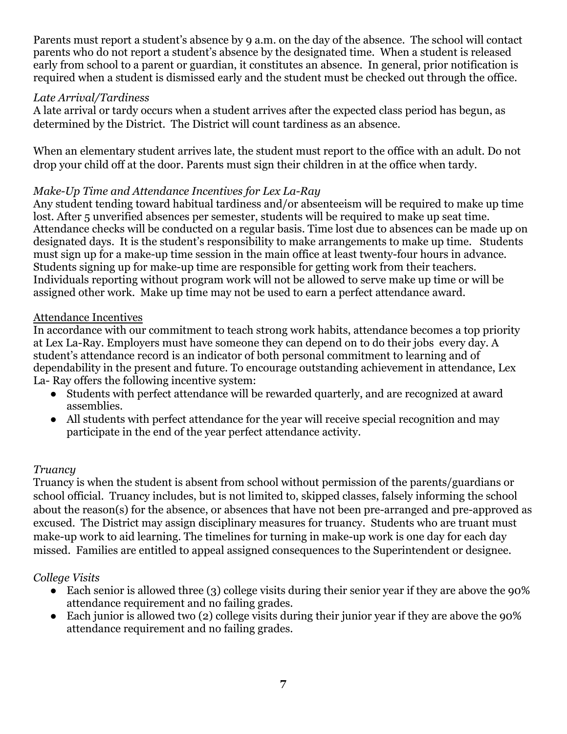Parents must report a student's absence by 9 a.m. on the day of the absence. The school will contact parents who do not report a student's absence by the designated time. When a student is released early from school to a parent or guardian, it constitutes an absence. In general, prior notification is required when a student is dismissed early and the student must be checked out through the office.

*Late Arrival/Tardiness*

A late arrival or tardy occurs when a student arrives after the expected class period has begun, as determined by the District. The District will count tardiness as an absence.

When an elementary student arrives late, the student must report to the office with an adult. Do not drop your child off at the door. Parents must sign their children in at the office when tardy.

*Make-Up Time and Attendance Incentives for Lex La-Ray*

Any student tending toward habitual tardiness and/or absenteeism will be required to make up time lost. After 5 unverified absences per semester, students will be required to make up seat time. Attendance checks will be conducted on a regular basis. Time lost due to absences can be made up on designated days. It is the student's responsibility to make arrangements to make up time. Students must sign up for a make-up time session in the main office at least twenty-four hours in advance. Students signing up for make-up time are responsible for getting work from their teachers. Individuals reporting without program work will not be allowed to serve make up time or will be assigned other work. Make up time may not be used to earn a perfect attendance award.

<u>Attendance Incentives</u>

In accordance with our commitment to teach strong work habits, attendance becomes a top priority at Lex La-Ray. Employers must have someone they can depend on to do their jobs every day. A student's attendance record is an indicator of both personal commitment to learning and of dependability in the present and future. To encourage outstanding achievement in attendance, Lex La- Ray offers the following incentive system:

- Students with perfect attendance will be rewarded quarterly, and are recognized at award assemblies.
- All students with perfect attendance for the year will receive special recognition and may participate in the end of the year perfect attendance activity.

*Truancy*

Truancy is when the student is absent from school without permission of the parents/guardians or school official. Truancy includes, but is not limited to, skipped classes, falsely informing the school about the reason(s) for the absence, or absences that have not been pre-arranged and pre-approved as excused. The District may assign disciplinary measures for truancy. Students who are truant must make-up work to aid learning. The timelines for turning in make-up work is one day for each day missed. Families are entitled to appeal assigned consequences to the Superintendent or designee.

*College Visits*

- Each senior is allowed three (3) college visits during their senior year if they are above the 90% attendance requirement and no failing grades.
- Each junior is allowed two (2) college visits during their junior year if they are above the 90% attendance requirement and no failing grades.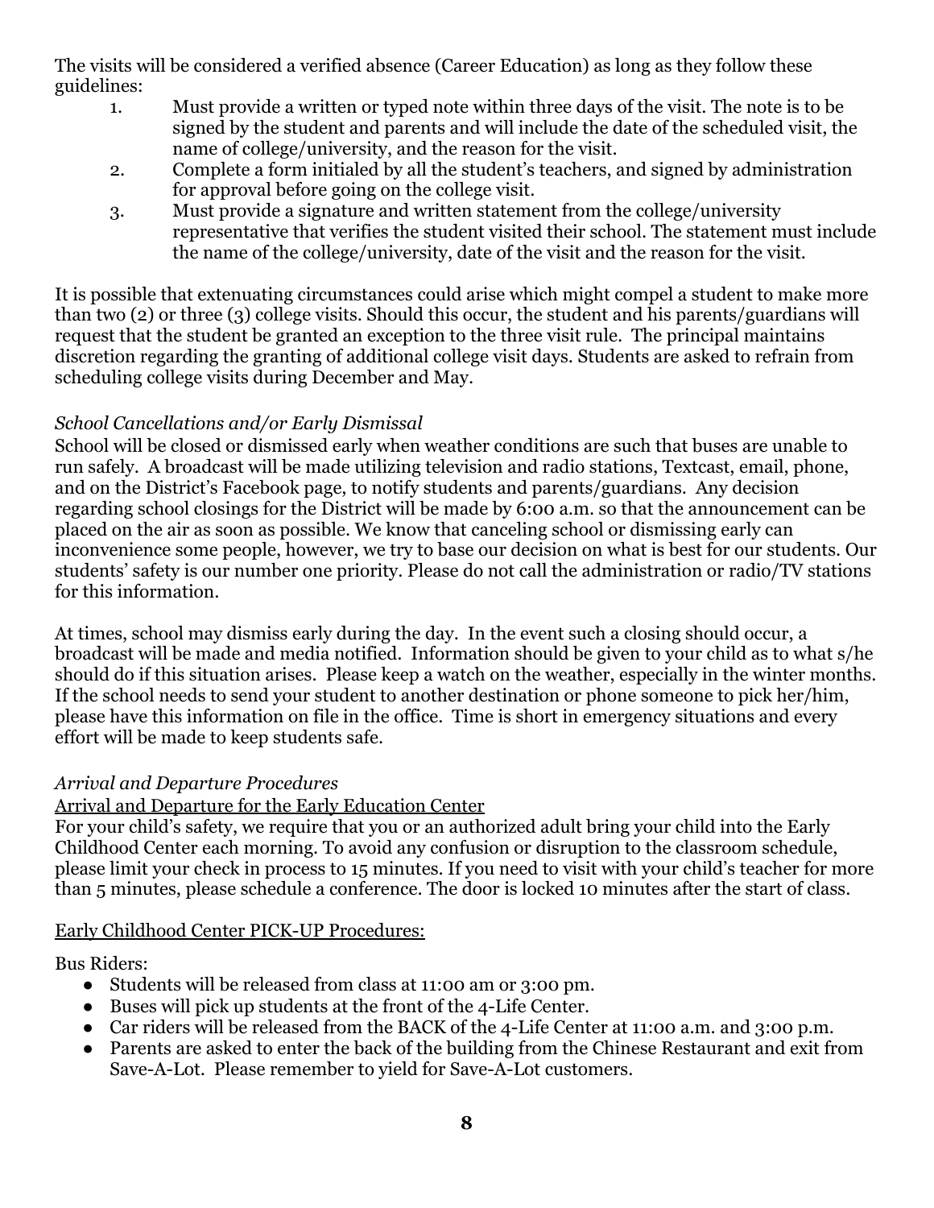The visits will be considered a verified absence (Career Education) as long as they follow these guidelines:

1. Must provide a written or typed note within three days of the visit. The note is to be signed by the student and parents and will include the date of the scheduled visit, the name of college/university, and the reason for the visit.
2. Complete a form initialed by all the student's teachers, and signed by administration for approval before going on the college visit.
3. Must provide a signature and written statement from the college/university representative that verifies the student visited their school. The statement must include the name of the college/university, date of the visit and the reason for the visit.

It is possible that extenuating circumstances could arise which might compel a student to make more than two (2) or three (3) college visits. Should this occur, the student and his parents/guardians will request that the student be granted an exception to the three visit rule. The principal maintains discretion regarding the granting of additional college visit days. Students are asked to refrain from scheduling college visits during December and May.

*School Cancellations and/or Early Dismissal*

School will be closed or dismissed early when weather conditions are such that buses are unable to run safely. A broadcast will be made utilizing television and radio stations, Textcast, email, phone, and on the District's Facebook page, to notify students and parents/guardians. Any decision regarding school closings for the District will be made by 6:00 a.m. so that the announcement can be placed on the air as soon as possible. We know that canceling school or dismissing early can inconvenience some people, however, we try to base our decision on what is best for our students. Our students' safety is our number one priority. Please do not call the administration or radio/TV stations for this information.

At times, school may dismiss early during the day. In the event such a closing should occur, a broadcast will be made and media notified. Information should be given to your child as to what s/he should do if this situation arises. Please keep a watch on the weather, especially in the winter months. If the school needs to send your student to another destination or phone someone to pick her/him, please have this information on file in the office. Time is short in emergency situations and every effort will be made to keep students safe.

*Arrival and Departure Procedures*

<u>Arrival and Departure for the Early Education Center</u>

For your child's safety, we require that you or an authorized adult bring your child into the Early Childhood Center each morning. To avoid any confusion or disruption to the classroom schedule, please limit your check in process to 15 minutes. If you need to visit with your child's teacher for more than 5 minutes, please schedule a conference. The door is locked 10 minutes after the start of class.

<u>Early Childhood Center PICK-UP Procedures:</u>

Bus Riders:

- Students will be released from class at 11:00 am or 3:00 pm.
- Buses will pick up students at the front of the 4-Life Center.
- Car riders will be released from the BACK of the 4-Life Center at 11:00 a.m. and 3:00 p.m.
- Parents are asked to enter the back of the building from the Chinese Restaurant and exit from Save-A-Lot. Please remember to yield for Save-A-Lot customers.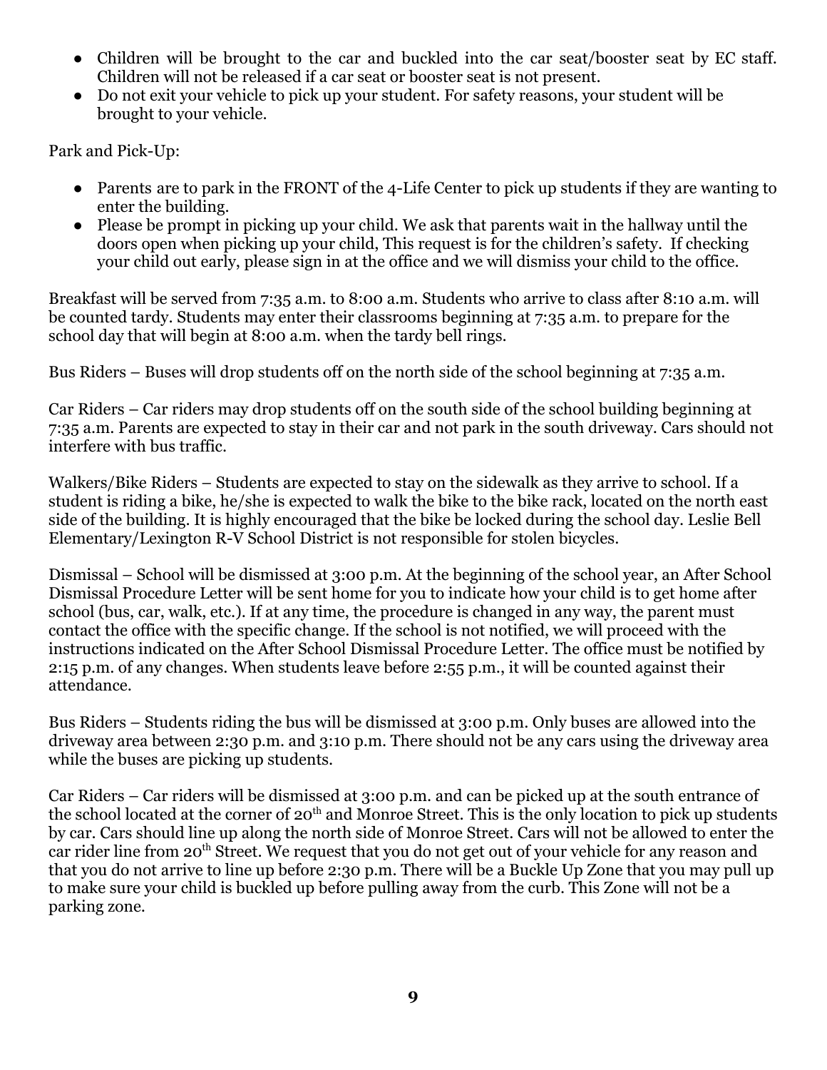- Children will be brought to the car and buckled into the car seat/booster seat by EC staff. Children will not be released if a car seat or booster seat is not present.
- Do not exit your vehicle to pick up your student. For safety reasons, your student will be brought to your vehicle.

Park and Pick-Up:

- Parents are to park in the FRONT of the 4-Life Center to pick up students if they are wanting to enter the building.
- Please be prompt in picking up your child. We ask that parents wait in the hallway until the doors open when picking up your child, This request is for the children's safety. If checking your child out early, please sign in at the office and we will dismiss your child to the office.

Breakfast will be served from 7:35 a.m. to 8:00 a.m. Students who arrive to class after 8:10 a.m. will be counted tardy. Students may enter their classrooms beginning at 7:35 a.m. to prepare for the school day that will begin at 8:00 a.m. when the tardy bell rings.

Bus Riders – Buses will drop students off on the north side of the school beginning at 7:35 a.m.

Car Riders – Car riders may drop students off on the south side of the school building beginning at 7:35 a.m. Parents are expected to stay in their car and not park in the south driveway. Cars should not interfere with bus traffic.

Walkers/Bike Riders – Students are expected to stay on the sidewalk as they arrive to school. If a student is riding a bike, he/she is expected to walk the bike to the bike rack, located on the north east side of the building. It is highly encouraged that the bike be locked during the school day. Leslie Bell Elementary/Lexington R-V School District is not responsible for stolen bicycles.

Dismissal – School will be dismissed at 3:00 p.m. At the beginning of the school year, an After School Dismissal Procedure Letter will be sent home for you to indicate how your child is to get home after school (bus, car, walk, etc.). If at any time, the procedure is changed in any way, the parent must contact the office with the specific change. If the school is not notified, we will proceed with the instructions indicated on the After School Dismissal Procedure Letter. The office must be notified by 2:15 p.m. of any changes. When students leave before 2:55 p.m., it will be counted against their attendance.

Bus Riders – Students riding the bus will be dismissed at 3:00 p.m. Only buses are allowed into the driveway area between 2:30 p.m. and 3:10 p.m. There should not be any cars using the driveway area while the buses are picking up students.

Car Riders – Car riders will be dismissed at 3:00 p.m. and can be picked up at the south entrance of the school located at the corner of 20th and Monroe Street. This is the only location to pick up students by car. Cars should line up along the north side of Monroe Street. Cars will not be allowed to enter the car rider line from 20th Street. We request that you do not get out of your vehicle for any reason and that you do not arrive to line up before 2:30 p.m. There will be a Buckle Up Zone that you may pull up to make sure your child is buckled up before pulling away from the curb. This Zone will not be a parking zone.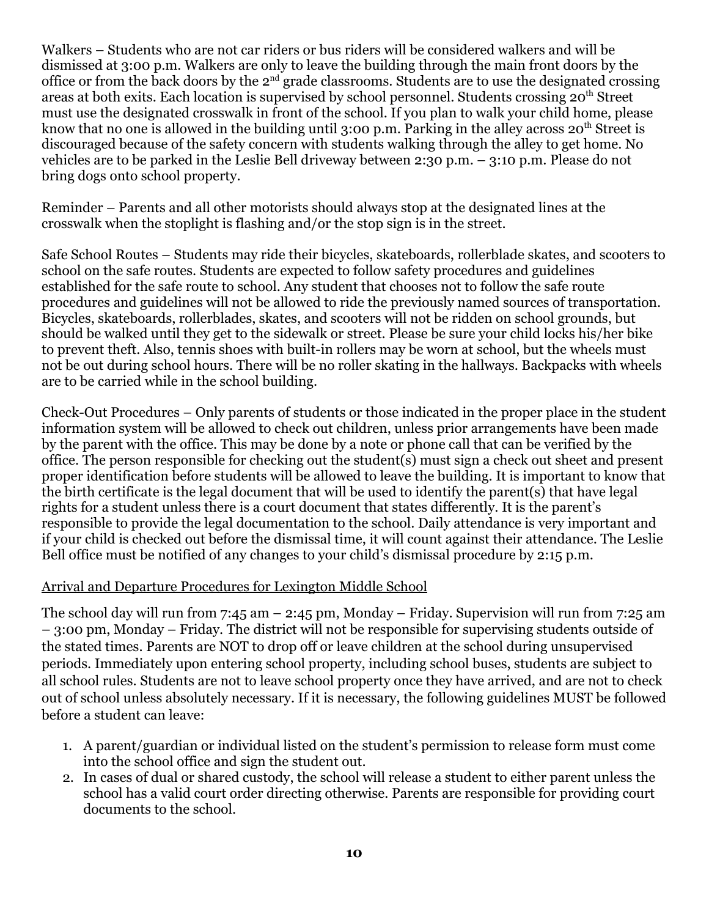Walkers – Students who are not car riders or bus riders will be considered walkers and will be dismissed at 3:00 p.m. Walkers are only to leave the building through the main front doors by the office or from the back doors by the 2nd grade classrooms. Students are to use the designated crossing areas at both exits. Each location is supervised by school personnel. Students crossing 20th Street must use the designated crosswalk in front of the school. If you plan to walk your child home, please know that no one is allowed in the building until 3:00 p.m. Parking in the alley across 20th Street is discouraged because of the safety concern with students walking through the alley to get home. No vehicles are to be parked in the Leslie Bell driveway between 2:30 p.m. – 3:10 p.m. Please do not bring dogs onto school property.

Reminder – Parents and all other motorists should always stop at the designated lines at the crosswalk when the stoplight is flashing and/or the stop sign is in the street.

Safe School Routes – Students may ride their bicycles, skateboards, rollerblade skates, and scooters to school on the safe routes. Students are expected to follow safety procedures and guidelines established for the safe route to school. Any student that chooses not to follow the safe route procedures and guidelines will not be allowed to ride the previously named sources of transportation. Bicycles, skateboards, rollerblades, skates, and scooters will not be ridden on school grounds, but should be walked until they get to the sidewalk or street. Please be sure your child locks his/her bike to prevent theft. Also, tennis shoes with built-in rollers may be worn at school, but the wheels must not be out during school hours. There will be no roller skating in the hallways. Backpacks with wheels are to be carried while in the school building.

Check-Out Procedures – Only parents of students or those indicated in the proper place in the student information system will be allowed to check out children, unless prior arrangements have been made by the parent with the office. This may be done by a note or phone call that can be verified by the office. The person responsible for checking out the student(s) must sign a check out sheet and present proper identification before students will be allowed to leave the building. It is important to know that the birth certificate is the legal document that will be used to identify the parent(s) that have legal rights for a student unless there is a court document that states differently. It is the parent's responsible to provide the legal documentation to the school. Daily attendance is very important and if your child is checked out before the dismissal time, it will count against their attendance. The Leslie Bell office must be notified of any changes to your child's dismissal procedure by 2:15 p.m.

<u>Arrival and Departure Procedures for Lexington Middle School</u>

The school day will run from 7:45 am – 2:45 pm, Monday – Friday. Supervision will run from 7:25 am – 3:00 pm, Monday – Friday. The district will not be responsible for supervising students outside of the stated times. Parents are NOT to drop off or leave children at the school during unsupervised periods. Immediately upon entering school property, including school buses, students are subject to all school rules. Students are not to leave school property once they have arrived, and are not to check out of school unless absolutely necessary. If it is necessary, the following guidelines MUST be followed before a student can leave:

1. A parent/guardian or individual listed on the student's permission to release form must come into the school office and sign the student out.
2. In cases of dual or shared custody, the school will release a student to either parent unless the school has a valid court order directing otherwise. Parents are responsible for providing court documents to the school.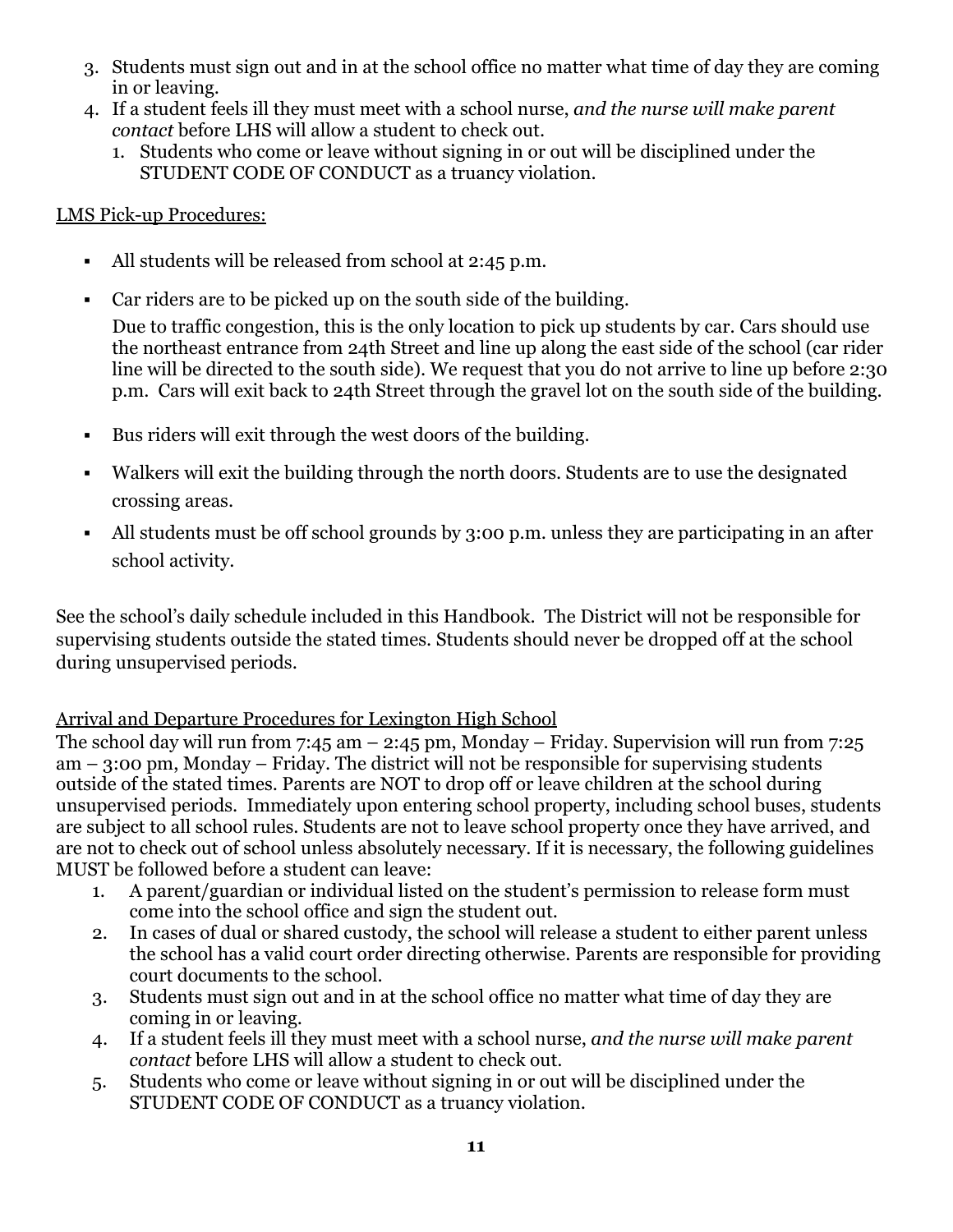3. Students must sign out and in at the school office no matter what time of day they are coming in or leaving.
4. If a student feels ill they must meet with a school nurse, *and the nurse will make parent contact* before LHS will allow a student to check out.
   1. Students who come or leave without signing in or out will be disciplined under the STUDENT CODE OF CONDUCT as a truancy violation.

<u>LMS Pick-up Procedures:</u>

- All students will be released from school at 2:45 p.m.
- Car riders are to be picked up on the south side of the building.

  Due to traffic congestion, this is the only location to pick up students by car. Cars should use the northeast entrance from 24th Street and line up along the east side of the school (car rider line will be directed to the south side). We request that you do not arrive to line up before 2:30 p.m. Cars will exit back to 24th Street through the gravel lot on the south side of the building.
- Bus riders will exit through the west doors of the building.
- Walkers will exit the building through the north doors. Students are to use the designated crossing areas.
- All students must be off school grounds by 3:00 p.m. unless they are participating in an after school activity.

See the school's daily schedule included in this Handbook. The District will not be responsible for supervising students outside the stated times. Students should never be dropped off at the school during unsupervised periods.

<u>Arrival and Departure Procedures for Lexington High School</u>

The school day will run from 7:45 am – 2:45 pm, Monday – Friday. Supervision will run from 7:25 am – 3:00 pm, Monday – Friday. The district will not be responsible for supervising students outside of the stated times. Parents are NOT to drop off or leave children at the school during unsupervised periods. Immediately upon entering school property, including school buses, students are subject to all school rules. Students are not to leave school property once they have arrived, and are not to check out of school unless absolutely necessary. If it is necessary, the following guidelines MUST be followed before a student can leave:

1. A parent/guardian or individual listed on the student's permission to release form must come into the school office and sign the student out.
2. In cases of dual or shared custody, the school will release a student to either parent unless the school has a valid court order directing otherwise. Parents are responsible for providing court documents to the school.
3. Students must sign out and in at the school office no matter what time of day they are coming in or leaving.
4. If a student feels ill they must meet with a school nurse, *and the nurse will make parent contact* before LHS will allow a student to check out.
5. Students who come or leave without signing in or out will be disciplined under the STUDENT CODE OF CONDUCT as a truancy violation.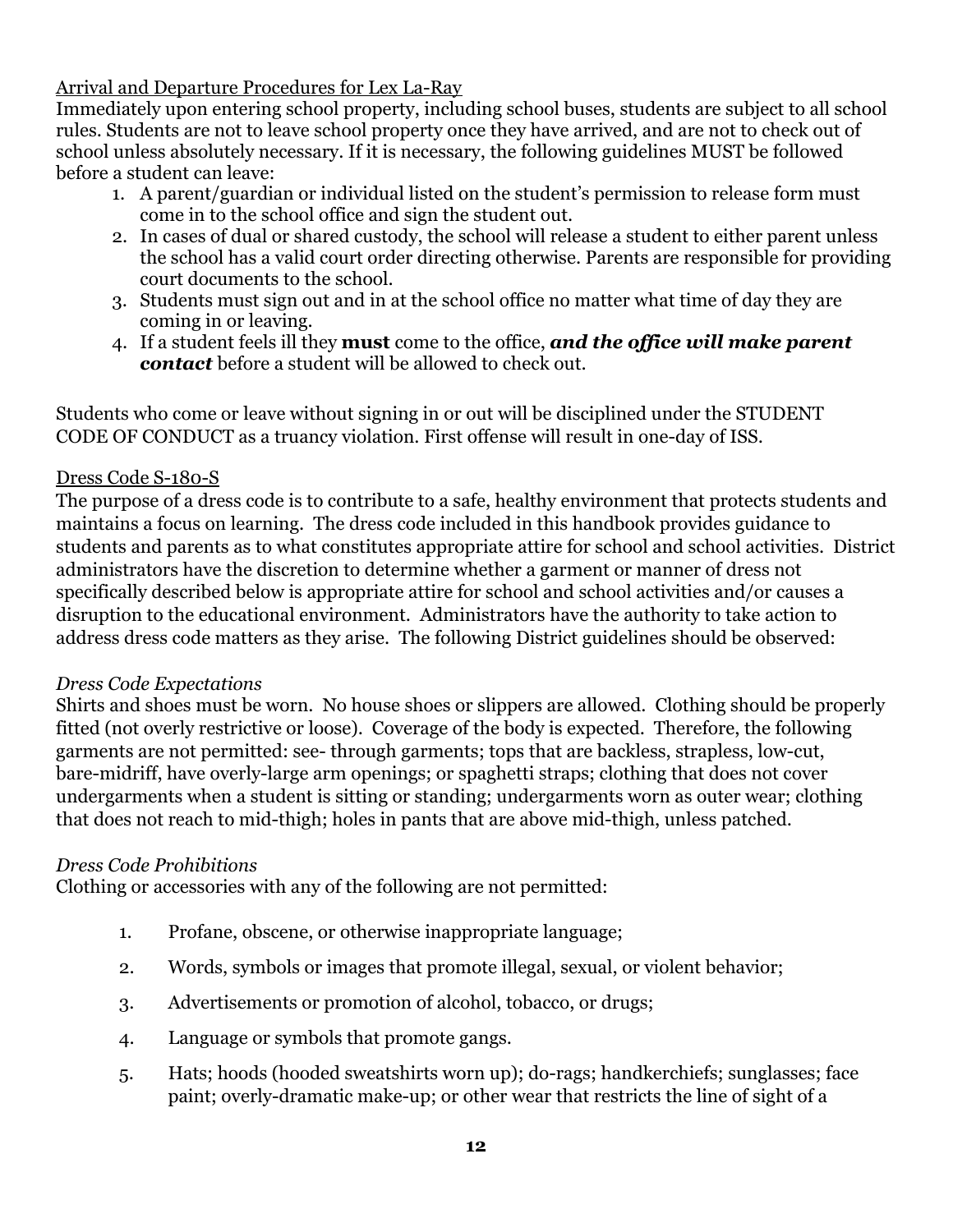Arrival and Departure Procedures for Lex La-Ray

Immediately upon entering school property, including school buses, students are subject to all school rules. Students are not to leave school property once they have arrived, and are not to check out of school unless absolutely necessary. If it is necessary, the following guidelines MUST be followed before a student can leave:

1. A parent/guardian or individual listed on the student's permission to release form must come in to the school office and sign the student out.
2. In cases of dual or shared custody, the school will release a student to either parent unless the school has a valid court order directing otherwise. Parents are responsible for providing court documents to the school.
3. Students must sign out and in at the school office no matter what time of day they are coming in or leaving.
4. If a student feels ill they **must** come to the office, ***and the office will make parent contact*** before a student will be allowed to check out.

Students who come or leave without signing in or out will be disciplined under the STUDENT CODE OF CONDUCT as a truancy violation. First offense will result in one-day of ISS.

Dress Code S-180-S

The purpose of a dress code is to contribute to a safe, healthy environment that protects students and maintains a focus on learning. The dress code included in this handbook provides guidance to students and parents as to what constitutes appropriate attire for school and school activities. District administrators have the discretion to determine whether a garment or manner of dress not specifically described below is appropriate attire for school and school activities and/or causes a disruption to the educational environment. Administrators have the authority to take action to address dress code matters as they arise. The following District guidelines should be observed:

*Dress Code Expectations*

Shirts and shoes must be worn. No house shoes or slippers are allowed. Clothing should be properly fitted (not overly restrictive or loose). Coverage of the body is expected. Therefore, the following garments are not permitted: see- through garments; tops that are backless, strapless, low-cut, bare-midriff, have overly-large arm openings; or spaghetti straps; clothing that does not cover undergarments when a student is sitting or standing; undergarments worn as outer wear; clothing that does not reach to mid-thigh; holes in pants that are above mid-thigh, unless patched.

*Dress Code Prohibitions*

Clothing or accessories with any of the following are not permitted:

1. Profane, obscene, or otherwise inappropriate language;
2. Words, symbols or images that promote illegal, sexual, or violent behavior;
3. Advertisements or promotion of alcohol, tobacco, or drugs;
4. Language or symbols that promote gangs.
5. Hats; hoods (hooded sweatshirts worn up); do-rags; handkerchiefs; sunglasses; face paint; overly-dramatic make-up; or other wear that restricts the line of sight of a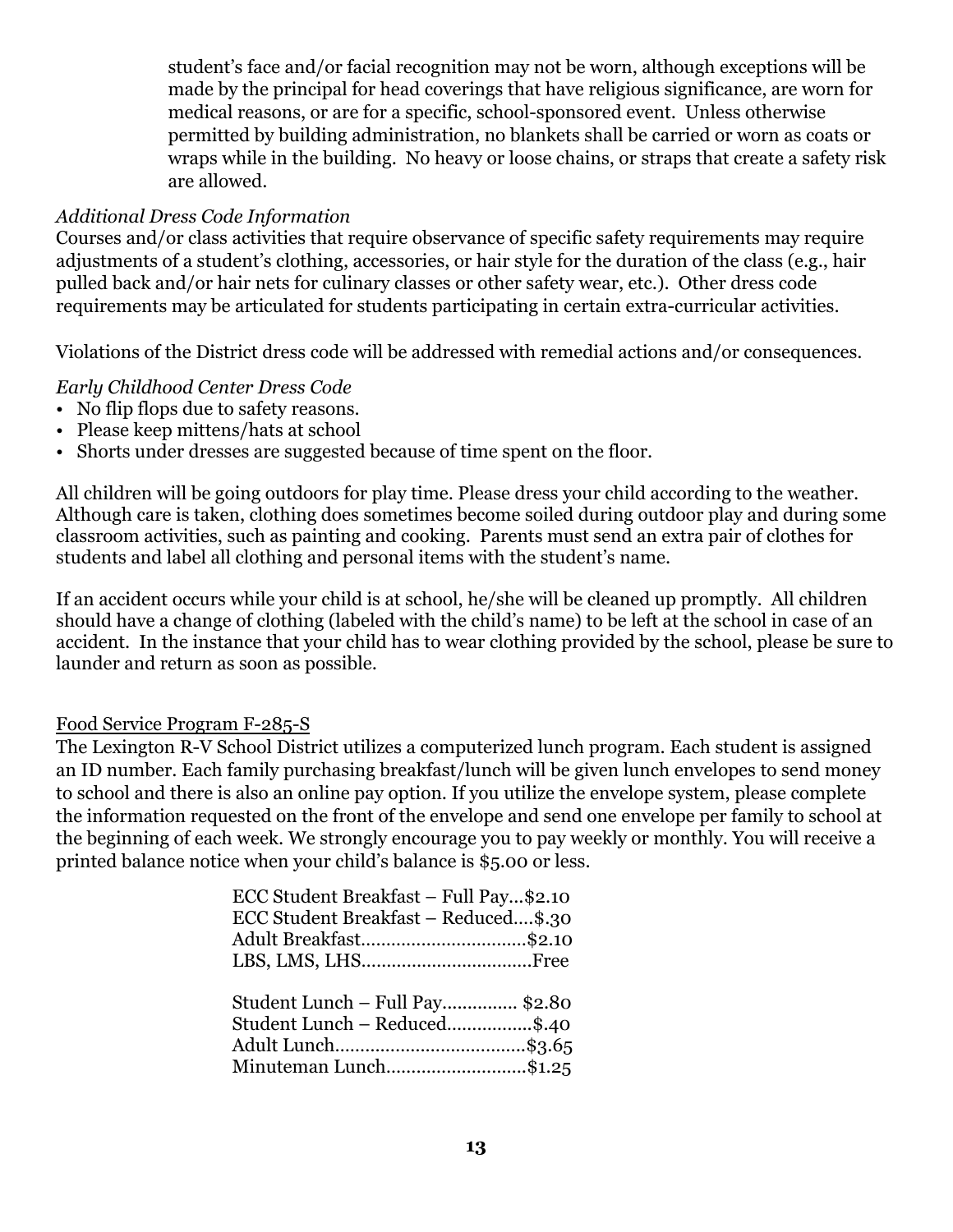student's face and/or facial recognition may not be worn, although exceptions will be made by the principal for head coverings that have religious significance, are worn for medical reasons, or are for a specific, school-sponsored event. Unless otherwise permitted by building administration, no blankets shall be carried or worn as coats or wraps while in the building. No heavy or loose chains, or straps that create a safety risk are allowed.

*Additional Dress Code Information*

Courses and/or class activities that require observance of specific safety requirements may require adjustments of a student's clothing, accessories, or hair style for the duration of the class (e.g., hair pulled back and/or hair nets for culinary classes or other safety wear, etc.). Other dress code requirements may be articulated for students participating in certain extra-curricular activities.

Violations of the District dress code will be addressed with remedial actions and/or consequences.

*Early Childhood Center Dress Code*

- No flip flops due to safety reasons.
- Please keep mittens/hats at school
- Shorts under dresses are suggested because of time spent on the floor.

All children will be going outdoors for play time. Please dress your child according to the weather. Although care is taken, clothing does sometimes become soiled during outdoor play and during some classroom activities, such as painting and cooking. Parents must send an extra pair of clothes for students and label all clothing and personal items with the student's name.

If an accident occurs while your child is at school, he/she will be cleaned up promptly. All children should have a change of clothing (labeled with the child's name) to be left at the school in case of an accident. In the instance that your child has to wear clothing provided by the school, please be sure to launder and return as soon as possible.

<u>Food Service Program F-285-S</u>

The Lexington R-V School District utilizes a computerized lunch program. Each student is assigned an ID number. Each family purchasing breakfast/lunch will be given lunch envelopes to send money to school and there is also an online pay option. If you utilize the envelope system, please complete the information requested on the front of the envelope and send one envelope per family to school at the beginning of each week. We strongly encourage you to pay weekly or monthly. You will receive a printed balance notice when your child's balance is $5.00 or less.

ECC Student Breakfast – Full Pay...$2.10
ECC Student Breakfast – Reduced....$.30
Adult Breakfast................................$2.10
LBS, LMS, LHS.................................Free

Student Lunch – Full Pay............... $2.80
Student Lunch – Reduced.................$.40
Adult Lunch.....................................$3.65
Minuteman Lunch...........................$1.25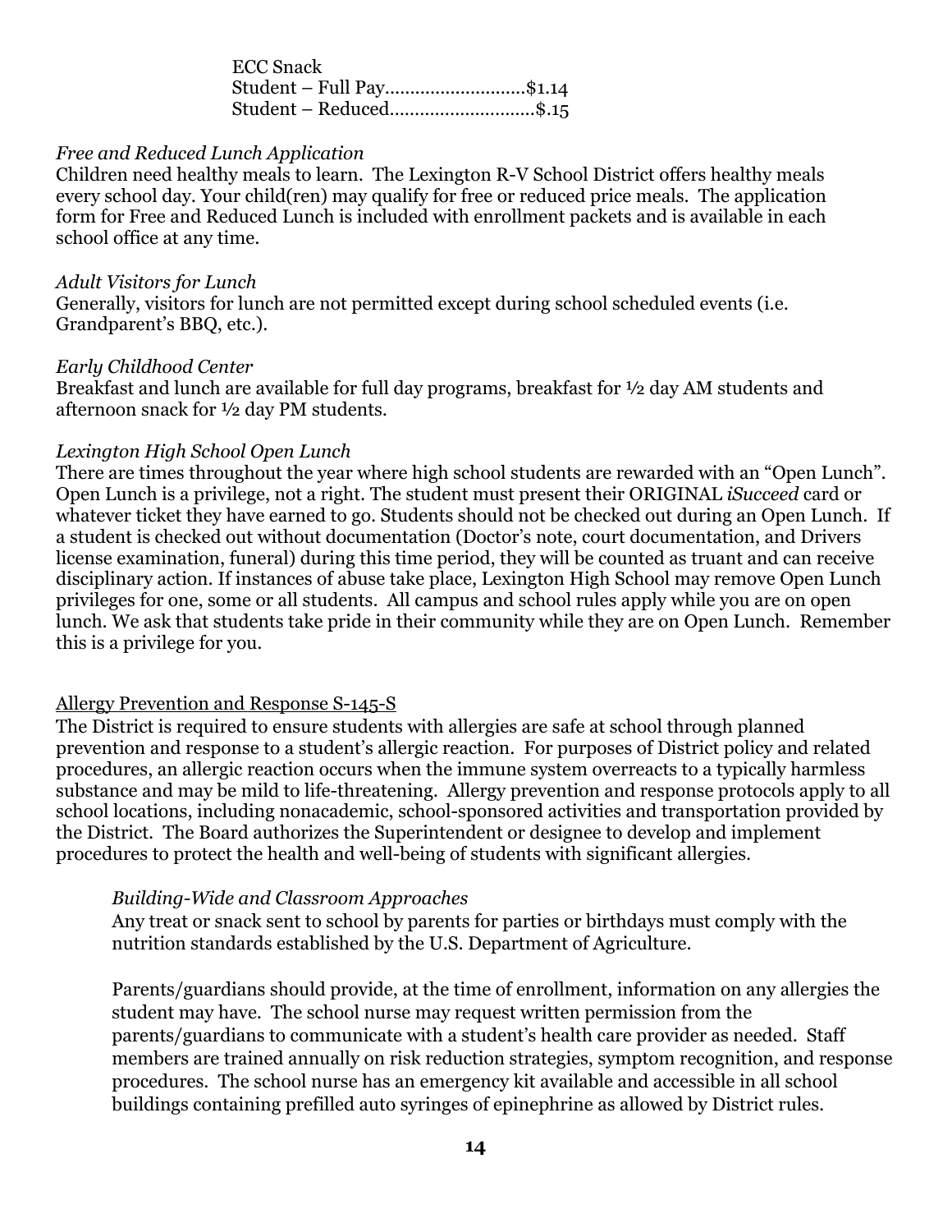ECC Snack
Student – Full Pay...........................$1.14
Student – Reduced............................$.15

*Free and Reduced Lunch Application*
Children need healthy meals to learn. The Lexington R-V School District offers healthy meals every school day. Your child(ren) may qualify for free or reduced price meals. The application form for Free and Reduced Lunch is included with enrollment packets and is available in each school office at any time.

*Adult Visitors for Lunch*
Generally, visitors for lunch are not permitted except during school scheduled events (i.e. Grandparent's BBQ, etc.).

*Early Childhood Center*
Breakfast and lunch are available for full day programs, breakfast for ½ day AM students and afternoon snack for ½ day PM students.

*Lexington High School Open Lunch*
There are times throughout the year where high school students are rewarded with an "Open Lunch". Open Lunch is a privilege, not a right. The student must present their ORIGINAL *iSucceed* card or whatever ticket they have earned to go. Students should not be checked out during an Open Lunch. If a student is checked out without documentation (Doctor's note, court documentation, and Drivers license examination, funeral) during this time period, they will be counted as truant and can receive disciplinary action. If instances of abuse take place, Lexington High School may remove Open Lunch privileges for one, some or all students. All campus and school rules apply while you are on open lunch. We ask that students take pride in their community while they are on Open Lunch. Remember this is a privilege for you.

<u>Allergy Prevention and Response S-145-S</u>
The District is required to ensure students with allergies are safe at school through planned prevention and response to a student's allergic reaction. For purposes of District policy and related procedures, an allergic reaction occurs when the immune system overreacts to a typically harmless substance and may be mild to life-threatening. Allergy prevention and response protocols apply to all school locations, including nonacademic, school-sponsored activities and transportation provided by the District. The Board authorizes the Superintendent or designee to develop and implement procedures to protect the health and well-being of students with significant allergies.

*Building-Wide and Classroom Approaches*
Any treat or snack sent to school by parents for parties or birthdays must comply with the nutrition standards established by the U.S. Department of Agriculture.

Parents/guardians should provide, at the time of enrollment, information on any allergies the student may have. The school nurse may request written permission from the parents/guardians to communicate with a student's health care provider as needed. Staff members are trained annually on risk reduction strategies, symptom recognition, and response procedures. The school nurse has an emergency kit available and accessible in all school buildings containing prefilled auto syringes of epinephrine as allowed by District rules.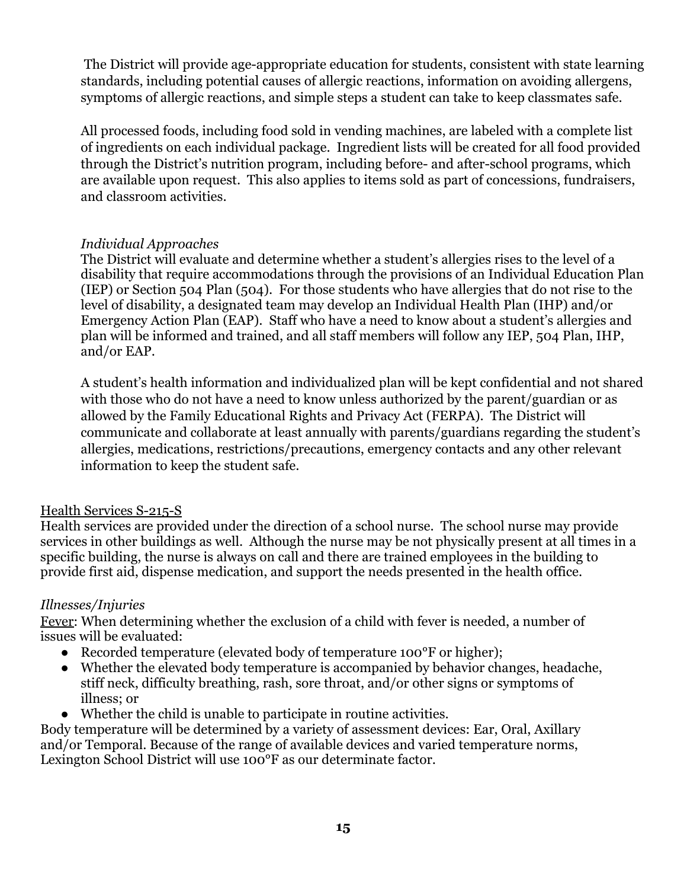The District will provide age-appropriate education for students, consistent with state learning standards, including potential causes of allergic reactions, information on avoiding allergens, symptoms of allergic reactions, and simple steps a student can take to keep classmates safe.

All processed foods, including food sold in vending machines, are labeled with a complete list of ingredients on each individual package. Ingredient lists will be created for all food provided through the District's nutrition program, including before- and after-school programs, which are available upon request. This also applies to items sold as part of concessions, fundraisers, and classroom activities.

*Individual Approaches*

The District will evaluate and determine whether a student's allergies rises to the level of a disability that require accommodations through the provisions of an Individual Education Plan (IEP) or Section 504 Plan (504). For those students who have allergies that do not rise to the level of disability, a designated team may develop an Individual Health Plan (IHP) and/or Emergency Action Plan (EAP). Staff who have a need to know about a student's allergies and plan will be informed and trained, and all staff members will follow any IEP, 504 Plan, IHP, and/or EAP.

A student's health information and individualized plan will be kept confidential and not shared with those who do not have a need to know unless authorized by the parent/guardian or as allowed by the Family Educational Rights and Privacy Act (FERPA). The District will communicate and collaborate at least annually with parents/guardians regarding the student's allergies, medications, restrictions/precautions, emergency contacts and any other relevant information to keep the student safe.

<u>Health Services S-215-S</u>

Health services are provided under the direction of a school nurse. The school nurse may provide services in other buildings as well. Although the nurse may be not physically present at all times in a specific building, the nurse is always on call and there are trained employees in the building to provide first aid, dispense medication, and support the needs presented in the health office.

*Illnesses/Injuries*

<u>Fever</u>: When determining whether the exclusion of a child with fever is needed, a number of issues will be evaluated:

- Recorded temperature (elevated body of temperature 100°F or higher);
- Whether the elevated body temperature is accompanied by behavior changes, headache, stiff neck, difficulty breathing, rash, sore throat, and/or other signs or symptoms of illness; or
- Whether the child is unable to participate in routine activities.

Body temperature will be determined by a variety of assessment devices: Ear, Oral, Axillary and/or Temporal. Because of the range of available devices and varied temperature norms, Lexington School District will use 100°F as our determinate factor.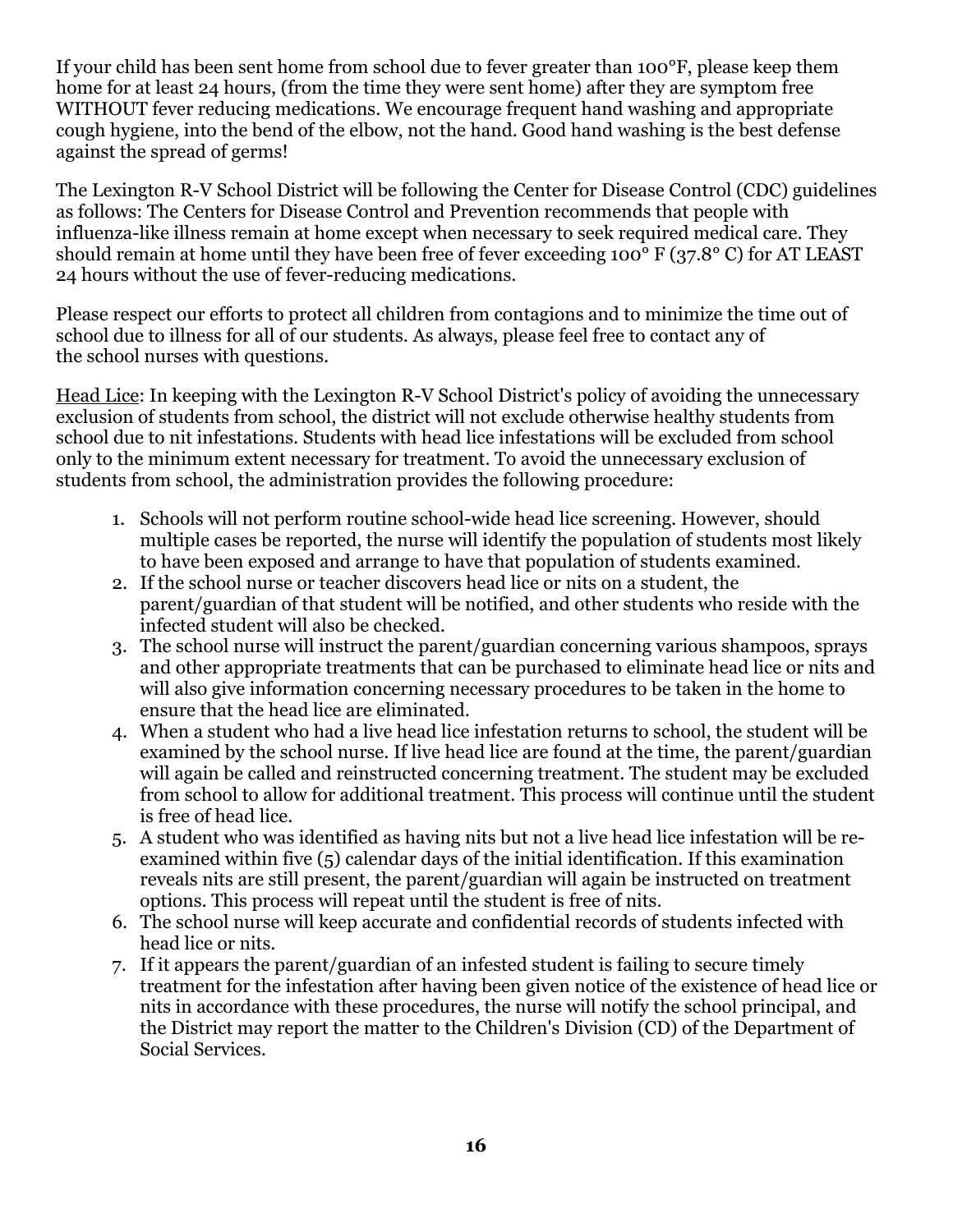If your child has been sent home from school due to fever greater than 100°F, please keep them home for at least 24 hours, (from the time they were sent home) after they are symptom free WITHOUT fever reducing medications. We encourage frequent hand washing and appropriate cough hygiene, into the bend of the elbow, not the hand. Good hand washing is the best defense against the spread of germs!

The Lexington R-V School District will be following the Center for Disease Control (CDC) guidelines as follows: The Centers for Disease Control and Prevention recommends that people with influenza-like illness remain at home except when necessary to seek required medical care. They should remain at home until they have been free of fever exceeding 100° F (37.8° C) for AT LEAST 24 hours without the use of fever-reducing medications.

Please respect our efforts to protect all children from contagions and to minimize the time out of school due to illness for all of our students. As always, please feel free to contact any of the school nurses with questions.

<u>Head Lice</u>: In keeping with the Lexington R-V School District's policy of avoiding the unnecessary exclusion of students from school, the district will not exclude otherwise healthy students from school due to nit infestations. Students with head lice infestations will be excluded from school only to the minimum extent necessary for treatment. To avoid the unnecessary exclusion of students from school, the administration provides the following procedure:

1. Schools will not perform routine school-wide head lice screening. However, should multiple cases be reported, the nurse will identify the population of students most likely to have been exposed and arrange to have that population of students examined.
2. If the school nurse or teacher discovers head lice or nits on a student, the parent/guardian of that student will be notified, and other students who reside with the infected student will also be checked.
3. The school nurse will instruct the parent/guardian concerning various shampoos, sprays and other appropriate treatments that can be purchased to eliminate head lice or nits and will also give information concerning necessary procedures to be taken in the home to ensure that the head lice are eliminated.
4. When a student who had a live head lice infestation returns to school, the student will be examined by the school nurse. If live head lice are found at the time, the parent/guardian will again be called and reinstructed concerning treatment. The student may be excluded from school to allow for additional treatment. This process will continue until the student is free of head lice.
5. A student who was identified as having nits but not a live head lice infestation will be re-examined within five (5) calendar days of the initial identification. If this examination reveals nits are still present, the parent/guardian will again be instructed on treatment options. This process will repeat until the student is free of nits.
6. The school nurse will keep accurate and confidential records of students infected with head lice or nits.
7. If it appears the parent/guardian of an infested student is failing to secure timely treatment for the infestation after having been given notice of the existence of head lice or nits in accordance with these procedures, the nurse will notify the school principal, and the District may report the matter to the Children's Division (CD) of the Department of Social Services.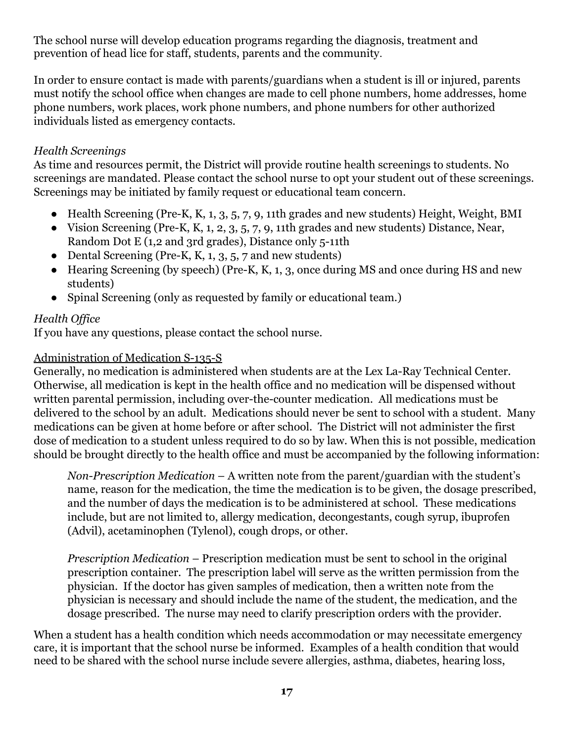The school nurse will develop education programs regarding the diagnosis, treatment and prevention of head lice for staff, students, parents and the community.

In order to ensure contact is made with parents/guardians when a student is ill or injured, parents must notify the school office when changes are made to cell phone numbers, home addresses, home phone numbers, work places, work phone numbers, and phone numbers for other authorized individuals listed as emergency contacts.

*Health Screenings*

As time and resources permit, the District will provide routine health screenings to students. No screenings are mandated. Please contact the school nurse to opt your student out of these screenings. Screenings may be initiated by family request or educational team concern.

- Health Screening (Pre-K, K, 1, 3, 5, 7, 9, 11th grades and new students) Height, Weight, BMI
- Vision Screening (Pre-K, K, 1, 2, 3, 5, 7, 9, 11th grades and new students) Distance, Near, Random Dot E (1,2 and 3rd grades), Distance only 5-11th
- Dental Screening (Pre-K, K, 1, 3, 5, 7 and new students)
- Hearing Screening (by speech) (Pre-K, K, 1, 3, once during MS and once during HS and new students)
- Spinal Screening (only as requested by family or educational team.)

*Health Office*

If you have any questions, please contact the school nurse.

Administration of Medication S-135-S

Generally, no medication is administered when students are at the Lex La-Ray Technical Center. Otherwise, all medication is kept in the health office and no medication will be dispensed without written parental permission, including over-the-counter medication. All medications must be delivered to the school by an adult. Medications should never be sent to school with a student. Many medications can be given at home before or after school. The District will not administer the first dose of medication to a student unless required to do so by law. When this is not possible, medication should be brought directly to the health office and must be accompanied by the following information:

> *Non-Prescription Medication* – A written note from the parent/guardian with the student's name, reason for the medication, the time the medication is to be given, the dosage prescribed, and the number of days the medication is to be administered at school. These medications include, but are not limited to, allergy medication, decongestants, cough syrup, ibuprofen (Advil), acetaminophen (Tylenol), cough drops, or other.
>
> *Prescription Medication* – Prescription medication must be sent to school in the original prescription container. The prescription label will serve as the written permission from the physician. If the doctor has given samples of medication, then a written note from the physician is necessary and should include the name of the student, the medication, and the dosage prescribed. The nurse may need to clarify prescription orders with the provider.

When a student has a health condition which needs accommodation or may necessitate emergency care, it is important that the school nurse be informed. Examples of a health condition that would need to be shared with the school nurse include severe allergies, asthma, diabetes, hearing loss,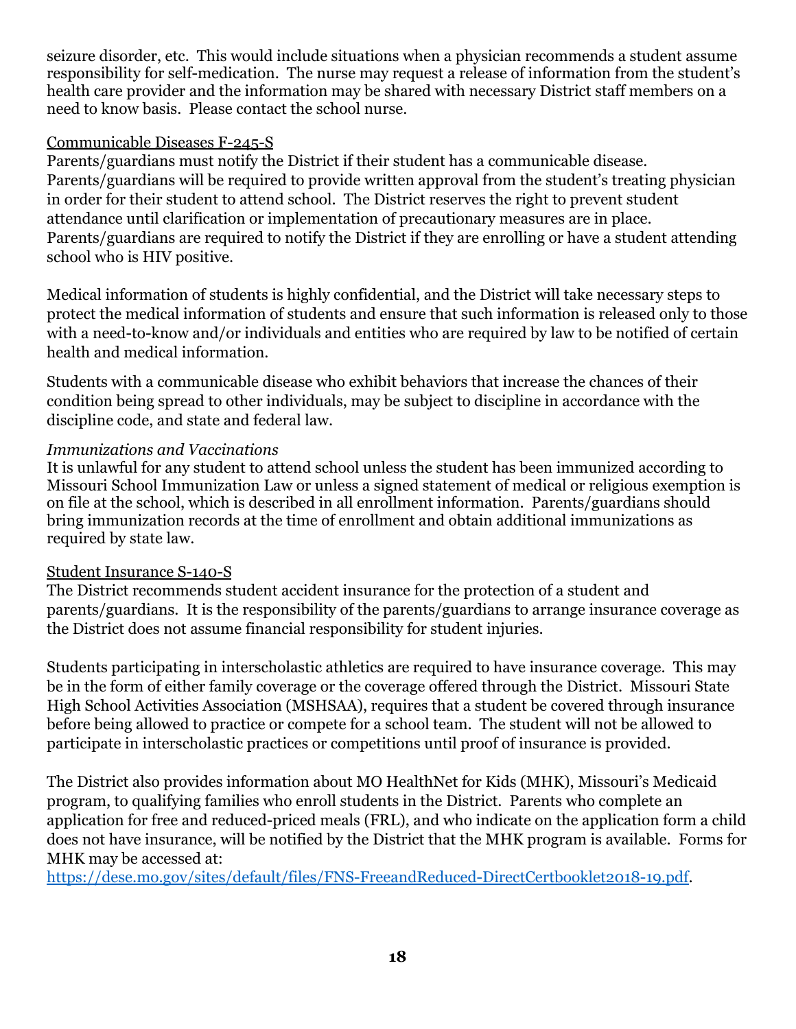seizure disorder, etc. This would include situations when a physician recommends a student assume responsibility for self-medication. The nurse may request a release of information from the student's health care provider and the information may be shared with necessary District staff members on a need to know basis. Please contact the school nurse.

Communicable Diseases F-245-S

Parents/guardians must notify the District if their student has a communicable disease. Parents/guardians will be required to provide written approval from the student's treating physician in order for their student to attend school. The District reserves the right to prevent student attendance until clarification or implementation of precautionary measures are in place. Parents/guardians are required to notify the District if they are enrolling or have a student attending school who is HIV positive.

Medical information of students is highly confidential, and the District will take necessary steps to protect the medical information of students and ensure that such information is released only to those with a need-to-know and/or individuals and entities who are required by law to be notified of certain health and medical information.

Students with a communicable disease who exhibit behaviors that increase the chances of their condition being spread to other individuals, may be subject to discipline in accordance with the discipline code, and state and federal law.

*Immunizations and Vaccinations*

It is unlawful for any student to attend school unless the student has been immunized according to Missouri School Immunization Law or unless a signed statement of medical or religious exemption is on file at the school, which is described in all enrollment information. Parents/guardians should bring immunization records at the time of enrollment and obtain additional immunizations as required by state law.

Student Insurance S-140-S

The District recommends student accident insurance for the protection of a student and parents/guardians. It is the responsibility of the parents/guardians to arrange insurance coverage as the District does not assume financial responsibility for student injuries.

Students participating in interscholastic athletics are required to have insurance coverage. This may be in the form of either family coverage or the coverage offered through the District. Missouri State High School Activities Association (MSHSAA), requires that a student be covered through insurance before being allowed to practice or compete for a school team. The student will not be allowed to participate in interscholastic practices or competitions until proof of insurance is provided.

The District also provides information about MO HealthNet for Kids (MHK), Missouri's Medicaid program, to qualifying families who enroll students in the District. Parents who complete an application for free and reduced-priced meals (FRL), and who indicate on the application form a child does not have insurance, will be notified by the District that the MHK program is available. Forms for MHK may be accessed at:
https://dese.mo.gov/sites/default/files/FNS-FreeandReduced-DirectCertbooklet2018-19.pdf.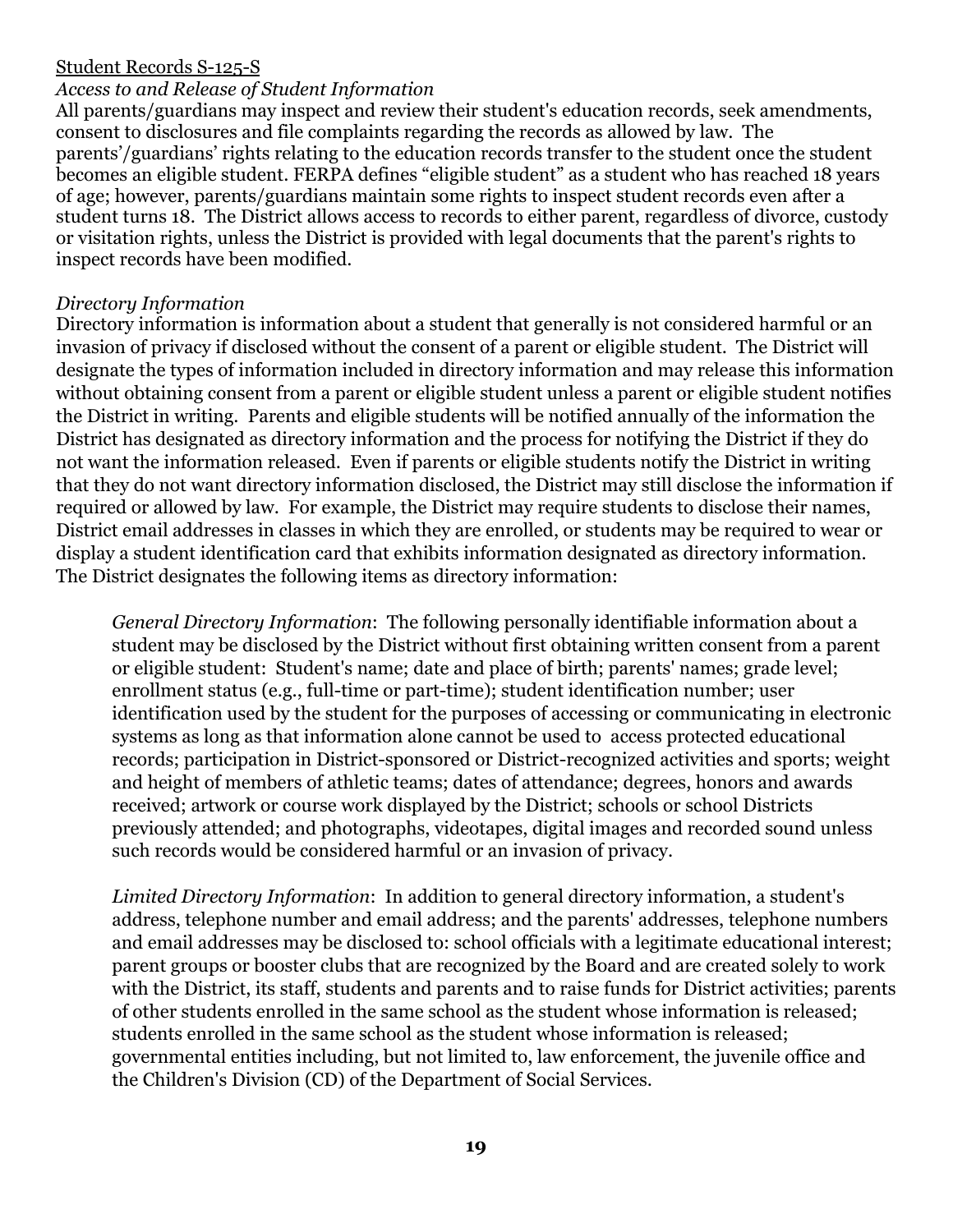Student Records S-125-S

*Access to and Release of Student Information*

All parents/guardians may inspect and review their student's education records, seek amendments, consent to disclosures and file complaints regarding the records as allowed by law. The parents'/guardians' rights relating to the education records transfer to the student once the student becomes an eligible student. FERPA defines "eligible student" as a student who has reached 18 years of age; however, parents/guardians maintain some rights to inspect student records even after a student turns 18. The District allows access to records to either parent, regardless of divorce, custody or visitation rights, unless the District is provided with legal documents that the parent's rights to inspect records have been modified.

*Directory Information*

Directory information is information about a student that generally is not considered harmful or an invasion of privacy if disclosed without the consent of a parent or eligible student. The District will designate the types of information included in directory information and may release this information without obtaining consent from a parent or eligible student unless a parent or eligible student notifies the District in writing. Parents and eligible students will be notified annually of the information the District has designated as directory information and the process for notifying the District if they do not want the information released. Even if parents or eligible students notify the District in writing that they do not want directory information disclosed, the District may still disclose the information if required or allowed by law. For example, the District may require students to disclose their names, District email addresses in classes in which they are enrolled, or students may be required to wear or display a student identification card that exhibits information designated as directory information. The District designates the following items as directory information:

> *General Directory Information*: The following personally identifiable information about a student may be disclosed by the District without first obtaining written consent from a parent or eligible student: Student's name; date and place of birth; parents' names; grade level; enrollment status (e.g., full-time or part-time); student identification number; user identification used by the student for the purposes of accessing or communicating in electronic systems as long as that information alone cannot be used to access protected educational records; participation in District-sponsored or District-recognized activities and sports; weight and height of members of athletic teams; dates of attendance; degrees, honors and awards received; artwork or course work displayed by the District; schools or school Districts previously attended; and photographs, videotapes, digital images and recorded sound unless such records would be considered harmful or an invasion of privacy.
>
> *Limited Directory Information*: In addition to general directory information, a student's address, telephone number and email address; and the parents' addresses, telephone numbers and email addresses may be disclosed to: school officials with a legitimate educational interest; parent groups or booster clubs that are recognized by the Board and are created solely to work with the District, its staff, students and parents and to raise funds for District activities; parents of other students enrolled in the same school as the student whose information is released; students enrolled in the same school as the student whose information is released; governmental entities including, but not limited to, law enforcement, the juvenile office and the Children's Division (CD) of the Department of Social Services.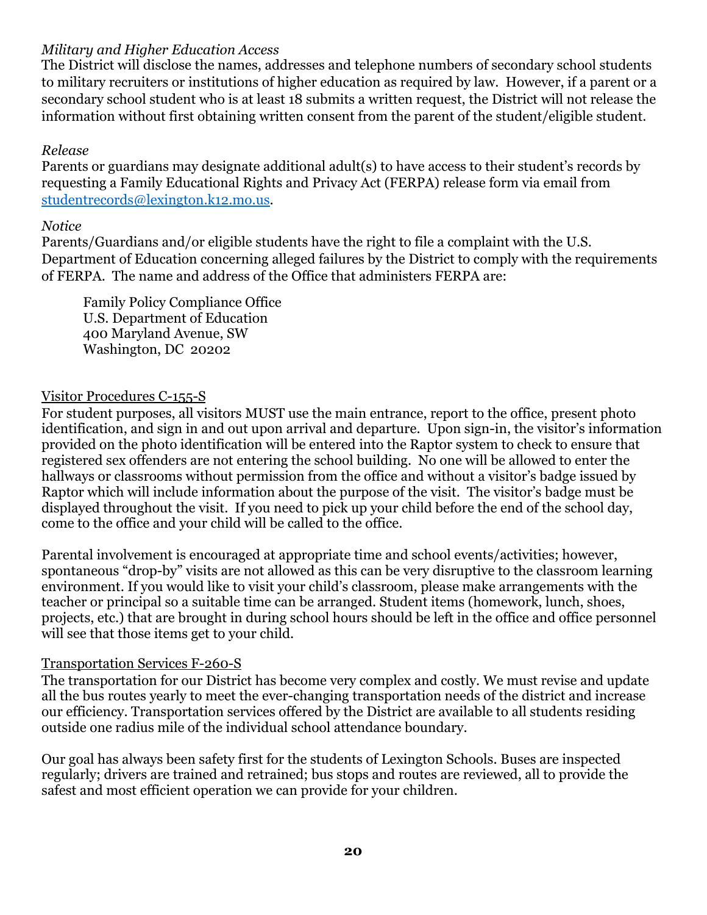*Military and Higher Education Access*
The District will disclose the names, addresses and telephone numbers of secondary school students to military recruiters or institutions of higher education as required by law. However, if a parent or a secondary school student who is at least 18 submits a written request, the District will not release the information without first obtaining written consent from the parent of the student/eligible student.

*Release*
Parents or guardians may designate additional adult(s) to have access to their student's records by requesting a Family Educational Rights and Privacy Act (FERPA) release form via email from studentrecords@lexington.k12.mo.us.

*Notice*
Parents/Guardians and/or eligible students have the right to file a complaint with the U.S. Department of Education concerning alleged failures by the District to comply with the requirements of FERPA. The name and address of the Office that administers FERPA are:

> Family Policy Compliance Office
> U.S. Department of Education
> 400 Maryland Avenue, SW
> Washington, DC 20202

## Visitor Procedures C-155-S

For student purposes, all visitors MUST use the main entrance, report to the office, present photo identification, and sign in and out upon arrival and departure. Upon sign-in, the visitor's information provided on the photo identification will be entered into the Raptor system to check to ensure that registered sex offenders are not entering the school building. No one will be allowed to enter the hallways or classrooms without permission from the office and without a visitor's badge issued by Raptor which will include information about the purpose of the visit. The visitor's badge must be displayed throughout the visit. If you need to pick up your child before the end of the school day, come to the office and your child will be called to the office.

Parental involvement is encouraged at appropriate time and school events/activities; however, spontaneous "drop-by" visits are not allowed as this can be very disruptive to the classroom learning environment. If you would like to visit your child's classroom, please make arrangements with the teacher or principal so a suitable time can be arranged. Student items (homework, lunch, shoes, projects, etc.) that are brought in during school hours should be left in the office and office personnel will see that those items get to your child.

## Transportation Services F-260-S

The transportation for our District has become very complex and costly. We must revise and update all the bus routes yearly to meet the ever-changing transportation needs of the district and increase our efficiency. Transportation services offered by the District are available to all students residing outside one radius mile of the individual school attendance boundary.

Our goal has always been safety first for the students of Lexington Schools. Buses are inspected regularly; drivers are trained and retrained; bus stops and routes are reviewed, all to provide the safest and most efficient operation we can provide for your children.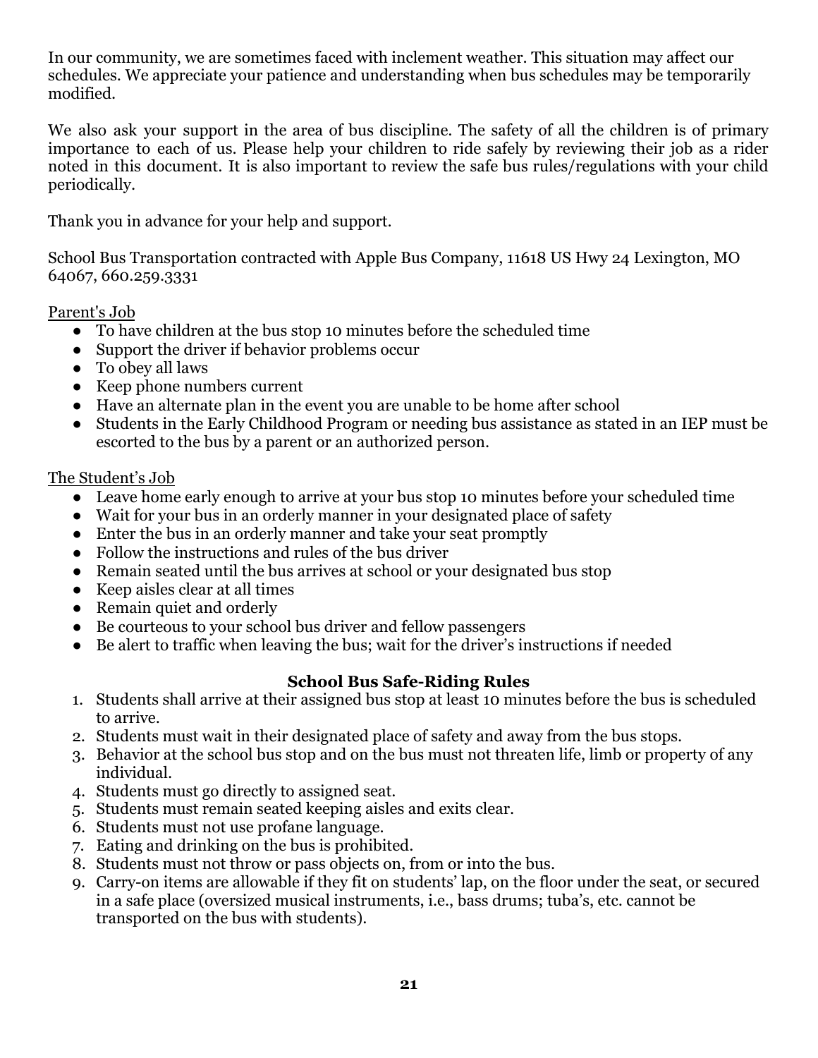In our community, we are sometimes faced with inclement weather. This situation may affect our schedules. We appreciate your patience and understanding when bus schedules may be temporarily modified.

We also ask your support in the area of bus discipline. The safety of all the children is of primary importance to each of us. Please help your children to ride safely by reviewing their job as a rider noted in this document. It is also important to review the safe bus rules/regulations with your child periodically.

Thank you in advance for your help and support.

School Bus Transportation contracted with Apple Bus Company, 11618 US Hwy 24 Lexington, MO 64067, 660.259.3331

Parent's Job

- To have children at the bus stop 10 minutes before the scheduled time
- Support the driver if behavior problems occur
- To obey all laws
- Keep phone numbers current
- Have an alternate plan in the event you are unable to be home after school
- Students in the Early Childhood Program or needing bus assistance as stated in an IEP must be escorted to the bus by a parent or an authorized person.

The Student's Job

- Leave home early enough to arrive at your bus stop 10 minutes before your scheduled time
- Wait for your bus in an orderly manner in your designated place of safety
- Enter the bus in an orderly manner and take your seat promptly
- Follow the instructions and rules of the bus driver
- Remain seated until the bus arrives at school or your designated bus stop
- Keep aisles clear at all times
- Remain quiet and orderly
- Be courteous to your school bus driver and fellow passengers
- Be alert to traffic when leaving the bus; wait for the driver's instructions if needed

## School Bus Safe-Riding Rules

1. Students shall arrive at their assigned bus stop at least 10 minutes before the bus is scheduled to arrive.
2. Students must wait in their designated place of safety and away from the bus stops.
3. Behavior at the school bus stop and on the bus must not threaten life, limb or property of any individual.
4. Students must go directly to assigned seat.
5. Students must remain seated keeping aisles and exits clear.
6. Students must not use profane language.
7. Eating and drinking on the bus is prohibited.
8. Students must not throw or pass objects on, from or into the bus.
9. Carry-on items are allowable if they fit on students' lap, on the floor under the seat, or secured in a safe place (oversized musical instruments, i.e., bass drums; tuba's, etc. cannot be transported on the bus with students).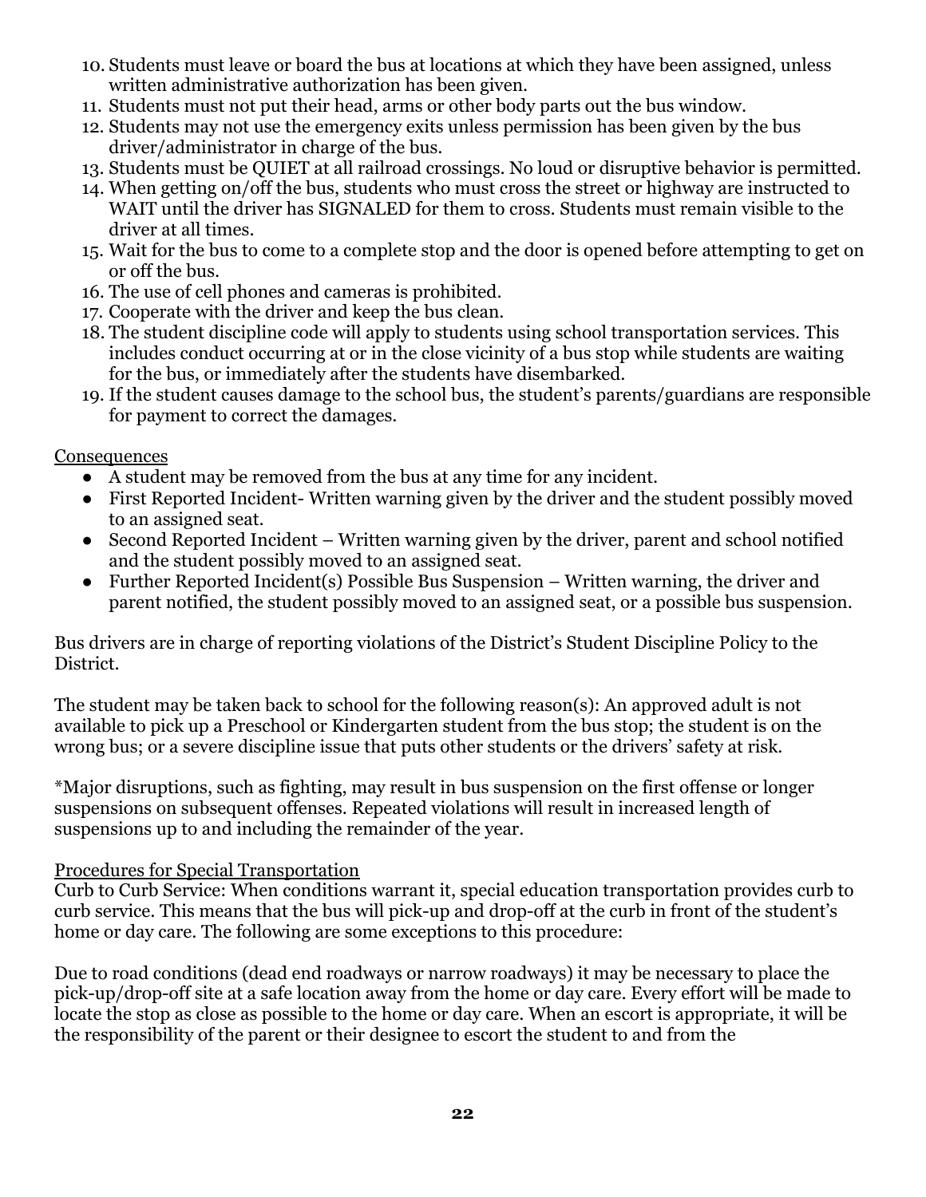10. Students must leave or board the bus at locations at which they have been assigned, unless written administrative authorization has been given.
11. Students must not put their head, arms or other body parts out the bus window.
12. Students may not use the emergency exits unless permission has been given by the bus driver/administrator in charge of the bus.
13. Students must be QUIET at all railroad crossings. No loud or disruptive behavior is permitted.
14. When getting on/off the bus, students who must cross the street or highway are instructed to WAIT until the driver has SIGNALED for them to cross. Students must remain visible to the driver at all times.
15. Wait for the bus to come to a complete stop and the door is opened before attempting to get on or off the bus.
16. The use of cell phones and cameras is prohibited.
17. Cooperate with the driver and keep the bus clean.
18. The student discipline code will apply to students using school transportation services. This includes conduct occurring at or in the close vicinity of a bus stop while students are waiting for the bus, or immediately after the students have disembarked.
19. If the student causes damage to the school bus, the student's parents/guardians are responsible for payment to correct the damages.

<u>Consequences</u>

- A student may be removed from the bus at any time for any incident.
- First Reported Incident- Written warning given by the driver and the student possibly moved to an assigned seat.
- Second Reported Incident – Written warning given by the driver, parent and school notified and the student possibly moved to an assigned seat.
- Further Reported Incident(s) Possible Bus Suspension – Written warning, the driver and parent notified, the student possibly moved to an assigned seat, or a possible bus suspension.

Bus drivers are in charge of reporting violations of the District's Student Discipline Policy to the District.

The student may be taken back to school for the following reason(s): An approved adult is not available to pick up a Preschool or Kindergarten student from the bus stop; the student is on the wrong bus; or a severe discipline issue that puts other students or the drivers' safety at risk.

*Major disruptions, such as fighting, may result in bus suspension on the first offense or longer suspensions on subsequent offenses. Repeated violations will result in increased length of suspensions up to and including the remainder of the year.

<u>Procedures for Special Transportation</u>

Curb to Curb Service: When conditions warrant it, special education transportation provides curb to curb service. This means that the bus will pick-up and drop-off at the curb in front of the student's home or day care. The following are some exceptions to this procedure:

Due to road conditions (dead end roadways or narrow roadways) it may be necessary to place the pick-up/drop-off site at a safe location away from the home or day care. Every effort will be made to locate the stop as close as possible to the home or day care. When an escort is appropriate, it will be the responsibility of the parent or their designee to escort the student to and from the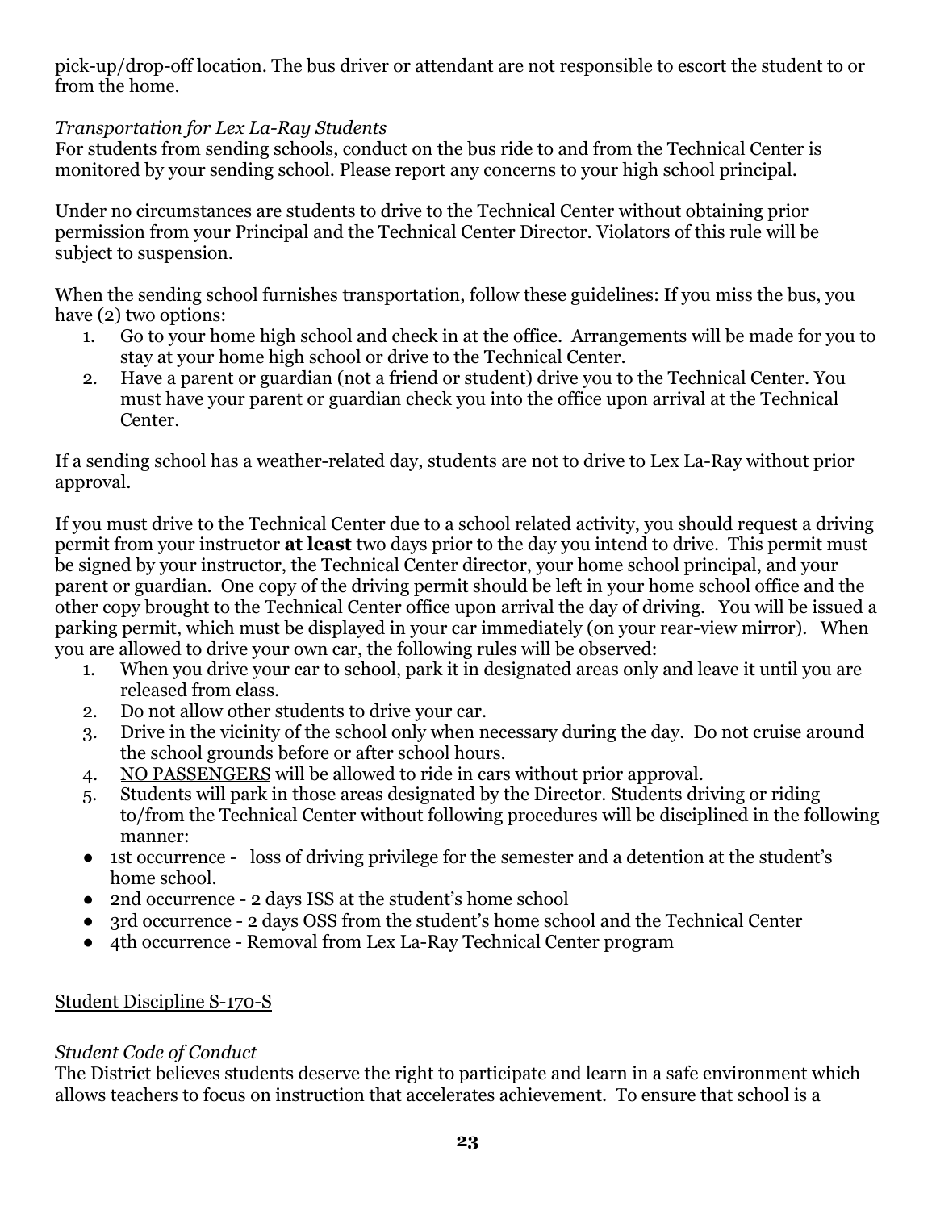pick-up/drop-off location. The bus driver or attendant are not responsible to escort the student to or from the home.

*Transportation for Lex La-Ray Students*

For students from sending schools, conduct on the bus ride to and from the Technical Center is monitored by your sending school. Please report any concerns to your high school principal.

Under no circumstances are students to drive to the Technical Center without obtaining prior permission from your Principal and the Technical Center Director. Violators of this rule will be subject to suspension.

When the sending school furnishes transportation, follow these guidelines: If you miss the bus, you have (2) two options:

1. Go to your home high school and check in at the office. Arrangements will be made for you to stay at your home high school or drive to the Technical Center.
2. Have a parent or guardian (not a friend or student) drive you to the Technical Center. You must have your parent or guardian check you into the office upon arrival at the Technical Center.

If a sending school has a weather-related day, students are not to drive to Lex La-Ray without prior approval.

If you must drive to the Technical Center due to a school related activity, you should request a driving permit from your instructor **at least** two days prior to the day you intend to drive. This permit must be signed by your instructor, the Technical Center director, your home school principal, and your parent or guardian. One copy of the driving permit should be left in your home school office and the other copy brought to the Technical Center office upon arrival the day of driving. You will be issued a parking permit, which must be displayed in your car immediately (on your rear-view mirror). When you are allowed to drive your own car, the following rules will be observed:

1. When you drive your car to school, park it in designated areas only and leave it until you are released from class.
2. Do not allow other students to drive your car.
3. Drive in the vicinity of the school only when necessary during the day. Do not cruise around the school grounds before or after school hours.
4. <u>NO PASSENGERS</u> will be allowed to ride in cars without prior approval.
5. Students will park in those areas designated by the Director. Students driving or riding to/from the Technical Center without following procedures will be disciplined in the following manner:

- 1st occurrence - loss of driving privilege for the semester and a detention at the student's home school.
- 2nd occurrence - 2 days ISS at the student's home school
- 3rd occurrence - 2 days OSS from the student's home school and the Technical Center
- 4th occurrence - Removal from Lex La-Ray Technical Center program

<u>Student Discipline S-170-S</u>

*Student Code of Conduct*

The District believes students deserve the right to participate and learn in a safe environment which allows teachers to focus on instruction that accelerates achievement. To ensure that school is a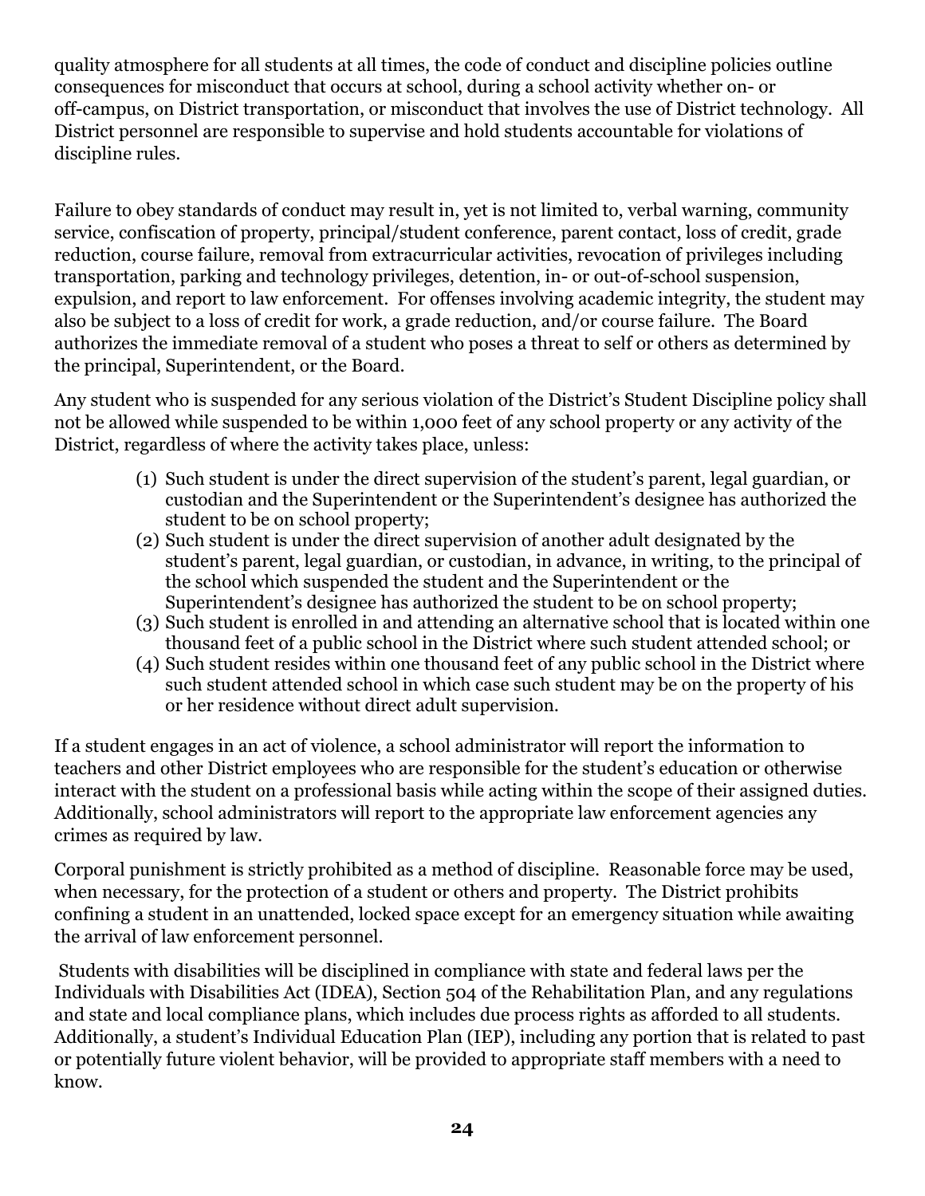quality atmosphere for all students at all times, the code of conduct and discipline policies outline consequences for misconduct that occurs at school, during a school activity whether on- or off-campus, on District transportation, or misconduct that involves the use of District technology. All District personnel are responsible to supervise and hold students accountable for violations of discipline rules.

Failure to obey standards of conduct may result in, yet is not limited to, verbal warning, community service, confiscation of property, principal/student conference, parent contact, loss of credit, grade reduction, course failure, removal from extracurricular activities, revocation of privileges including transportation, parking and technology privileges, detention, in- or out-of-school suspension, expulsion, and report to law enforcement. For offenses involving academic integrity, the student may also be subject to a loss of credit for work, a grade reduction, and/or course failure. The Board authorizes the immediate removal of a student who poses a threat to self or others as determined by the principal, Superintendent, or the Board.

Any student who is suspended for any serious violation of the District's Student Discipline policy shall not be allowed while suspended to be within 1,000 feet of any school property or any activity of the District, regardless of where the activity takes place, unless:

(1) Such student is under the direct supervision of the student's parent, legal guardian, or custodian and the Superintendent or the Superintendent's designee has authorized the student to be on school property;
(2) Such student is under the direct supervision of another adult designated by the student's parent, legal guardian, or custodian, in advance, in writing, to the principal of the school which suspended the student and the Superintendent or the Superintendent's designee has authorized the student to be on school property;
(3) Such student is enrolled in and attending an alternative school that is located within one thousand feet of a public school in the District where such student attended school; or
(4) Such student resides within one thousand feet of any public school in the District where such student attended school in which case such student may be on the property of his or her residence without direct adult supervision.

If a student engages in an act of violence, a school administrator will report the information to teachers and other District employees who are responsible for the student's education or otherwise interact with the student on a professional basis while acting within the scope of their assigned duties. Additionally, school administrators will report to the appropriate law enforcement agencies any crimes as required by law.

Corporal punishment is strictly prohibited as a method of discipline. Reasonable force may be used, when necessary, for the protection of a student or others and property. The District prohibits confining a student in an unattended, locked space except for an emergency situation while awaiting the arrival of law enforcement personnel.

Students with disabilities will be disciplined in compliance with state and federal laws per the Individuals with Disabilities Act (IDEA), Section 504 of the Rehabilitation Plan, and any regulations and state and local compliance plans, which includes due process rights as afforded to all students. Additionally, a student's Individual Education Plan (IEP), including any portion that is related to past or potentially future violent behavior, will be provided to appropriate staff members with a need to know.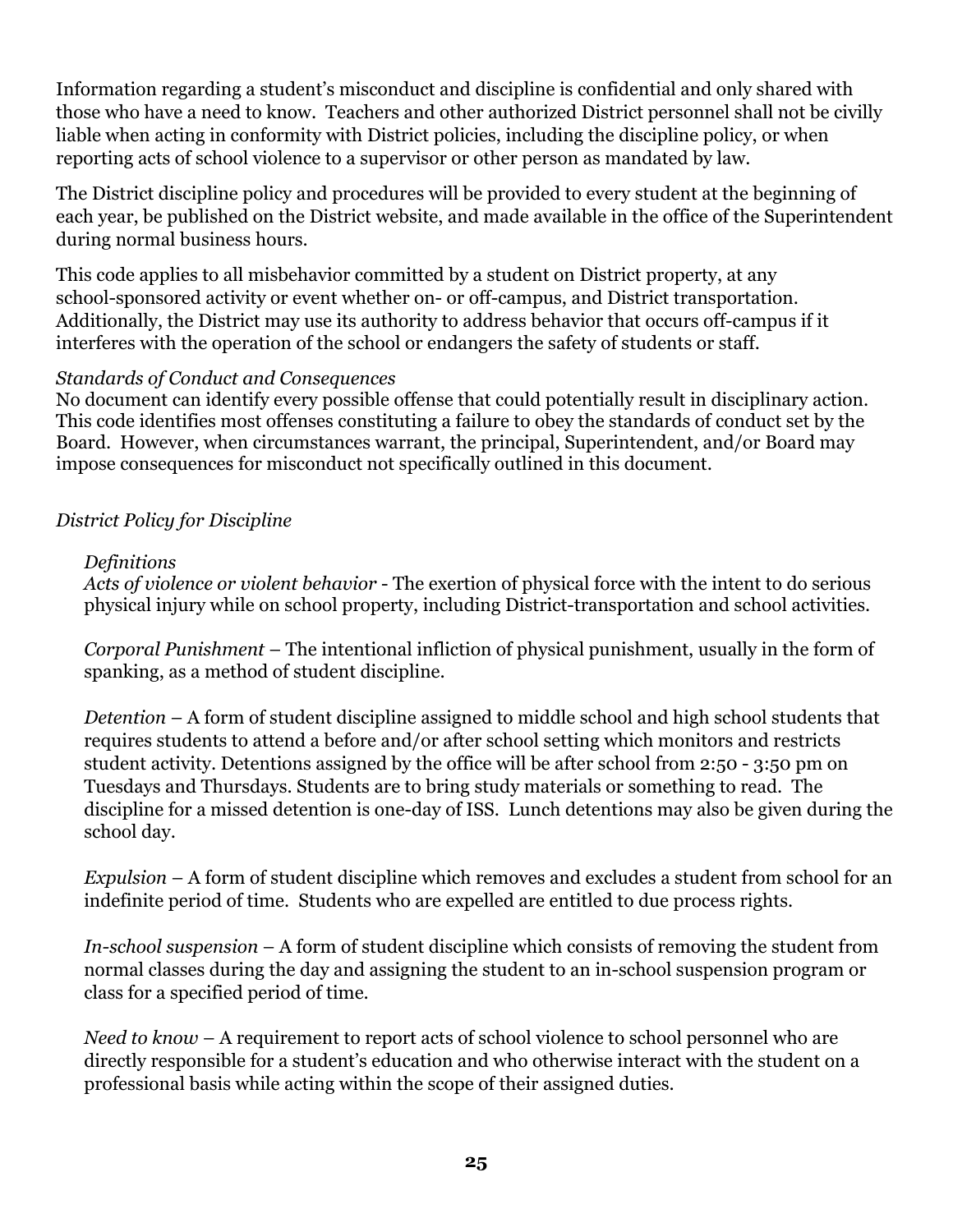Information regarding a student's misconduct and discipline is confidential and only shared with those who have a need to know. Teachers and other authorized District personnel shall not be civilly liable when acting in conformity with District policies, including the discipline policy, or when reporting acts of school violence to a supervisor or other person as mandated by law.

The District discipline policy and procedures will be provided to every student at the beginning of each year, be published on the District website, and made available in the office of the Superintendent during normal business hours.

This code applies to all misbehavior committed by a student on District property, at any school-sponsored activity or event whether on- or off-campus, and District transportation. Additionally, the District may use its authority to address behavior that occurs off-campus if it interferes with the operation of the school or endangers the safety of students or staff.

*Standards of Conduct and Consequences*
No document can identify every possible offense that could potentially result in disciplinary action. This code identifies most offenses constituting a failure to obey the standards of conduct set by the Board. However, when circumstances warrant, the principal, Superintendent, and/or Board may impose consequences for misconduct not specifically outlined in this document.

*District Policy for Discipline*

*Definitions*
*Acts of violence or violent behavior* - The exertion of physical force with the intent to do serious physical injury while on school property, including District-transportation and school activities.

*Corporal Punishment* – The intentional infliction of physical punishment, usually in the form of spanking, as a method of student discipline.

*Detention* – A form of student discipline assigned to middle school and high school students that requires students to attend a before and/or after school setting which monitors and restricts student activity. Detentions assigned by the office will be after school from 2:50 - 3:50 pm on Tuesdays and Thursdays. Students are to bring study materials or something to read. The discipline for a missed detention is one-day of ISS. Lunch detentions may also be given during the school day.

*Expulsion* – A form of student discipline which removes and excludes a student from school for an indefinite period of time. Students who are expelled are entitled to due process rights.

*In-school suspension* – A form of student discipline which consists of removing the student from normal classes during the day and assigning the student to an in-school suspension program or class for a specified period of time.

*Need to know* – A requirement to report acts of school violence to school personnel who are directly responsible for a student's education and who otherwise interact with the student on a professional basis while acting within the scope of their assigned duties.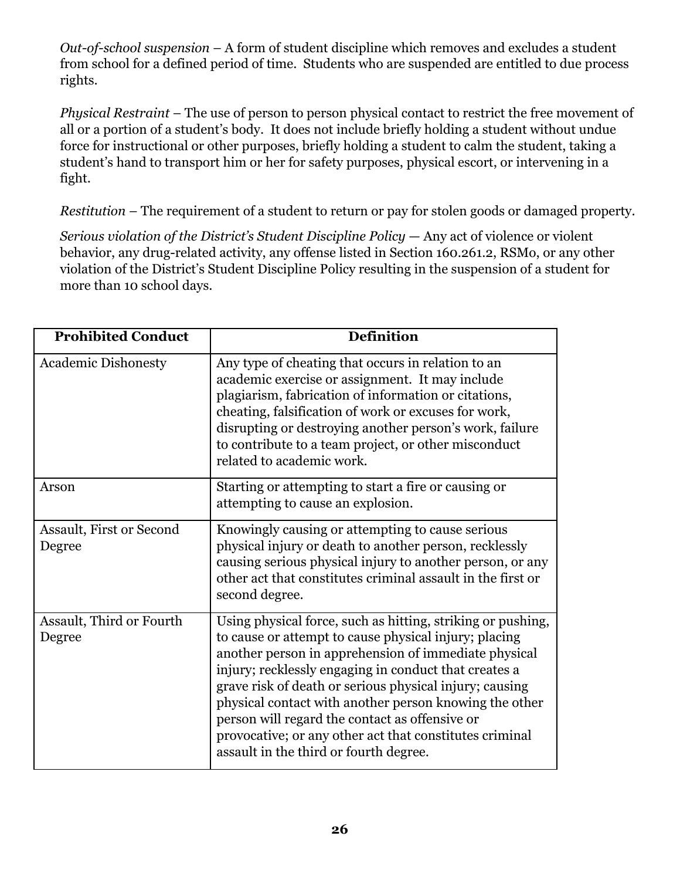*Out-of-school suspension* – A form of student discipline which removes and excludes a student from school for a defined period of time. Students who are suspended are entitled to due process rights.

*Physical Restraint* – The use of person to person physical contact to restrict the free movement of all or a portion of a student's body. It does not include briefly holding a student without undue force for instructional or other purposes, briefly holding a student to calm the student, taking a student's hand to transport him or her for safety purposes, physical escort, or intervening in a fight.

*Restitution* – The requirement of a student to return or pay for stolen goods or damaged property.

*Serious violation of the District's Student Discipline Policy* — Any act of violence or violent behavior, any drug-related activity, any offense listed in Section 160.261.2, RSMo, or any other violation of the District's Student Discipline Policy resulting in the suspension of a student for more than 10 school days.

| Prohibited Conduct | Definition |
|---|---|
| Academic Dishonesty | Any type of cheating that occurs in relation to an academic exercise or assignment. It may include plagiarism, fabrication of information or citations, cheating, falsification of work or excuses for work, disrupting or destroying another person's work, failure to contribute to a team project, or other misconduct related to academic work. |
| Arson | Starting or attempting to start a fire or causing or attempting to cause an explosion. |
| Assault, First or Second Degree | Knowingly causing or attempting to cause serious physical injury or death to another person, recklessly causing serious physical injury to another person, or any other act that constitutes criminal assault in the first or second degree. |
| Assault, Third or Fourth Degree | Using physical force, such as hitting, striking or pushing, to cause or attempt to cause physical injury; placing another person in apprehension of immediate physical injury; recklessly engaging in conduct that creates a grave risk of death or serious physical injury; causing physical contact with another person knowing the other person will regard the contact as offensive or provocative; or any other act that constitutes criminal assault in the third or fourth degree. |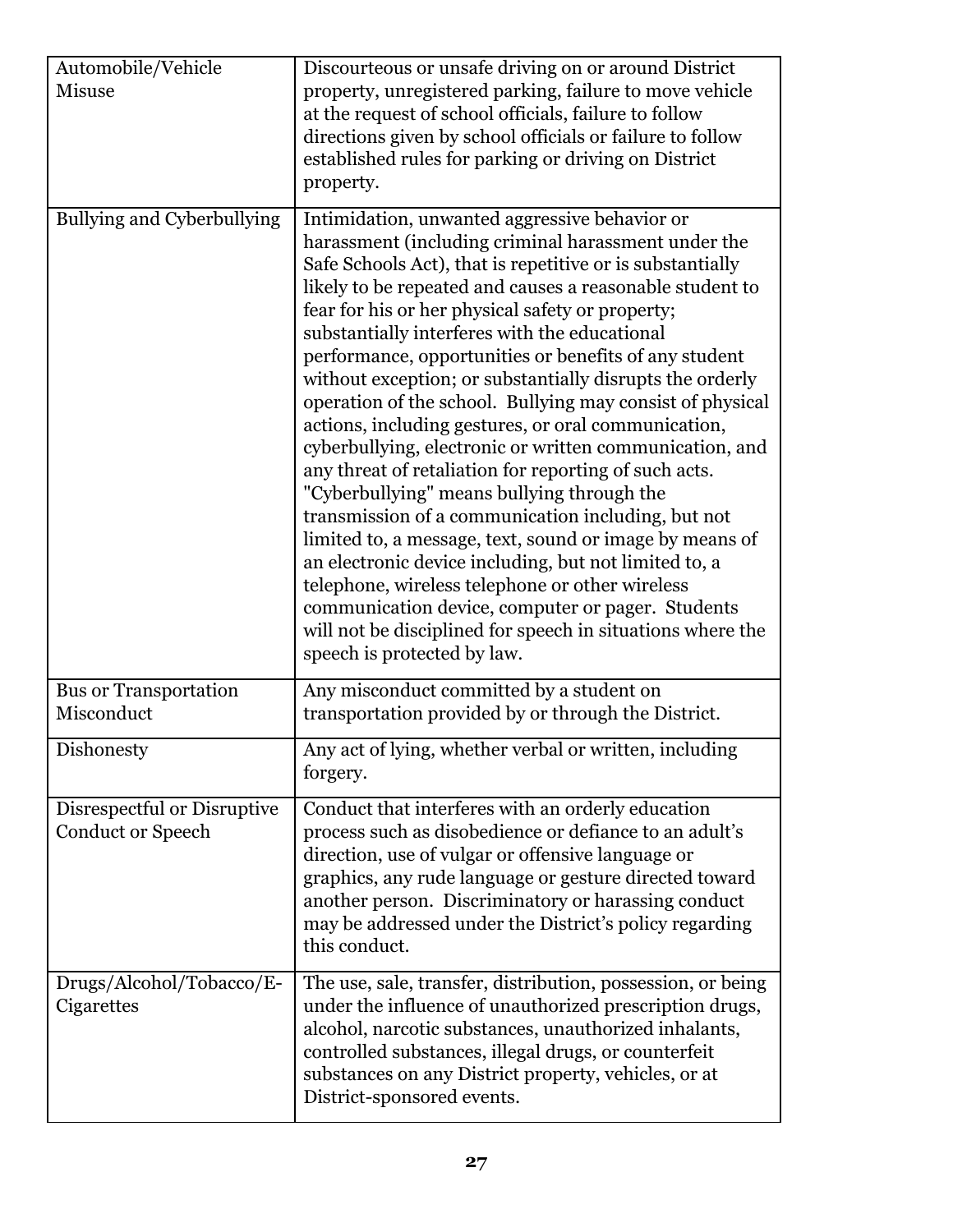| | |
|---|---|
| Automobile/Vehicle Misuse | Discourteous or unsafe driving on or around District property, unregistered parking, failure to move vehicle at the request of school officials, failure to follow directions given by school officials or failure to follow established rules for parking or driving on District property. |
| Bullying and Cyberbullying | Intimidation, unwanted aggressive behavior or harassment (including criminal harassment under the Safe Schools Act), that is repetitive or is substantially likely to be repeated and causes a reasonable student to fear for his or her physical safety or property; substantially interferes with the educational performance, opportunities or benefits of any student without exception; or substantially disrupts the orderly operation of the school. Bullying may consist of physical actions, including gestures, or oral communication, cyberbullying, electronic or written communication, and any threat of retaliation for reporting of such acts. "Cyberbullying" means bullying through the transmission of a communication including, but not limited to, a message, text, sound or image by means of an electronic device including, but not limited to, a telephone, wireless telephone or other wireless communication device, computer or pager. Students will not be disciplined for speech in situations where the speech is protected by law. |
| Bus or Transportation Misconduct | Any misconduct committed by a student on transportation provided by or through the District. |
| Dishonesty | Any act of lying, whether verbal or written, including forgery. |
| Disrespectful or Disruptive Conduct or Speech | Conduct that interferes with an orderly education process such as disobedience or defiance to an adult's direction, use of vulgar or offensive language or graphics, any rude language or gesture directed toward another person. Discriminatory or harassing conduct may be addressed under the District's policy regarding this conduct. |
| Drugs/Alcohol/Tobacco/E-Cigarettes | The use, sale, transfer, distribution, possession, or being under the influence of unauthorized prescription drugs, alcohol, narcotic substances, unauthorized inhalants, controlled substances, illegal drugs, or counterfeit substances on any District property, vehicles, or at District-sponsored events. |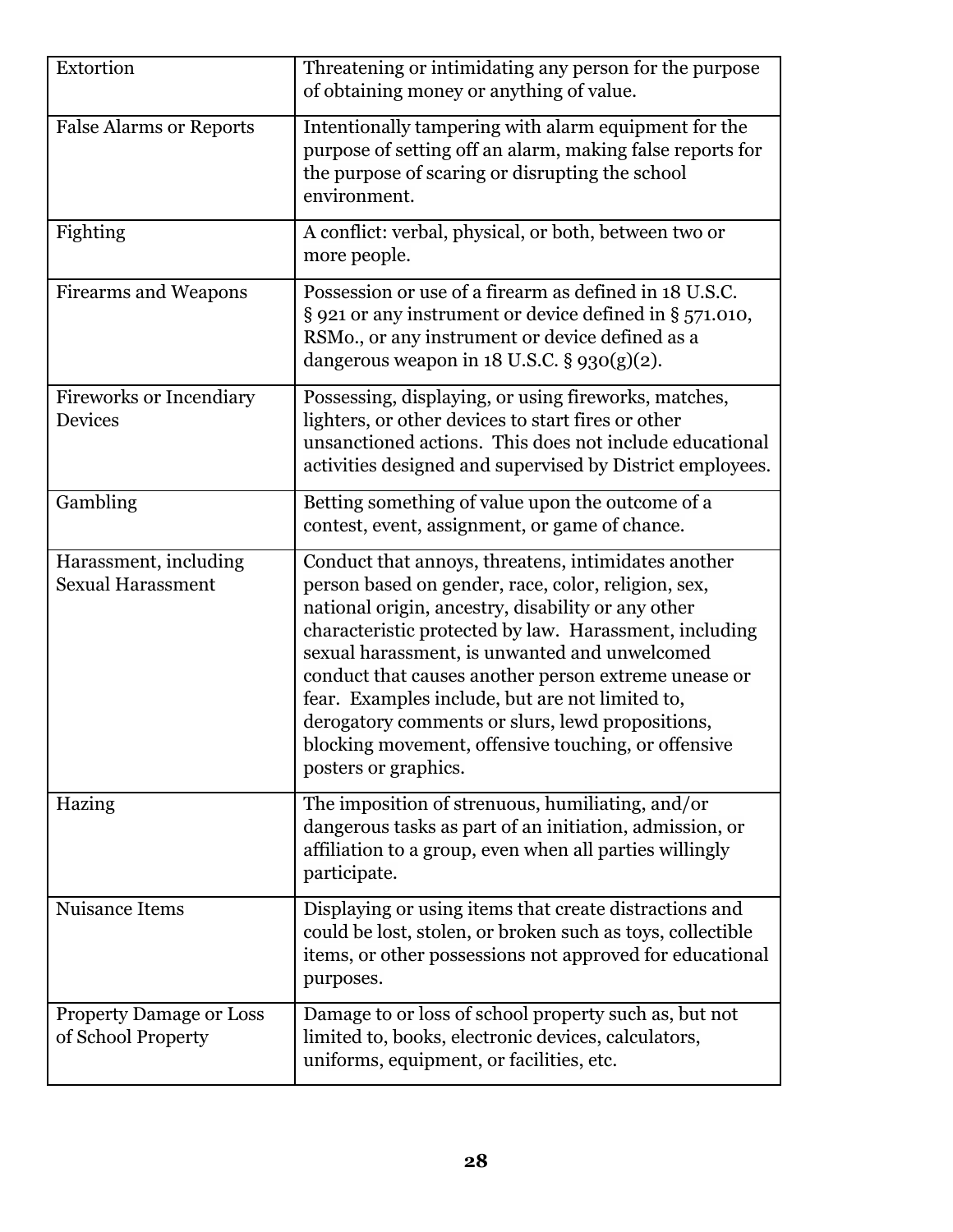| | |
|---|---|
| Extortion | Threatening or intimidating any person for the purpose of obtaining money or anything of value. |
| False Alarms or Reports | Intentionally tampering with alarm equipment for the purpose of setting off an alarm, making false reports for the purpose of scaring or disrupting the school environment. |
| Fighting | A conflict: verbal, physical, or both, between two or more people. |
| Firearms and Weapons | Possession or use of a firearm as defined in 18 U.S.C. § 921 or any instrument or device defined in § 571.010, RSMo., or any instrument or device defined as a dangerous weapon in 18 U.S.C. § 930(g)(2). |
| Fireworks or Incendiary Devices | Possessing, displaying, or using fireworks, matches, lighters, or other devices to start fires or other unsanctioned actions. This does not include educational activities designed and supervised by District employees. |
| Gambling | Betting something of value upon the outcome of a contest, event, assignment, or game of chance. |
| Harassment, including Sexual Harassment | Conduct that annoys, threatens, intimidates another person based on gender, race, color, religion, sex, national origin, ancestry, disability or any other characteristic protected by law. Harassment, including sexual harassment, is unwanted and unwelcomed conduct that causes another person extreme unease or fear. Examples include, but are not limited to, derogatory comments or slurs, lewd propositions, blocking movement, offensive touching, or offensive posters or graphics. |
| Hazing | The imposition of strenuous, humiliating, and/or dangerous tasks as part of an initiation, admission, or affiliation to a group, even when all parties willingly participate. |
| Nuisance Items | Displaying or using items that create distractions and could be lost, stolen, or broken such as toys, collectible items, or other possessions not approved for educational purposes. |
| Property Damage or Loss of School Property | Damage to or loss of school property such as, but not limited to, books, electronic devices, calculators, uniforms, equipment, or facilities, etc. |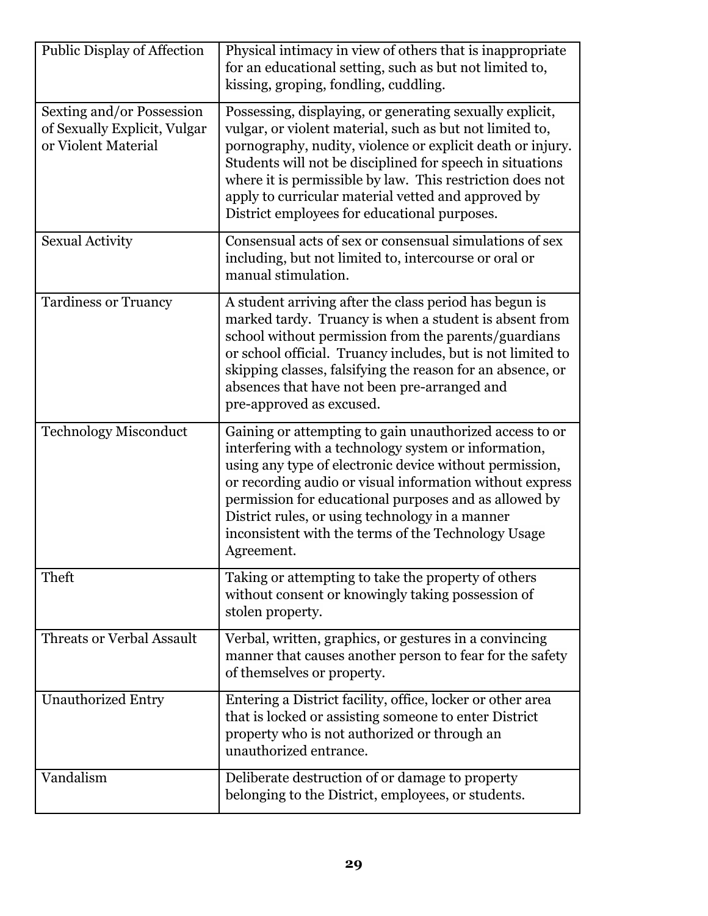| Public Display of Affection | Physical intimacy in view of others that is inappropriate for an educational setting, such as but not limited to, kissing, groping, fondling, cuddling. |
|---|---|
| Sexting and/or Possession of Sexually Explicit, Vulgar or Violent Material | Possessing, displaying, or generating sexually explicit, vulgar, or violent material, such as but not limited to, pornography, nudity, violence or explicit death or injury. Students will not be disciplined for speech in situations where it is permissible by law. This restriction does not apply to curricular material vetted and approved by District employees for educational purposes. |
| Sexual Activity | Consensual acts of sex or consensual simulations of sex including, but not limited to, intercourse or oral or manual stimulation. |
| Tardiness or Truancy | A student arriving after the class period has begun is marked tardy. Truancy is when a student is absent from school without permission from the parents/guardians or school official. Truancy includes, but is not limited to skipping classes, falsifying the reason for an absence, or absences that have not been pre-arranged and pre-approved as excused. |
| Technology Misconduct | Gaining or attempting to gain unauthorized access to or interfering with a technology system or information, using any type of electronic device without permission, or recording audio or visual information without express permission for educational purposes and as allowed by District rules, or using technology in a manner inconsistent with the terms of the Technology Usage Agreement. |
| Theft | Taking or attempting to take the property of others without consent or knowingly taking possession of stolen property. |
| Threats or Verbal Assault | Verbal, written, graphics, or gestures in a convincing manner that causes another person to fear for the safety of themselves or property. |
| Unauthorized Entry | Entering a District facility, office, locker or other area that is locked or assisting someone to enter District property who is not authorized or through an unauthorized entrance. |
| Vandalism | Deliberate destruction of or damage to property belonging to the District, employees, or students. |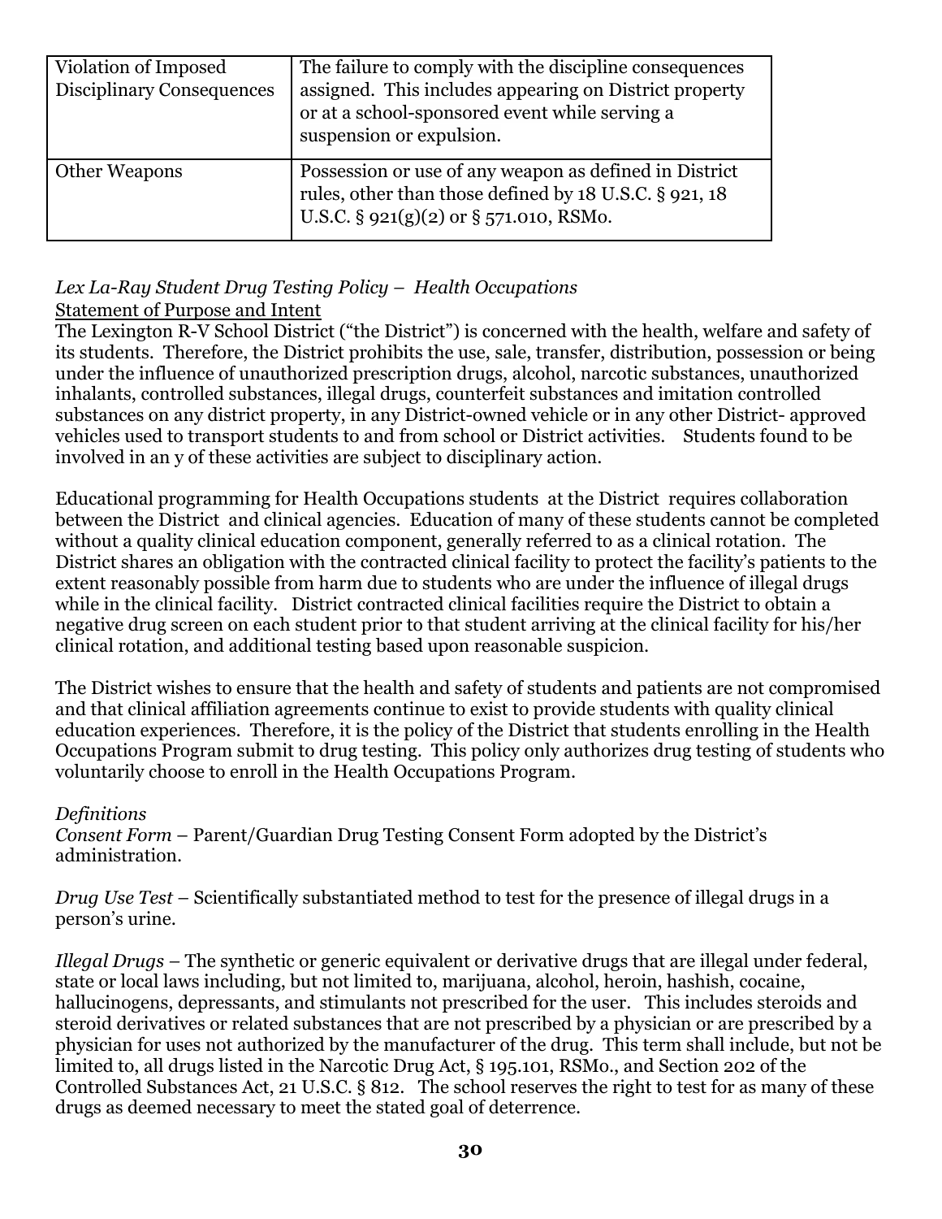| Violation of Imposed Disciplinary Consequences | The failure to comply with the discipline consequences assigned. This includes appearing on District property or at a school-sponsored event while serving a suspension or expulsion. |
|---|---|
| Other Weapons | Possession or use of any weapon as defined in District rules, other than those defined by 18 U.S.C. § 921, 18 U.S.C. § 921(g)(2) or § 571.010, RSMo. |

*Lex La-Ray Student Drug Testing Policy – Health Occupations*

Statement of Purpose and Intent

The Lexington R-V School District ("the District") is concerned with the health, welfare and safety of its students. Therefore, the District prohibits the use, sale, transfer, distribution, possession or being under the influence of unauthorized prescription drugs, alcohol, narcotic substances, unauthorized inhalants, controlled substances, illegal drugs, counterfeit substances and imitation controlled substances on any district property, in any District-owned vehicle or in any other District- approved vehicles used to transport students to and from school or District activities. Students found to be involved in an y of these activities are subject to disciplinary action.

Educational programming for Health Occupations students at the District requires collaboration between the District and clinical agencies. Education of many of these students cannot be completed without a quality clinical education component, generally referred to as a clinical rotation. The District shares an obligation with the contracted clinical facility to protect the facility's patients to the extent reasonably possible from harm due to students who are under the influence of illegal drugs while in the clinical facility. District contracted clinical facilities require the District to obtain a negative drug screen on each student prior to that student arriving at the clinical facility for his/her clinical rotation, and additional testing based upon reasonable suspicion.

The District wishes to ensure that the health and safety of students and patients are not compromised and that clinical affiliation agreements continue to exist to provide students with quality clinical education experiences. Therefore, it is the policy of the District that students enrolling in the Health Occupations Program submit to drug testing. This policy only authorizes drug testing of students who voluntarily choose to enroll in the Health Occupations Program.

*Definitions*

*Consent Form* – Parent/Guardian Drug Testing Consent Form adopted by the District's administration.

*Drug Use Test* – Scientifically substantiated method to test for the presence of illegal drugs in a person's urine.

*Illegal Drugs* – The synthetic or generic equivalent or derivative drugs that are illegal under federal, state or local laws including, but not limited to, marijuana, alcohol, heroin, hashish, cocaine, hallucinogens, depressants, and stimulants not prescribed for the user. This includes steroids and steroid derivatives or related substances that are not prescribed by a physician or are prescribed by a physician for uses not authorized by the manufacturer of the drug. This term shall include, but not be limited to, all drugs listed in the Narcotic Drug Act, § 195.101, RSMo., and Section 202 of the Controlled Substances Act, 21 U.S.C. § 812. The school reserves the right to test for as many of these drugs as deemed necessary to meet the stated goal of deterrence.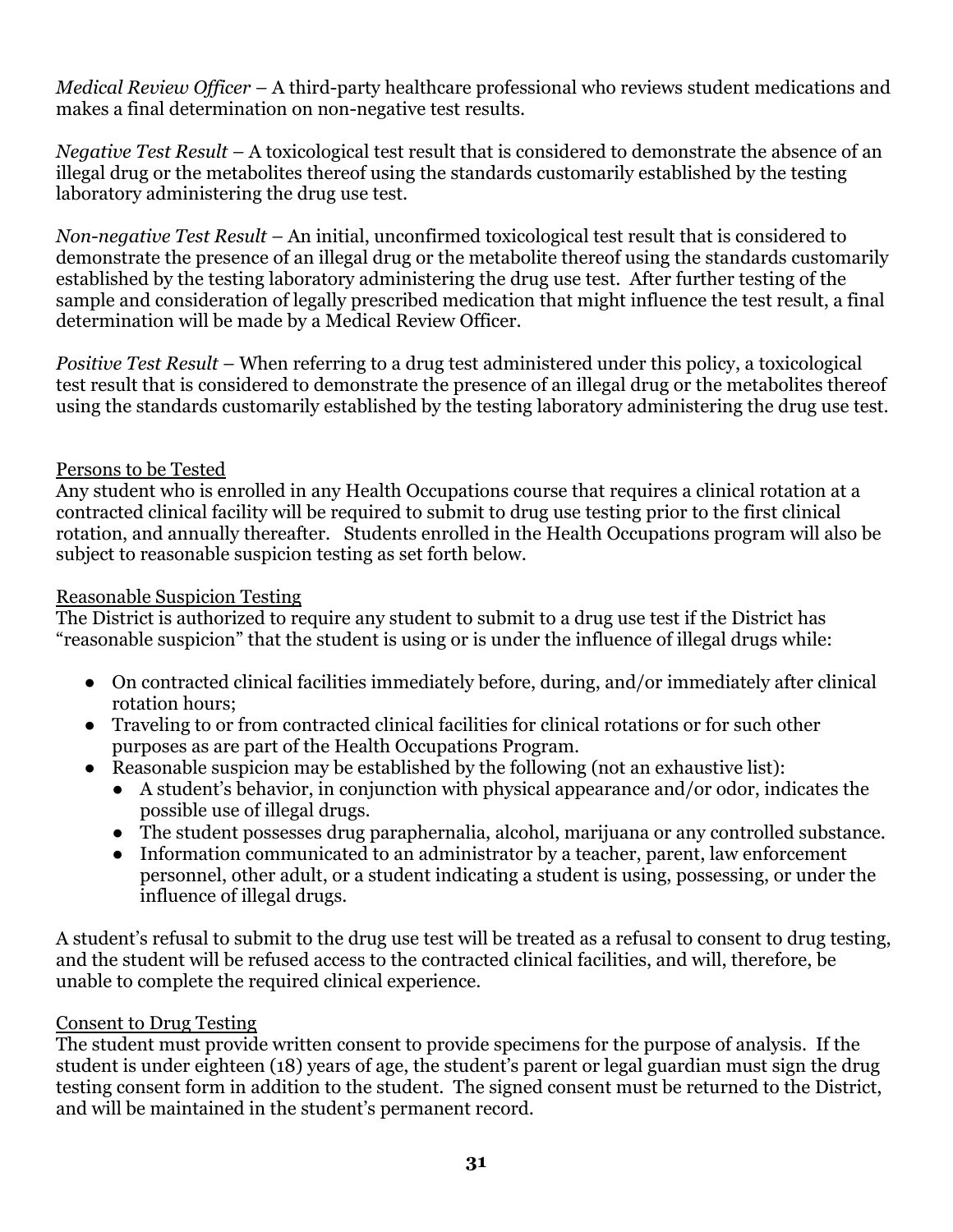*Medical Review Officer* – A third-party healthcare professional who reviews student medications and makes a final determination on non-negative test results.

*Negative Test Result* – A toxicological test result that is considered to demonstrate the absence of an illegal drug or the metabolites thereof using the standards customarily established by the testing laboratory administering the drug use test.

*Non-negative Test Result* – An initial, unconfirmed toxicological test result that is considered to demonstrate the presence of an illegal drug or the metabolite thereof using the standards customarily established by the testing laboratory administering the drug use test. After further testing of the sample and consideration of legally prescribed medication that might influence the test result, a final determination will be made by a Medical Review Officer.

*Positive Test Result* – When referring to a drug test administered under this policy, a toxicological test result that is considered to demonstrate the presence of an illegal drug or the metabolites thereof using the standards customarily established by the testing laboratory administering the drug use test.

Persons to be Tested

Any student who is enrolled in any Health Occupations course that requires a clinical rotation at a contracted clinical facility will be required to submit to drug use testing prior to the first clinical rotation, and annually thereafter. Students enrolled in the Health Occupations program will also be subject to reasonable suspicion testing as set forth below.

Reasonable Suspicion Testing

The District is authorized to require any student to submit to a drug use test if the District has "reasonable suspicion" that the student is using or is under the influence of illegal drugs while:

- On contracted clinical facilities immediately before, during, and/or immediately after clinical rotation hours;
- Traveling to or from contracted clinical facilities for clinical rotations or for such other purposes as are part of the Health Occupations Program.
- Reasonable suspicion may be established by the following (not an exhaustive list):
  - A student's behavior, in conjunction with physical appearance and/or odor, indicates the possible use of illegal drugs.
  - The student possesses drug paraphernalia, alcohol, marijuana or any controlled substance.
  - Information communicated to an administrator by a teacher, parent, law enforcement personnel, other adult, or a student indicating a student is using, possessing, or under the influence of illegal drugs.

A student's refusal to submit to the drug use test will be treated as a refusal to consent to drug testing, and the student will be refused access to the contracted clinical facilities, and will, therefore, be unable to complete the required clinical experience.

Consent to Drug Testing

The student must provide written consent to provide specimens for the purpose of analysis. If the student is under eighteen (18) years of age, the student's parent or legal guardian must sign the drug testing consent form in addition to the student. The signed consent must be returned to the District, and will be maintained in the student's permanent record.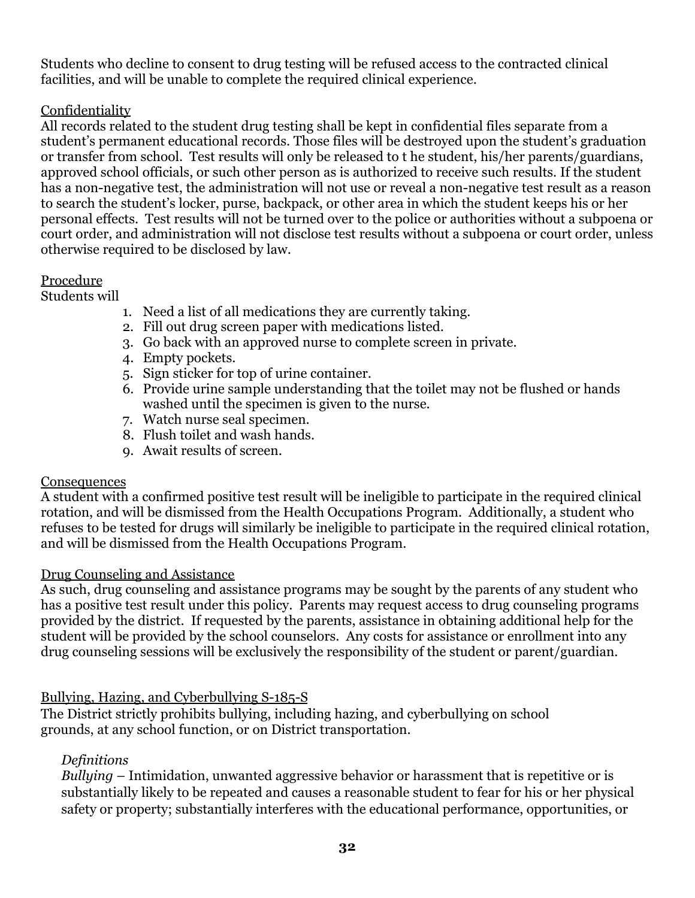Students who decline to consent to drug testing will be refused access to the contracted clinical facilities, and will be unable to complete the required clinical experience.

<u>Confidentiality</u>

All records related to the student drug testing shall be kept in confidential files separate from a student's permanent educational records. Those files will be destroyed upon the student's graduation or transfer from school. Test results will only be released to t he student, his/her parents/guardians, approved school officials, or such other person as is authorized to receive such results. If the student has a non-negative test, the administration will not use or reveal a non-negative test result as a reason to search the student's locker, purse, backpack, or other area in which the student keeps his or her personal effects. Test results will not be turned over to the police or authorities without a subpoena or court order, and administration will not disclose test results without a subpoena or court order, unless otherwise required to be disclosed by law.

<u>Procedure</u>

Students will

1. Need a list of all medications they are currently taking.
2. Fill out drug screen paper with medications listed.
3. Go back with an approved nurse to complete screen in private.
4. Empty pockets.
5. Sign sticker for top of urine container.
6. Provide urine sample understanding that the toilet may not be flushed or hands washed until the specimen is given to the nurse.
7. Watch nurse seal specimen.
8. Flush toilet and wash hands.
9. Await results of screen.

<u>Consequences</u>

A student with a confirmed positive test result will be ineligible to participate in the required clinical rotation, and will be dismissed from the Health Occupations Program. Additionally, a student who refuses to be tested for drugs will similarly be ineligible to participate in the required clinical rotation, and will be dismissed from the Health Occupations Program.

<u>Drug Counseling and Assistance</u>

As such, drug counseling and assistance programs may be sought by the parents of any student who has a positive test result under this policy. Parents may request access to drug counseling programs provided by the district. If requested by the parents, assistance in obtaining additional help for the student will be provided by the school counselors. Any costs for assistance or enrollment into any drug counseling sessions will be exclusively the responsibility of the student or parent/guardian.

<u>Bullying, Hazing, and Cyberbullying S-185-S</u>

The District strictly prohibits bullying, including hazing, and cyberbullying on school grounds, at any school function, or on District transportation.

*Definitions*

*Bullying* – Intimidation, unwanted aggressive behavior or harassment that is repetitive or is substantially likely to be repeated and causes a reasonable student to fear for his or her physical safety or property; substantially interferes with the educational performance, opportunities, or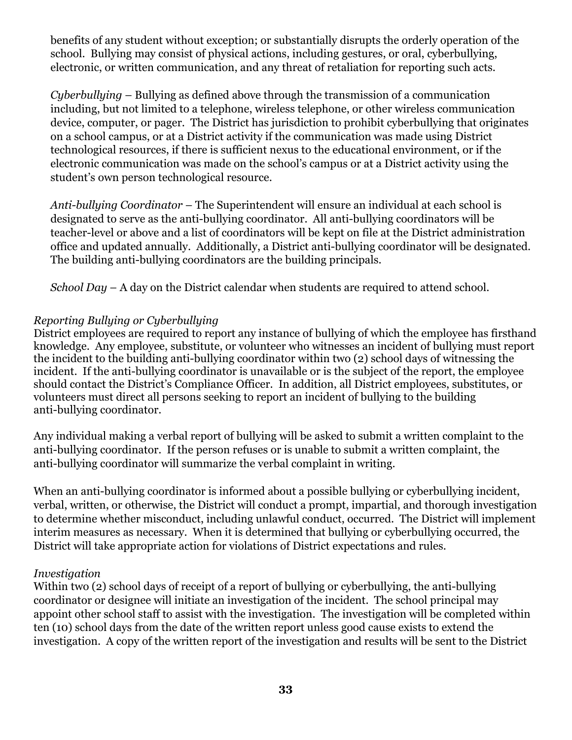benefits of any student without exception; or substantially disrupts the orderly operation of the school. Bullying may consist of physical actions, including gestures, or oral, cyberbullying, electronic, or written communication, and any threat of retaliation for reporting such acts.

*Cyberbullying* – Bullying as defined above through the transmission of a communication including, but not limited to a telephone, wireless telephone, or other wireless communication device, computer, or pager. The District has jurisdiction to prohibit cyberbullying that originates on a school campus, or at a District activity if the communication was made using District technological resources, if there is sufficient nexus to the educational environment, or if the electronic communication was made on the school's campus or at a District activity using the student's own person technological resource.

*Anti-bullying Coordinator* – The Superintendent will ensure an individual at each school is designated to serve as the anti-bullying coordinator. All anti-bullying coordinators will be teacher-level or above and a list of coordinators will be kept on file at the District administration office and updated annually. Additionally, a District anti-bullying coordinator will be designated. The building anti-bullying coordinators are the building principals.

*School Day* – A day on the District calendar when students are required to attend school.

*Reporting Bullying or Cyberbullying*

District employees are required to report any instance of bullying of which the employee has firsthand knowledge. Any employee, substitute, or volunteer who witnesses an incident of bullying must report the incident to the building anti-bullying coordinator within two (2) school days of witnessing the incident. If the anti-bullying coordinator is unavailable or is the subject of the report, the employee should contact the District's Compliance Officer. In addition, all District employees, substitutes, or volunteers must direct all persons seeking to report an incident of bullying to the building anti-bullying coordinator.

Any individual making a verbal report of bullying will be asked to submit a written complaint to the anti-bullying coordinator. If the person refuses or is unable to submit a written complaint, the anti-bullying coordinator will summarize the verbal complaint in writing.

When an anti-bullying coordinator is informed about a possible bullying or cyberbullying incident, verbal, written, or otherwise, the District will conduct a prompt, impartial, and thorough investigation to determine whether misconduct, including unlawful conduct, occurred. The District will implement interim measures as necessary. When it is determined that bullying or cyberbullying occurred, the District will take appropriate action for violations of District expectations and rules.

*Investigation*

Within two (2) school days of receipt of a report of bullying or cyberbullying, the anti-bullying coordinator or designee will initiate an investigation of the incident. The school principal may appoint other school staff to assist with the investigation. The investigation will be completed within ten (10) school days from the date of the written report unless good cause exists to extend the investigation. A copy of the written report of the investigation and results will be sent to the District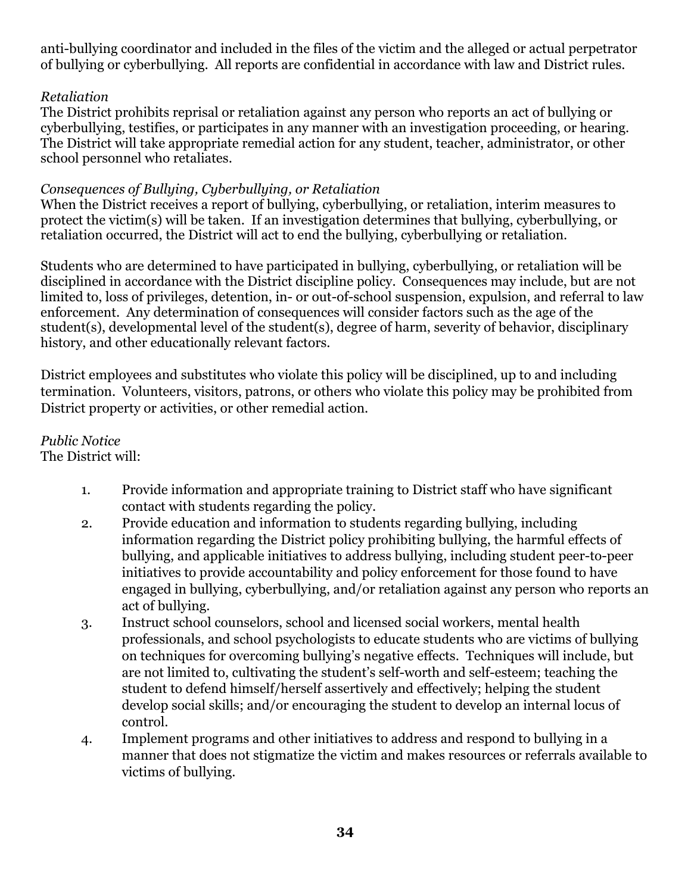anti-bullying coordinator and included in the files of the victim and the alleged or actual perpetrator of bullying or cyberbullying. All reports are confidential in accordance with law and District rules.

*Retaliation*
The District prohibits reprisal or retaliation against any person who reports an act of bullying or cyberbullying, testifies, or participates in any manner with an investigation proceeding, or hearing. The District will take appropriate remedial action for any student, teacher, administrator, or other school personnel who retaliates.

*Consequences of Bullying, Cyberbullying, or Retaliation*
When the District receives a report of bullying, cyberbullying, or retaliation, interim measures to protect the victim(s) will be taken. If an investigation determines that bullying, cyberbullying, or retaliation occurred, the District will act to end the bullying, cyberbullying or retaliation.

Students who are determined to have participated in bullying, cyberbullying, or retaliation will be disciplined in accordance with the District discipline policy. Consequences may include, but are not limited to, loss of privileges, detention, in- or out-of-school suspension, expulsion, and referral to law enforcement. Any determination of consequences will consider factors such as the age of the student(s), developmental level of the student(s), degree of harm, severity of behavior, disciplinary history, and other educationally relevant factors.

District employees and substitutes who violate this policy will be disciplined, up to and including termination. Volunteers, visitors, patrons, or others who violate this policy may be prohibited from District property or activities, or other remedial action.

*Public Notice*
The District will:

1. Provide information and appropriate training to District staff who have significant contact with students regarding the policy.
2. Provide education and information to students regarding bullying, including information regarding the District policy prohibiting bullying, the harmful effects of bullying, and applicable initiatives to address bullying, including student peer-to-peer initiatives to provide accountability and policy enforcement for those found to have engaged in bullying, cyberbullying, and/or retaliation against any person who reports an act of bullying.
3. Instruct school counselors, school and licensed social workers, mental health professionals, and school psychologists to educate students who are victims of bullying on techniques for overcoming bullying's negative effects. Techniques will include, but are not limited to, cultivating the student's self-worth and self-esteem; teaching the student to defend himself/herself assertively and effectively; helping the student develop social skills; and/or encouraging the student to develop an internal locus of control.
4. Implement programs and other initiatives to address and respond to bullying in a manner that does not stigmatize the victim and makes resources or referrals available to victims of bullying.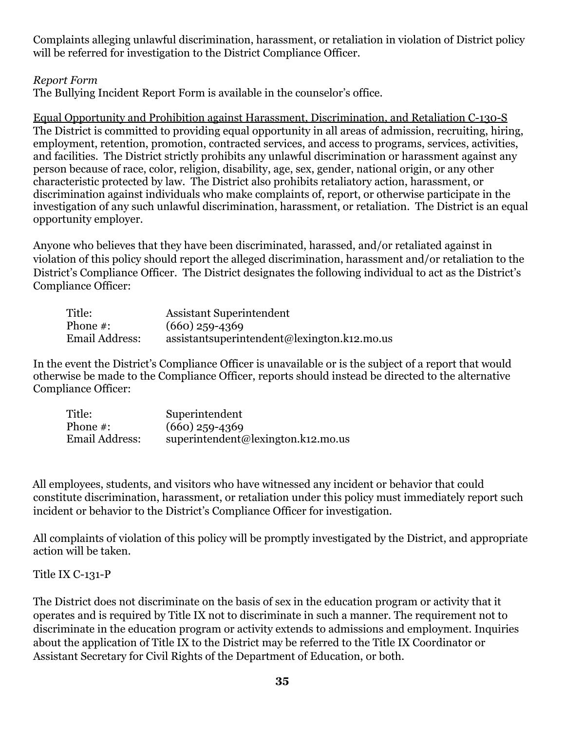Complaints alleging unlawful discrimination, harassment, or retaliation in violation of District policy will be referred for investigation to the District Compliance Officer.

*Report Form*
The Bullying Incident Report Form is available in the counselor's office.

Equal Opportunity and Prohibition against Harassment, Discrimination, and Retaliation C-130-S
The District is committed to providing equal opportunity in all areas of admission, recruiting, hiring, employment, retention, promotion, contracted services, and access to programs, services, activities, and facilities. The District strictly prohibits any unlawful discrimination or harassment against any person because of race, color, religion, disability, age, sex, gender, national origin, or any other characteristic protected by law. The District also prohibits retaliatory action, harassment, or discrimination against individuals who make complaints of, report, or otherwise participate in the investigation of any such unlawful discrimination, harassment, or retaliation. The District is an equal opportunity employer.

Anyone who believes that they have been discriminated, harassed, and/or retaliated against in violation of this policy should report the alleged discrimination, harassment and/or retaliation to the District's Compliance Officer. The District designates the following individual to act as the District's Compliance Officer:

| | |
|---|---|
| Title: | Assistant Superintendent |
| Phone #: | (660) 259-4369 |
| Email Address: | assistantsuperintendent@lexington.k12.mo.us |

In the event the District's Compliance Officer is unavailable or is the subject of a report that would otherwise be made to the Compliance Officer, reports should instead be directed to the alternative Compliance Officer:

| | |
|---|---|
| Title: | Superintendent |
| Phone #: | (660) 259-4369 |
| Email Address: | superintendent@lexington.k12.mo.us |

All employees, students, and visitors who have witnessed any incident or behavior that could constitute discrimination, harassment, or retaliation under this policy must immediately report such incident or behavior to the District's Compliance Officer for investigation.

All complaints of violation of this policy will be promptly investigated by the District, and appropriate action will be taken.

Title IX C-131-P

The District does not discriminate on the basis of sex in the education program or activity that it operates and is required by Title IX not to discriminate in such a manner. The requirement not to discriminate in the education program or activity extends to admissions and employment. Inquiries about the application of Title IX to the District may be referred to the Title IX Coordinator or Assistant Secretary for Civil Rights of the Department of Education, or both.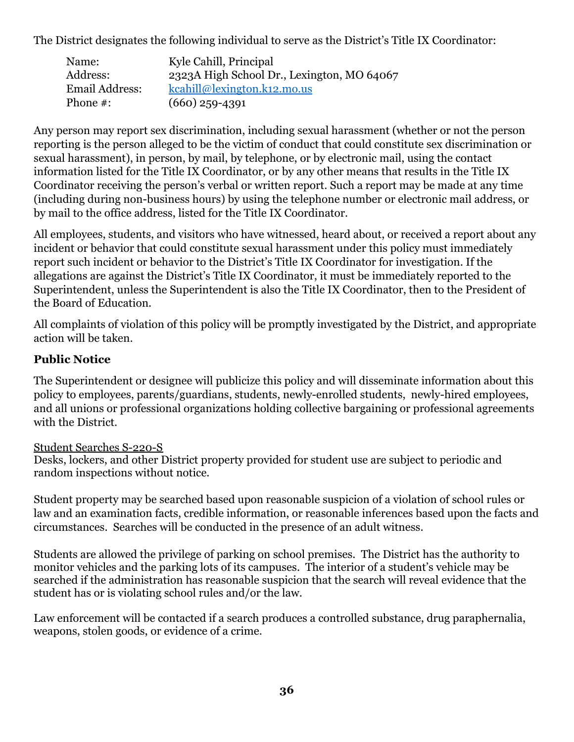The District designates the following individual to serve as the District's Title IX Coordinator:

| | |
|---|---|
| Name: | Kyle Cahill, Principal |
| Address: | 2323A High School Dr., Lexington, MO 64067 |
| Email Address: | kcahill@lexington.k12.mo.us |
| Phone #: | (660) 259-4391 |

Any person may report sex discrimination, including sexual harassment (whether or not the person reporting is the person alleged to be the victim of conduct that could constitute sex discrimination or sexual harassment), in person, by mail, by telephone, or by electronic mail, using the contact information listed for the Title IX Coordinator, or by any other means that results in the Title IX Coordinator receiving the person's verbal or written report. Such a report may be made at any time (including during non-business hours) by using the telephone number or electronic mail address, or by mail to the office address, listed for the Title IX Coordinator.

All employees, students, and visitors who have witnessed, heard about, or received a report about any incident or behavior that could constitute sexual harassment under this policy must immediately report such incident or behavior to the District's Title IX Coordinator for investigation. If the allegations are against the District's Title IX Coordinator, it must be immediately reported to the Superintendent, unless the Superintendent is also the Title IX Coordinator, then to the President of the Board of Education.

All complaints of violation of this policy will be promptly investigated by the District, and appropriate action will be taken.

**Public Notice**

The Superintendent or designee will publicize this policy and will disseminate information about this policy to employees, parents/guardians, students, newly-enrolled students, newly-hired employees, and all unions or professional organizations holding collective bargaining or professional agreements with the District.

Student Searches S-220-S

Desks, lockers, and other District property provided for student use are subject to periodic and random inspections without notice.

Student property may be searched based upon reasonable suspicion of a violation of school rules or law and an examination facts, credible information, or reasonable inferences based upon the facts and circumstances. Searches will be conducted in the presence of an adult witness.

Students are allowed the privilege of parking on school premises. The District has the authority to monitor vehicles and the parking lots of its campuses. The interior of a student's vehicle may be searched if the administration has reasonable suspicion that the search will reveal evidence that the student has or is violating school rules and/or the law.

Law enforcement will be contacted if a search produces a controlled substance, drug paraphernalia, weapons, stolen goods, or evidence of a crime.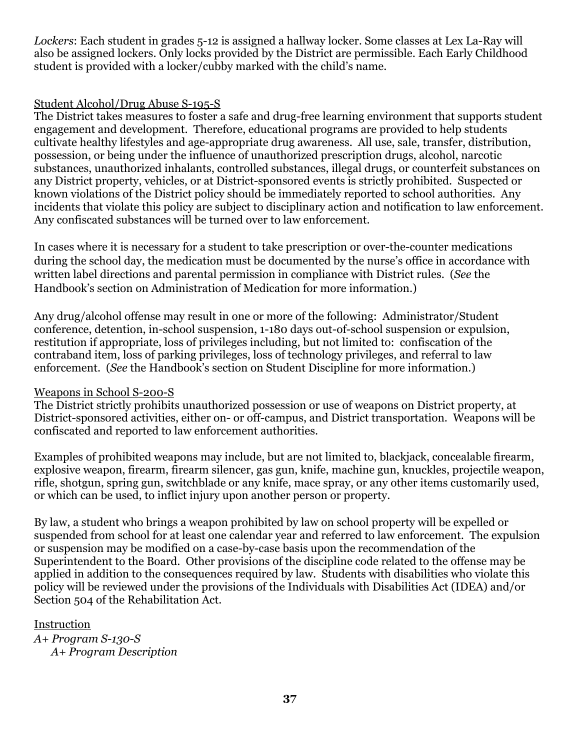*Lockers*: Each student in grades 5-12 is assigned a hallway locker. Some classes at Lex La-Ray will also be assigned lockers. Only locks provided by the District are permissible. Each Early Childhood student is provided with a locker/cubby marked with the child's name.

<u>Student Alcohol/Drug Abuse S-195-S</u>

The District takes measures to foster a safe and drug-free learning environment that supports student engagement and development. Therefore, educational programs are provided to help students cultivate healthy lifestyles and age-appropriate drug awareness. All use, sale, transfer, distribution, possession, or being under the influence of unauthorized prescription drugs, alcohol, narcotic substances, unauthorized inhalants, controlled substances, illegal drugs, or counterfeit substances on any District property, vehicles, or at District-sponsored events is strictly prohibited. Suspected or known violations of the District policy should be immediately reported to school authorities. Any incidents that violate this policy are subject to disciplinary action and notification to law enforcement. Any confiscated substances will be turned over to law enforcement.

In cases where it is necessary for a student to take prescription or over-the-counter medications during the school day, the medication must be documented by the nurse's office in accordance with written label directions and parental permission in compliance with District rules. (*See* the Handbook's section on Administration of Medication for more information.)

Any drug/alcohol offense may result in one or more of the following: Administrator/Student conference, detention, in-school suspension, 1-180 days out-of-school suspension or expulsion, restitution if appropriate, loss of privileges including, but not limited to: confiscation of the contraband item, loss of parking privileges, loss of technology privileges, and referral to law enforcement. (*See* the Handbook's section on Student Discipline for more information.)

<u>Weapons in School S-200-S</u>

The District strictly prohibits unauthorized possession or use of weapons on District property, at District-sponsored activities, either on- or off-campus, and District transportation. Weapons will be confiscated and reported to law enforcement authorities.

Examples of prohibited weapons may include, but are not limited to, blackjack, concealable firearm, explosive weapon, firearm, firearm silencer, gas gun, knife, machine gun, knuckles, projectile weapon, rifle, shotgun, spring gun, switchblade or any knife, mace spray, or any other items customarily used, or which can be used, to inflict injury upon another person or property.

By law, a student who brings a weapon prohibited by law on school property will be expelled or suspended from school for at least one calendar year and referred to law enforcement. The expulsion or suspension may be modified on a case-by-case basis upon the recommendation of the Superintendent to the Board. Other provisions of the discipline code related to the offense may be applied in addition to the consequences required by law. Students with disabilities who violate this policy will be reviewed under the provisions of the Individuals with Disabilities Act (IDEA) and/or Section 504 of the Rehabilitation Act.

<u>Instruction</u>

*A+ Program S-130-S*

*A+ Program Description*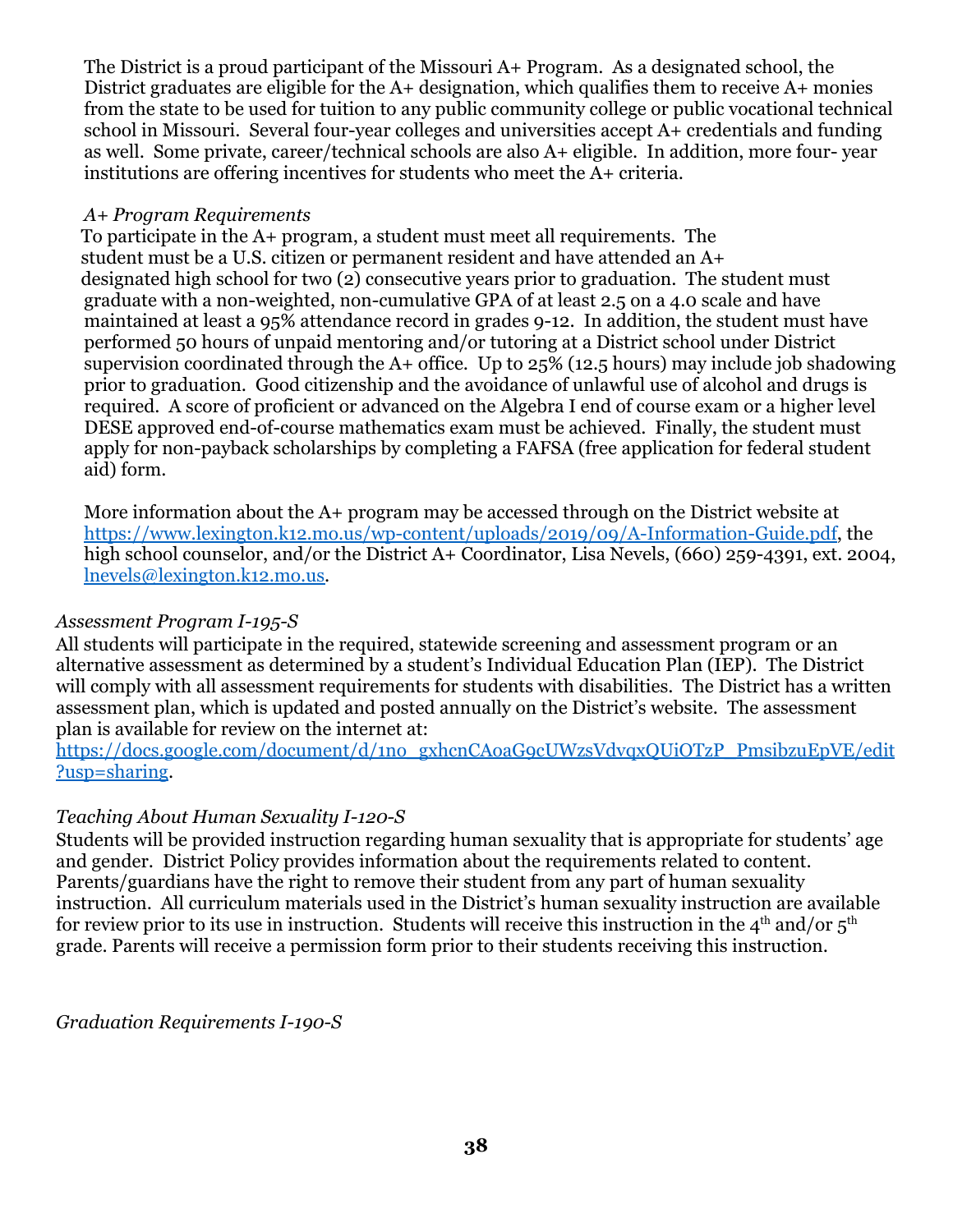The District is a proud participant of the Missouri A+ Program. As a designated school, the District graduates are eligible for the A+ designation, which qualifies them to receive A+ monies from the state to be used for tuition to any public community college or public vocational technical school in Missouri. Several four-year colleges and universities accept A+ credentials and funding as well. Some private, career/technical schools are also A+ eligible. In addition, more four- year institutions are offering incentives for students who meet the A+ criteria.

*A+ Program Requirements*

To participate in the A+ program, a student must meet all requirements. The student must be a U.S. citizen or permanent resident and have attended an A+ designated high school for two (2) consecutive years prior to graduation. The student must graduate with a non-weighted, non-cumulative GPA of at least 2.5 on a 4.0 scale and have maintained at least a 95% attendance record in grades 9-12. In addition, the student must have performed 50 hours of unpaid mentoring and/or tutoring at a District school under District supervision coordinated through the A+ office. Up to 25% (12.5 hours) may include job shadowing prior to graduation. Good citizenship and the avoidance of unlawful use of alcohol and drugs is required. A score of proficient or advanced on the Algebra I end of course exam or a higher level DESE approved end-of-course mathematics exam must be achieved. Finally, the student must apply for non-payback scholarships by completing a FAFSA (free application for federal student aid) form.

More information about the A+ program may be accessed through on the District website at https://www.lexington.k12.mo.us/wp-content/uploads/2019/09/A-Information-Guide.pdf, the high school counselor, and/or the District A+ Coordinator, Lisa Nevels, (660) 259-4391, ext. 2004, lnevels@lexington.k12.mo.us.

*Assessment Program I-195-S*

All students will participate in the required, statewide screening and assessment program or an alternative assessment as determined by a student's Individual Education Plan (IEP). The District will comply with all assessment requirements for students with disabilities. The District has a written assessment plan, which is updated and posted annually on the District's website. The assessment plan is available for review on the internet at: https://docs.google.com/document/d/1no_gxhcnCAoaG9cUWzsVdvqxQUiOTzP_PmsibzuEpVE/edit?usp=sharing.

*Teaching About Human Sexuality I-120-S*

Students will be provided instruction regarding human sexuality that is appropriate for students' age and gender. District Policy provides information about the requirements related to content. Parents/guardians have the right to remove their student from any part of human sexuality instruction. All curriculum materials used in the District's human sexuality instruction are available for review prior to its use in instruction. Students will receive this instruction in the 4th and/or 5th grade. Parents will receive a permission form prior to their students receiving this instruction.

*Graduation Requirements I-190-S*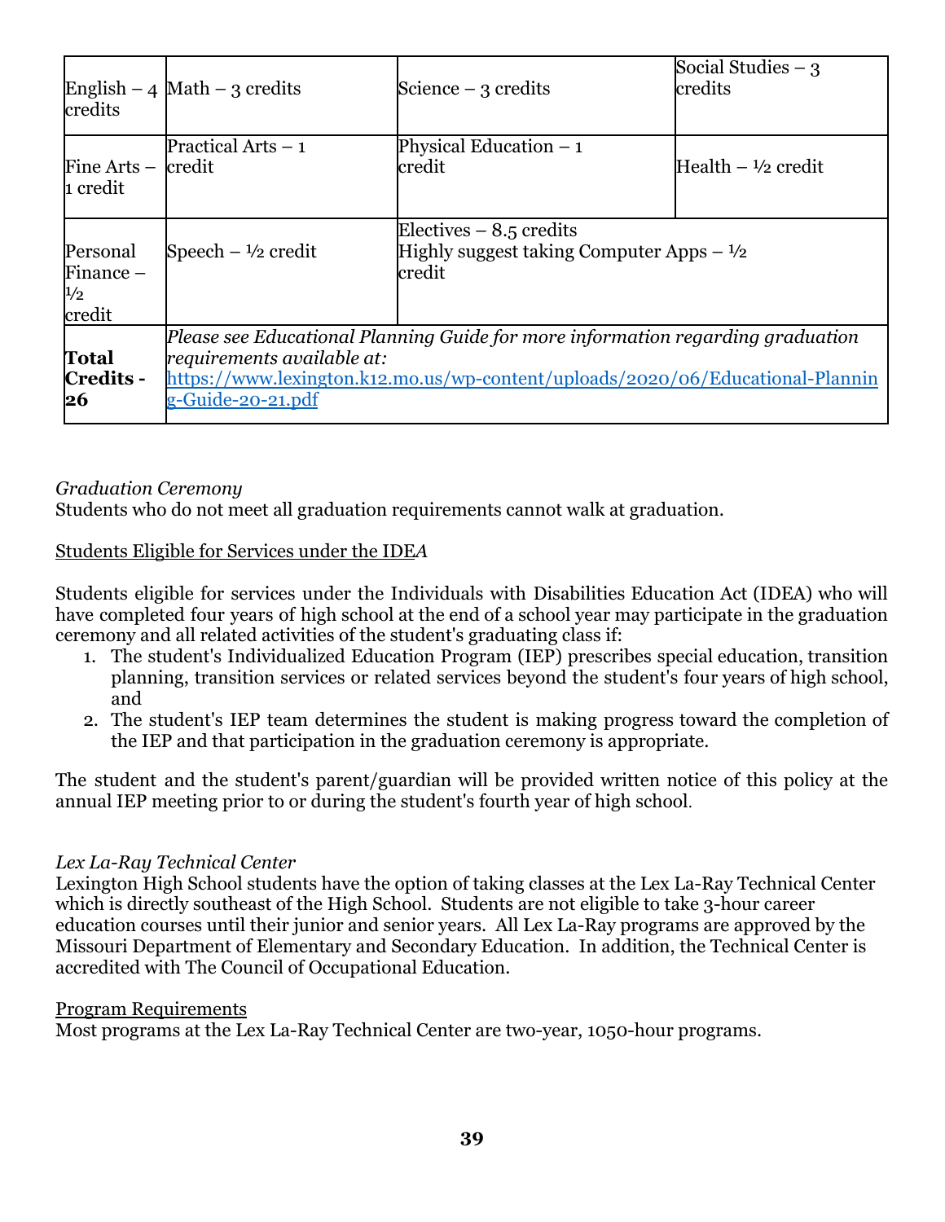| English – 4 credits | Math – 3 credits | Science – 3 credits | Social Studies – 3 credits |
|---|---|---|---|
| Fine Arts – 1 credit | Practical Arts – 1 credit | Physical Education – 1 credit | Health – ½ credit |
| Personal Finance – ½ credit | Speech – ½ credit | Electives – 8.5 credits<br>Highly suggest taking Computer Apps – ½ credit | |
| **Total Credits - 26** | *Please see Educational Planning Guide for more information regarding graduation requirements available at:* [https://www.lexington.k12.mo.us/wp-content/uploads/2020/06/Educational-Planning-Guide-20-21.pdf](https://www.lexington.k12.mo.us/wp-content/uploads/2020/06/Educational-Planning-Guide-20-21.pdf) | | |

*Graduation Ceremony*
Students who do not meet all graduation requirements cannot walk at graduation.

<u>Students Eligible for Services under the IDEA</u>

Students eligible for services under the Individuals with Disabilities Education Act (IDEA) who will have completed four years of high school at the end of a school year may participate in the graduation ceremony and all related activities of the student's graduating class if:

1. The student's Individualized Education Program (IEP) prescribes special education, transition planning, transition services or related services beyond the student's four years of high school, and
2. The student's IEP team determines the student is making progress toward the completion of the IEP and that participation in the graduation ceremony is appropriate.

The student and the student's parent/guardian will be provided written notice of this policy at the annual IEP meeting prior to or during the student's fourth year of high school.

*Lex La-Ray Technical Center*
Lexington High School students have the option of taking classes at the Lex La-Ray Technical Center which is directly southeast of the High School. Students are not eligible to take 3-hour career education courses until their junior and senior years. All Lex La-Ray programs are approved by the Missouri Department of Elementary and Secondary Education. In addition, the Technical Center is accredited with The Council of Occupational Education.

<u>Program Requirements</u>
Most programs at the Lex La-Ray Technical Center are two-year, 1050-hour programs.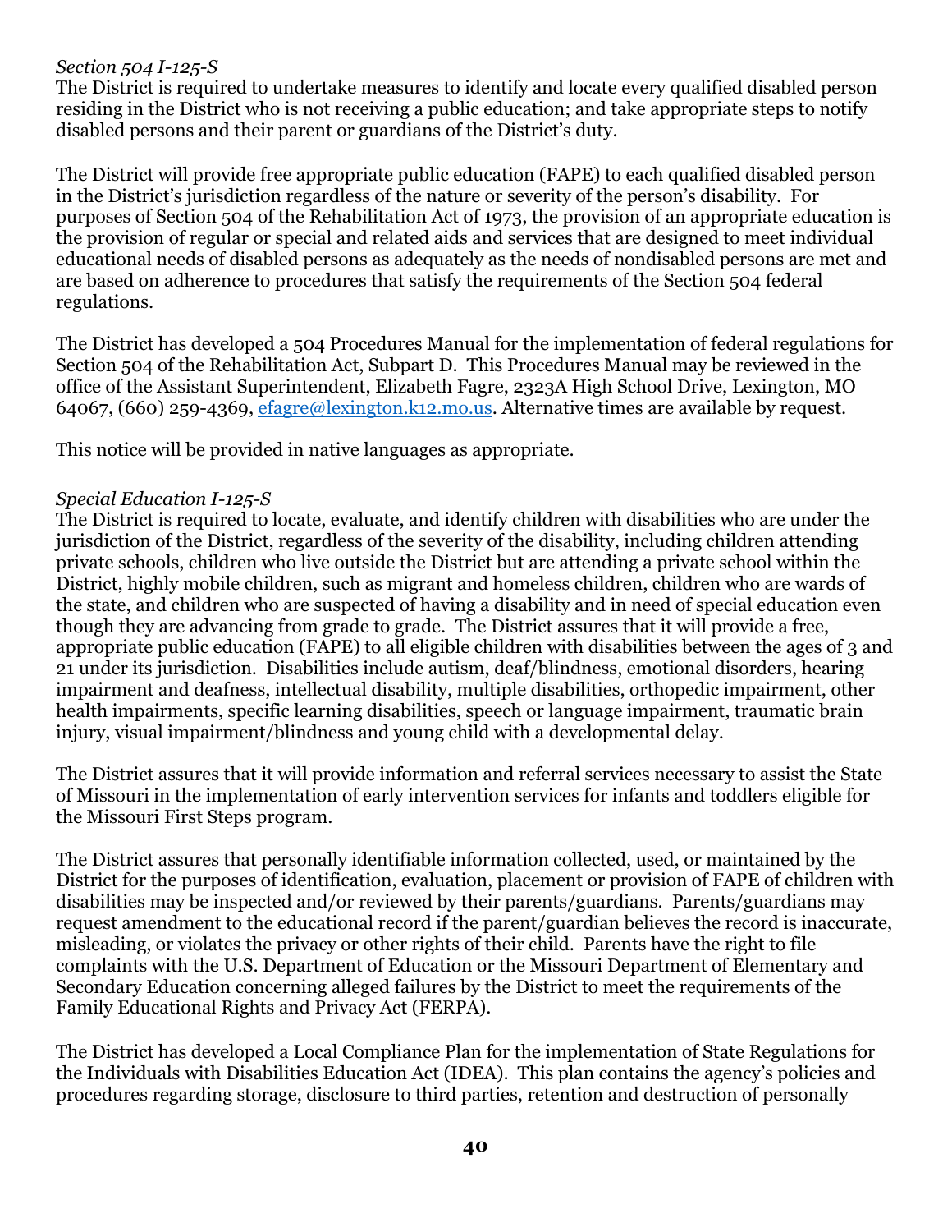*Section 504 I-125-S*

The District is required to undertake measures to identify and locate every qualified disabled person residing in the District who is not receiving a public education; and take appropriate steps to notify disabled persons and their parent or guardians of the District's duty.

The District will provide free appropriate public education (FAPE) to each qualified disabled person in the District's jurisdiction regardless of the nature or severity of the person's disability. For purposes of Section 504 of the Rehabilitation Act of 1973, the provision of an appropriate education is the provision of regular or special and related aids and services that are designed to meet individual educational needs of disabled persons as adequately as the needs of nondisabled persons are met and are based on adherence to procedures that satisfy the requirements of the Section 504 federal regulations.

The District has developed a 504 Procedures Manual for the implementation of federal regulations for Section 504 of the Rehabilitation Act, Subpart D. This Procedures Manual may be reviewed in the office of the Assistant Superintendent, Elizabeth Fagre, 2323A High School Drive, Lexington, MO 64067, (660) 259-4369, efagre@lexington.k12.mo.us. Alternative times are available by request.

This notice will be provided in native languages as appropriate.

*Special Education I-125-S*

The District is required to locate, evaluate, and identify children with disabilities who are under the jurisdiction of the District, regardless of the severity of the disability, including children attending private schools, children who live outside the District but are attending a private school within the District, highly mobile children, such as migrant and homeless children, children who are wards of the state, and children who are suspected of having a disability and in need of special education even though they are advancing from grade to grade. The District assures that it will provide a free, appropriate public education (FAPE) to all eligible children with disabilities between the ages of 3 and 21 under its jurisdiction. Disabilities include autism, deaf/blindness, emotional disorders, hearing impairment and deafness, intellectual disability, multiple disabilities, orthopedic impairment, other health impairments, specific learning disabilities, speech or language impairment, traumatic brain injury, visual impairment/blindness and young child with a developmental delay.

The District assures that it will provide information and referral services necessary to assist the State of Missouri in the implementation of early intervention services for infants and toddlers eligible for the Missouri First Steps program.

The District assures that personally identifiable information collected, used, or maintained by the District for the purposes of identification, evaluation, placement or provision of FAPE of children with disabilities may be inspected and/or reviewed by their parents/guardians. Parents/guardians may request amendment to the educational record if the parent/guardian believes the record is inaccurate, misleading, or violates the privacy or other rights of their child. Parents have the right to file complaints with the U.S. Department of Education or the Missouri Department of Elementary and Secondary Education concerning alleged failures by the District to meet the requirements of the Family Educational Rights and Privacy Act (FERPA).

The District has developed a Local Compliance Plan for the implementation of State Regulations for the Individuals with Disabilities Education Act (IDEA). This plan contains the agency's policies and procedures regarding storage, disclosure to third parties, retention and destruction of personally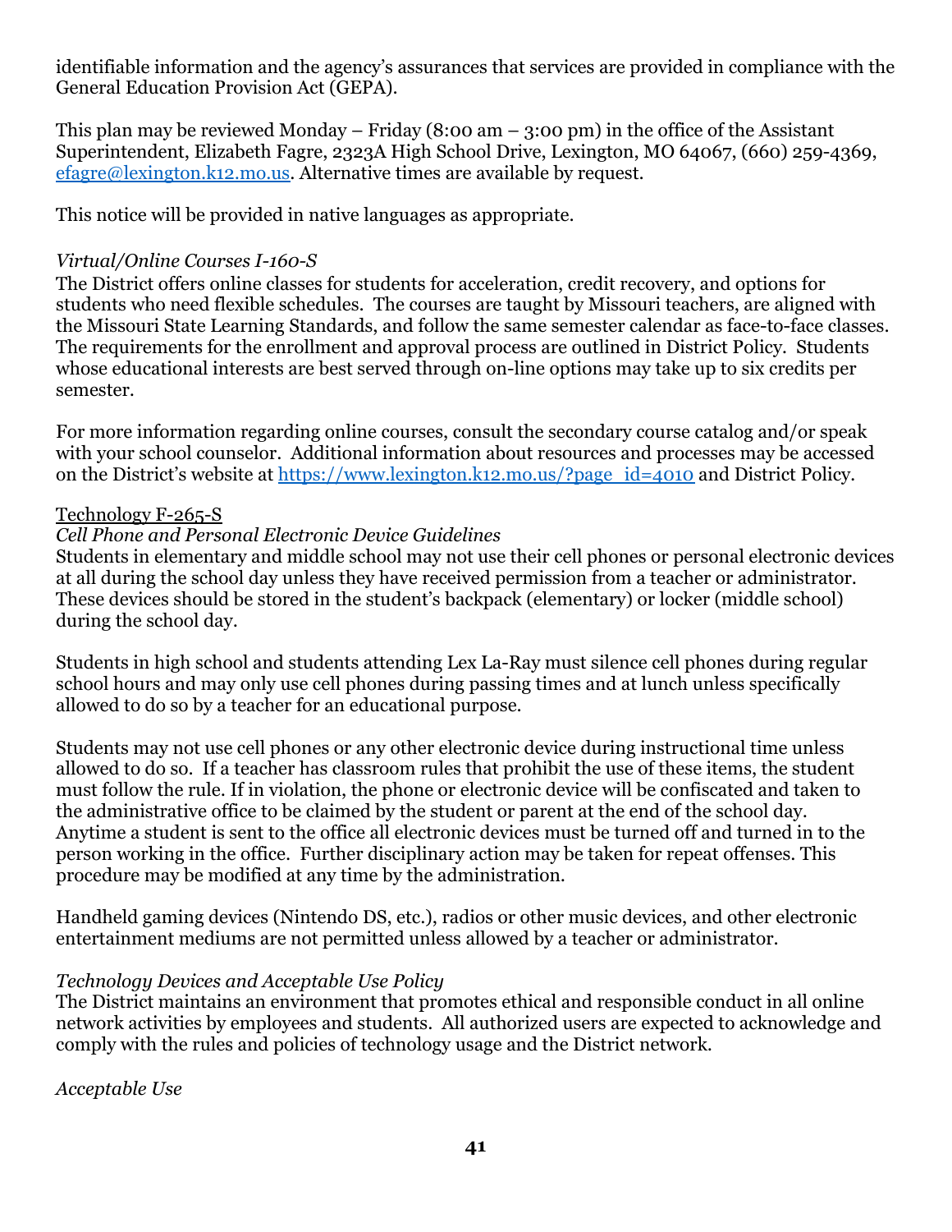identifiable information and the agency's assurances that services are provided in compliance with the General Education Provision Act (GEPA).

This plan may be reviewed Monday – Friday (8:00 am – 3:00 pm) in the office of the Assistant Superintendent, Elizabeth Fagre, 2323A High School Drive, Lexington, MO 64067, (660) 259-4369, [efagre@lexington.k12.mo.us](mailto:efagre@lexington.k12.mo.us). Alternative times are available by request.

This notice will be provided in native languages as appropriate.

*Virtual/Online Courses I-160-S*

The District offers online classes for students for acceleration, credit recovery, and options for students who need flexible schedules. The courses are taught by Missouri teachers, are aligned with the Missouri State Learning Standards, and follow the same semester calendar as face-to-face classes. The requirements for the enrollment and approval process are outlined in District Policy. Students whose educational interests are best served through on-line options may take up to six credits per semester.

For more information regarding online courses, consult the secondary course catalog and/or speak with your school counselor. Additional information about resources and processes may be accessed on the District's website at [https://www.lexington.k12.mo.us/?page_id=4010](https://www.lexington.k12.mo.us/?page_id=4010) and District Policy.

<u>Technology F-265-S</u>

*Cell Phone and Personal Electronic Device Guidelines*

Students in elementary and middle school may not use their cell phones or personal electronic devices at all during the school day unless they have received permission from a teacher or administrator. These devices should be stored in the student's backpack (elementary) or locker (middle school) during the school day.

Students in high school and students attending Lex La-Ray must silence cell phones during regular school hours and may only use cell phones during passing times and at lunch unless specifically allowed to do so by a teacher for an educational purpose.

Students may not use cell phones or any other electronic device during instructional time unless allowed to do so. If a teacher has classroom rules that prohibit the use of these items, the student must follow the rule. If in violation, the phone or electronic device will be confiscated and taken to the administrative office to be claimed by the student or parent at the end of the school day. Anytime a student is sent to the office all electronic devices must be turned off and turned in to the person working in the office. Further disciplinary action may be taken for repeat offenses. This procedure may be modified at any time by the administration.

Handheld gaming devices (Nintendo DS, etc.), radios or other music devices, and other electronic entertainment mediums are not permitted unless allowed by a teacher or administrator.

*Technology Devices and Acceptable Use Policy*

The District maintains an environment that promotes ethical and responsible conduct in all online network activities by employees and students. All authorized users are expected to acknowledge and comply with the rules and policies of technology usage and the District network.

*Acceptable Use*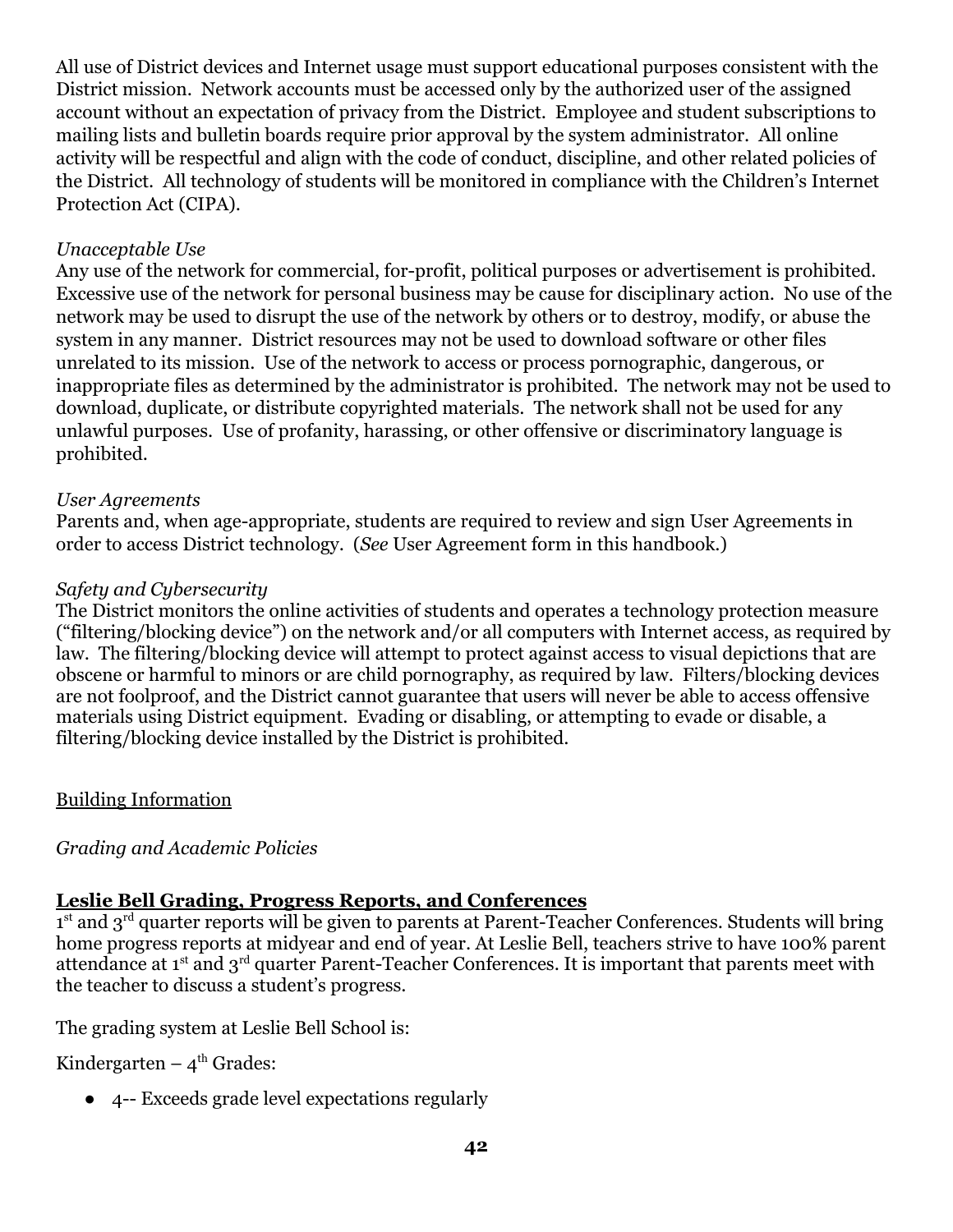All use of District devices and Internet usage must support educational purposes consistent with the District mission. Network accounts must be accessed only by the authorized user of the assigned account without an expectation of privacy from the District. Employee and student subscriptions to mailing lists and bulletin boards require prior approval by the system administrator. All online activity will be respectful and align with the code of conduct, discipline, and other related policies of the District. All technology of students will be monitored in compliance with the Children's Internet Protection Act (CIPA).

*Unacceptable Use*

Any use of the network for commercial, for-profit, political purposes or advertisement is prohibited. Excessive use of the network for personal business may be cause for disciplinary action. No use of the network may be used to disrupt the use of the network by others or to destroy, modify, or abuse the system in any manner. District resources may not be used to download software or other files unrelated to its mission. Use of the network to access or process pornographic, dangerous, or inappropriate files as determined by the administrator is prohibited. The network may not be used to download, duplicate, or distribute copyrighted materials. The network shall not be used for any unlawful purposes. Use of profanity, harassing, or other offensive or discriminatory language is prohibited.

*User Agreements*

Parents and, when age-appropriate, students are required to review and sign User Agreements in order to access District technology. (*See* User Agreement form in this handbook.)

*Safety and Cybersecurity*

The District monitors the online activities of students and operates a technology protection measure ("filtering/blocking device") on the network and/or all computers with Internet access, as required by law. The filtering/blocking device will attempt to protect against access to visual depictions that are obscene or harmful to minors or are child pornography, as required by law. Filters/blocking devices are not foolproof, and the District cannot guarantee that users will never be able to access offensive materials using District equipment. Evading or disabling, or attempting to evade or disable, a filtering/blocking device installed by the District is prohibited.

<u>Building Information</u>

*Grading and Academic Policies*

**<u>Leslie Bell Grading, Progress Reports, and Conferences</u>**

1st and 3rd quarter reports will be given to parents at Parent-Teacher Conferences. Students will bring home progress reports at midyear and end of year. At Leslie Bell, teachers strive to have 100% parent attendance at 1st and 3rd quarter Parent-Teacher Conferences. It is important that parents meet with the teacher to discuss a student's progress.

The grading system at Leslie Bell School is:

Kindergarten – 4th Grades:

- 4-- Exceeds grade level expectations regularly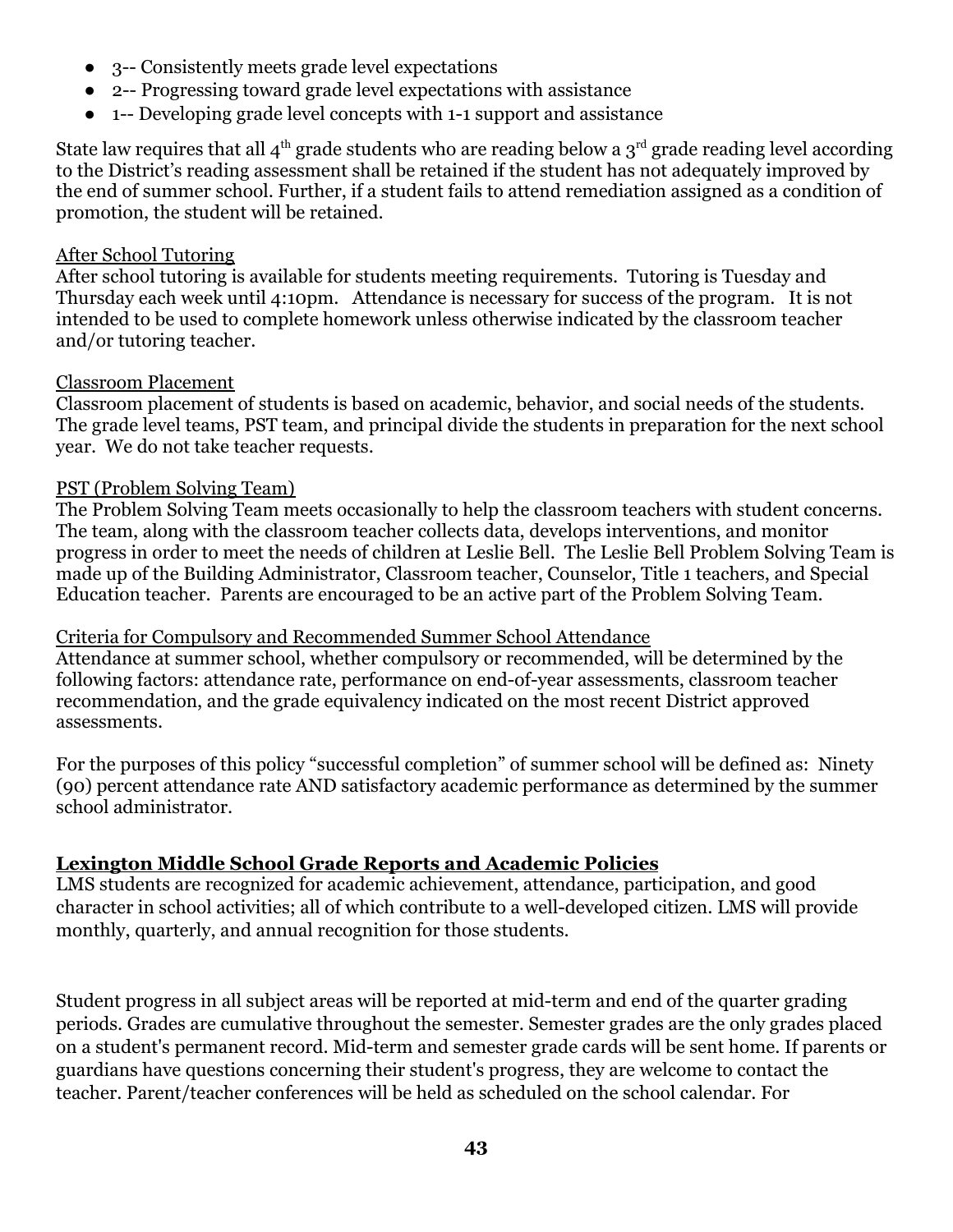- 3-- Consistently meets grade level expectations
- 2-- Progressing toward grade level expectations with assistance
- 1-- Developing grade level concepts with 1-1 support and assistance

State law requires that all 4th grade students who are reading below a 3rd grade reading level according to the District's reading assessment shall be retained if the student has not adequately improved by the end of summer school. Further, if a student fails to attend remediation assigned as a condition of promotion, the student will be retained.

<u>After School Tutoring</u>
After school tutoring is available for students meeting requirements. Tutoring is Tuesday and Thursday each week until 4:10pm. Attendance is necessary for success of the program. It is not intended to be used to complete homework unless otherwise indicated by the classroom teacher and/or tutoring teacher.

<u>Classroom Placement</u>
Classroom placement of students is based on academic, behavior, and social needs of the students. The grade level teams, PST team, and principal divide the students in preparation for the next school year. We do not take teacher requests.

<u>PST (Problem Solving Team)</u>
The Problem Solving Team meets occasionally to help the classroom teachers with student concerns. The team, along with the classroom teacher collects data, develops interventions, and monitor progress in order to meet the needs of children at Leslie Bell. The Leslie Bell Problem Solving Team is made up of the Building Administrator, Classroom teacher, Counselor, Title 1 teachers, and Special Education teacher. Parents are encouraged to be an active part of the Problem Solving Team.

<u>Criteria for Compulsory and Recommended Summer School Attendance</u>
Attendance at summer school, whether compulsory or recommended, will be determined by the following factors: attendance rate, performance on end-of-year assessments, classroom teacher recommendation, and the grade equivalency indicated on the most recent District approved assessments.

For the purposes of this policy "successful completion" of summer school will be defined as: Ninety (90) percent attendance rate AND satisfactory academic performance as determined by the summer school administrator.

## Lexington Middle School Grade Reports and Academic Policies

LMS students are recognized for academic achievement, attendance, participation, and good character in school activities; all of which contribute to a well-developed citizen. LMS will provide monthly, quarterly, and annual recognition for those students.

Student progress in all subject areas will be reported at mid-term and end of the quarter grading periods. Grades are cumulative throughout the semester. Semester grades are the only grades placed on a student's permanent record. Mid-term and semester grade cards will be sent home. If parents or guardians have questions concerning their student's progress, they are welcome to contact the teacher. Parent/teacher conferences will be held as scheduled on the school calendar. For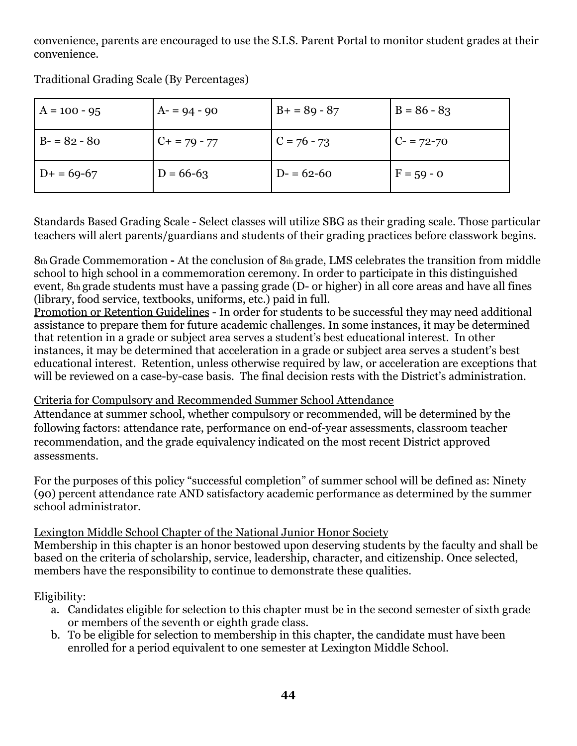convenience, parents are encouraged to use the S.I.S. Parent Portal to monitor student grades at their convenience.

Traditional Grading Scale (By Percentages)

| A = 100 - 95 | A- = 94 - 90 | B+ = 89 - 87 | B = 86 - 83 |
|---|---|---|---|
| B- = 82 - 80 | C+ = 79 - 77 | C = 76 - 73 | C- = 72-70 |
| D+ = 69-67 | D = 66-63 | D- = 62-60 | F = 59 - 0 |

Standards Based Grading Scale - Select classes will utilize SBG as their grading scale. Those particular teachers will alert parents/guardians and students of their grading practices before classwork begins.

8th Grade Commemoration **-** At the conclusion of 8th grade, LMS celebrates the transition from middle school to high school in a commemoration ceremony. In order to participate in this distinguished event, 8th grade students must have a passing grade (D- or higher) in all core areas and have all fines (library, food service, textbooks, uniforms, etc.) paid in full.

Promotion or Retention Guidelines - In order for students to be successful they may need additional assistance to prepare them for future academic challenges. In some instances, it may be determined that retention in a grade or subject area serves a student's best educational interest. In other instances, it may be determined that acceleration in a grade or subject area serves a student's best educational interest. Retention, unless otherwise required by law, or acceleration are exceptions that will be reviewed on a case-by-case basis. The final decision rests with the District's administration.

Criteria for Compulsory and Recommended Summer School Attendance

Attendance at summer school, whether compulsory or recommended, will be determined by the following factors: attendance rate, performance on end-of-year assessments, classroom teacher recommendation, and the grade equivalency indicated on the most recent District approved assessments.

For the purposes of this policy "successful completion" of summer school will be defined as: Ninety (90) percent attendance rate AND satisfactory academic performance as determined by the summer school administrator.

Lexington Middle School Chapter of the National Junior Honor Society

Membership in this chapter is an honor bestowed upon deserving students by the faculty and shall be based on the criteria of scholarship, service, leadership, character, and citizenship. Once selected, members have the responsibility to continue to demonstrate these qualities.

Eligibility:

a. Candidates eligible for selection to this chapter must be in the second semester of sixth grade or members of the seventh or eighth grade class.
b. To be eligible for selection to membership in this chapter, the candidate must have been enrolled for a period equivalent to one semester at Lexington Middle School.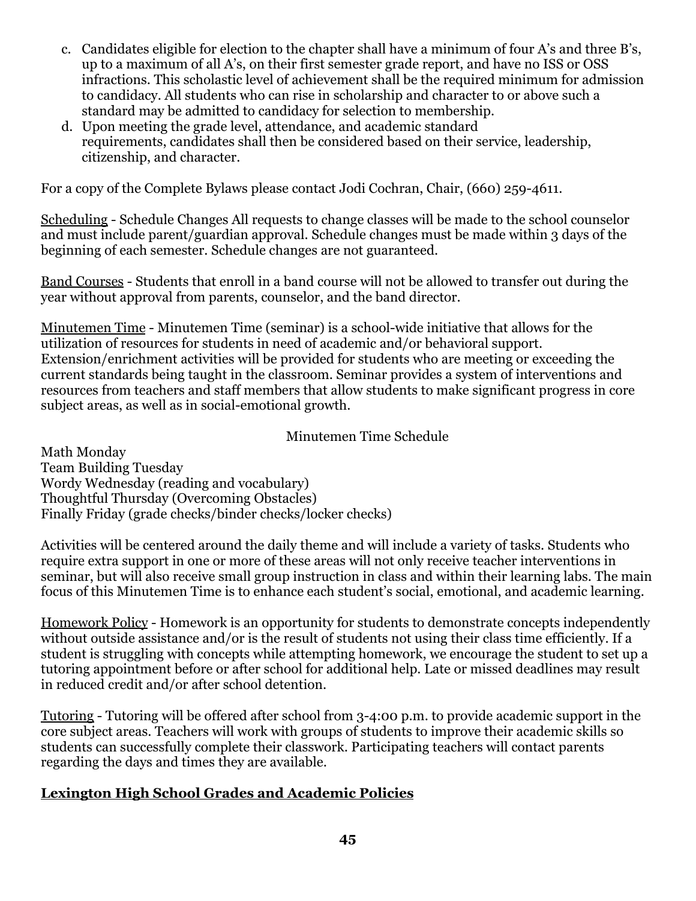c. Candidates eligible for election to the chapter shall have a minimum of four A's and three B's, up to a maximum of all A's, on their first semester grade report, and have no ISS or OSS infractions. This scholastic level of achievement shall be the required minimum for admission to candidacy. All students who can rise in scholarship and character to or above such a standard may be admitted to candidacy for selection to membership.

d. Upon meeting the grade level, attendance, and academic standard requirements, candidates shall then be considered based on their service, leadership, citizenship, and character.

For a copy of the Complete Bylaws please contact Jodi Cochran, Chair, (660) 259-4611.

Scheduling - Schedule Changes All requests to change classes will be made to the school counselor and must include parent/guardian approval. Schedule changes must be made within 3 days of the beginning of each semester. Schedule changes are not guaranteed.

Band Courses - Students that enroll in a band course will not be allowed to transfer out during the year without approval from parents, counselor, and the band director.

Minutemen Time - Minutemen Time (seminar) is a school-wide initiative that allows for the utilization of resources for students in need of academic and/or behavioral support. Extension/enrichment activities will be provided for students who are meeting or exceeding the current standards being taught in the classroom. Seminar provides a system of interventions and resources from teachers and staff members that allow students to make significant progress in core subject areas, as well as in social-emotional growth.

Minutemen Time Schedule

Math Monday
Team Building Tuesday
Wordy Wednesday (reading and vocabulary)
Thoughtful Thursday (Overcoming Obstacles)
Finally Friday (grade checks/binder checks/locker checks)

Activities will be centered around the daily theme and will include a variety of tasks. Students who require extra support in one or more of these areas will not only receive teacher interventions in seminar, but will also receive small group instruction in class and within their learning labs. The main focus of this Minutemen Time is to enhance each student's social, emotional, and academic learning.

Homework Policy - Homework is an opportunity for students to demonstrate concepts independently without outside assistance and/or is the result of students not using their class time efficiently. If a student is struggling with concepts while attempting homework, we encourage the student to set up a tutoring appointment before or after school for additional help. Late or missed deadlines may result in reduced credit and/or after school detention.

Tutoring - Tutoring will be offered after school from 3-4:00 p.m. to provide academic support in the core subject areas. Teachers will work with groups of students to improve their academic skills so students can successfully complete their classwork. Participating teachers will contact parents regarding the days and times they are available.

## Lexington High School Grades and Academic Policies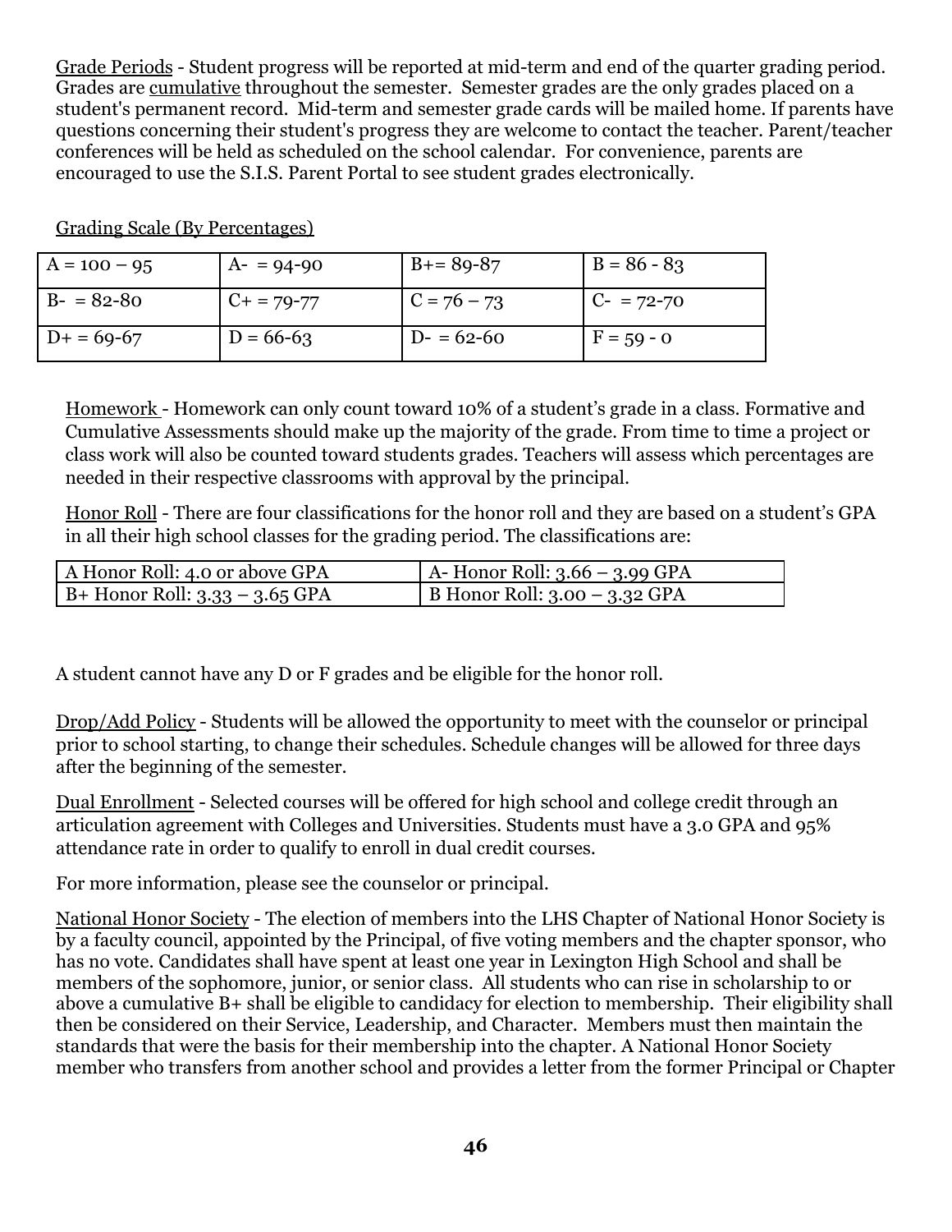Grade Periods - Student progress will be reported at mid-term and end of the quarter grading period. Grades are cumulative throughout the semester. Semester grades are the only grades placed on a student's permanent record. Mid-term and semester grade cards will be mailed home. If parents have questions concerning their student's progress they are welcome to contact the teacher. Parent/teacher conferences will be held as scheduled on the school calendar. For convenience, parents are encouraged to use the S.I.S. Parent Portal to see student grades electronically.

Grading Scale (By Percentages)

| | | | |
|---|---|---|---|
| A = 100 – 95 | A- = 94-90 | B+= 89-87 | B = 86 - 83 |
| B- = 82-80 | C+ = 79-77 | C = 76 – 73 | C- = 72-70 |
| D+ = 69-67 | D = 66-63 | D- = 62-60 | F = 59 - 0 |

Homework - Homework can only count toward 10% of a student's grade in a class. Formative and Cumulative Assessments should make up the majority of the grade. From time to time a project or class work will also be counted toward students grades. Teachers will assess which percentages are needed in their respective classrooms with approval by the principal.

Honor Roll - There are four classifications for the honor roll and they are based on a student's GPA in all their high school classes for the grading period. The classifications are:

| | |
|---|---|
| A Honor Roll: 4.0 or above GPA | A- Honor Roll: 3.66 – 3.99 GPA |
| B+ Honor Roll: 3.33 – 3.65 GPA | B Honor Roll: 3.00 – 3.32 GPA |

A student cannot have any D or F grades and be eligible for the honor roll.

Drop/Add Policy - Students will be allowed the opportunity to meet with the counselor or principal prior to school starting, to change their schedules. Schedule changes will be allowed for three days after the beginning of the semester.

Dual Enrollment - Selected courses will be offered for high school and college credit through an articulation agreement with Colleges and Universities. Students must have a 3.0 GPA and 95% attendance rate in order to qualify to enroll in dual credit courses.

For more information, please see the counselor or principal.

National Honor Society - The election of members into the LHS Chapter of National Honor Society is by a faculty council, appointed by the Principal, of five voting members and the chapter sponsor, who has no vote. Candidates shall have spent at least one year in Lexington High School and shall be members of the sophomore, junior, or senior class. All students who can rise in scholarship to or above a cumulative B+ shall be eligible to candidacy for election to membership. Their eligibility shall then be considered on their Service, Leadership, and Character. Members must then maintain the standards that were the basis for their membership into the chapter. A National Honor Society member who transfers from another school and provides a letter from the former Principal or Chapter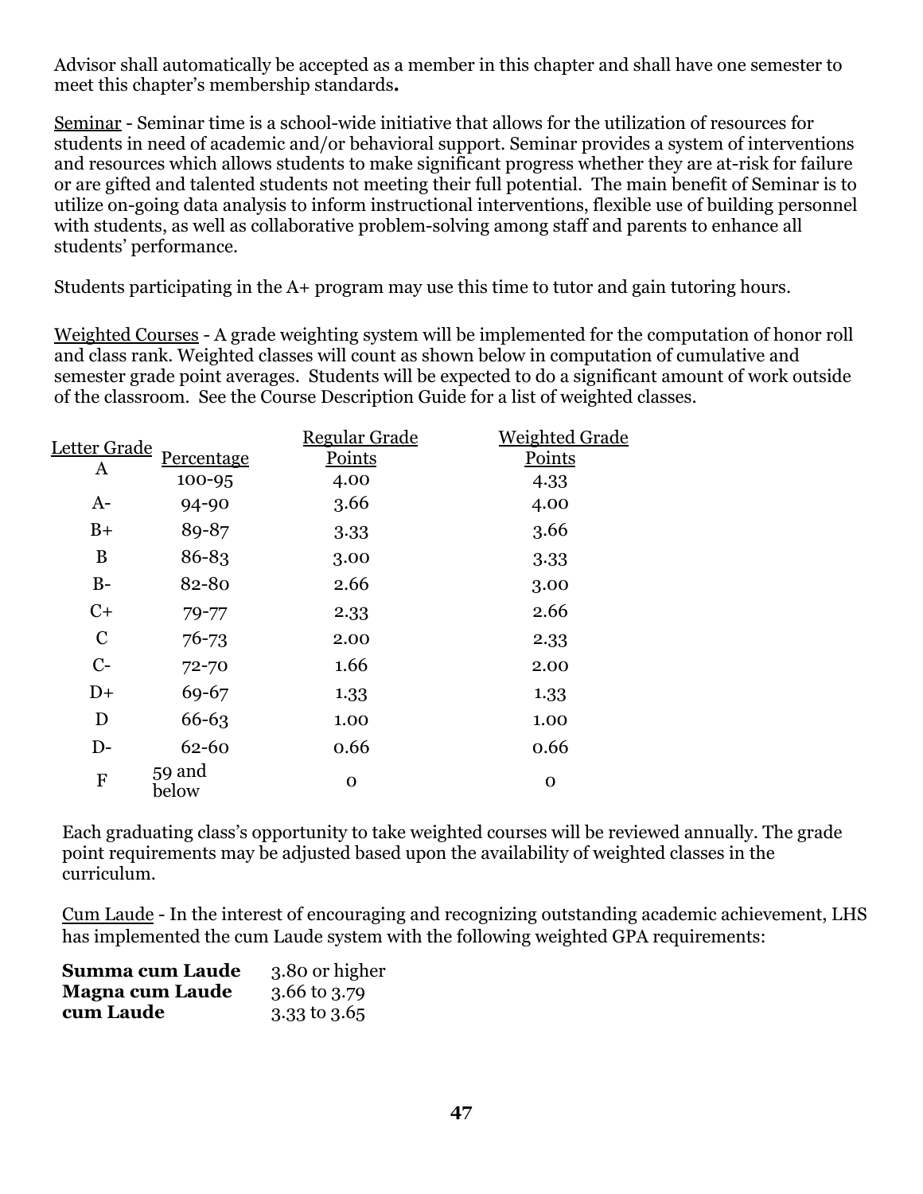Advisor shall automatically be accepted as a member in this chapter and shall have one semester to meet this chapter's membership standards**.**

Seminar - Seminar time is a school-wide initiative that allows for the utilization of resources for students in need of academic and/or behavioral support. Seminar provides a system of interventions and resources which allows students to make significant progress whether they are at-risk for failure or are gifted and talented students not meeting their full potential. The main benefit of Seminar is to utilize on-going data analysis to inform instructional interventions, flexible use of building personnel with students, as well as collaborative problem-solving among staff and parents to enhance all students' performance.

Students participating in the A+ program may use this time to tutor and gain tutoring hours.

Weighted Courses - A grade weighting system will be implemented for the computation of honor roll and class rank. Weighted classes will count as shown below in computation of cumulative and semester grade point averages. Students will be expected to do a significant amount of work outside of the classroom. See the Course Description Guide for a list of weighted classes.

| Letter Grade | Percentage | Regular Grade Points | Weighted Grade Points |
|---|---|---|---|
| A | 100-95 | 4.00 | 4.33 |
| A- | 94-90 | 3.66 | 4.00 |
| B+ | 89-87 | 3.33 | 3.66 |
| B | 86-83 | 3.00 | 3.33 |
| B- | 82-80 | 2.66 | 3.00 |
| C+ | 79-77 | 2.33 | 2.66 |
| C | 76-73 | 2.00 | 2.33 |
| C- | 72-70 | 1.66 | 2.00 |
| D+ | 69-67 | 1.33 | 1.33 |
| D | 66-63 | 1.00 | 1.00 |
| D- | 62-60 | 0.66 | 0.66 |
| F | 59 and below | 0 | 0 |

Each graduating class's opportunity to take weighted courses will be reviewed annually. The grade point requirements may be adjusted based upon the availability of weighted classes in the curriculum.

Cum Laude - In the interest of encouraging and recognizing outstanding academic achievement, LHS has implemented the cum Laude system with the following weighted GPA requirements:

| | |
|---|---|
| **Summa cum Laude** | 3.80 or higher |
| **Magna cum Laude** | 3.66 to 3.79 |
| **cum Laude** | 3.33 to 3.65 |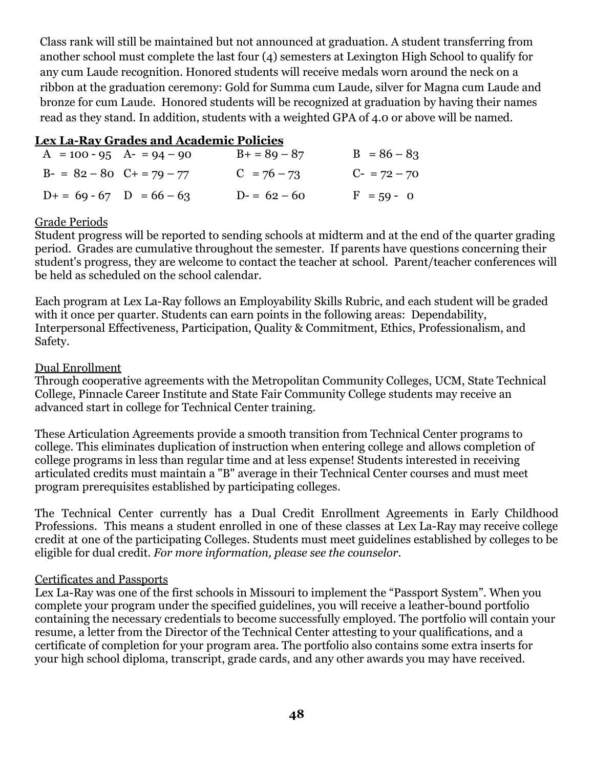Class rank will still be maintained but not announced at graduation. A student transferring from another school must complete the last four (4) semesters at Lexington High School to qualify for any cum Laude recognition. Honored students will receive medals worn around the neck on a ribbon at the graduation ceremony: Gold for Summa cum Laude, silver for Magna cum Laude and bronze for cum Laude. Honored students will be recognized at graduation by having their names read as they stand. In addition, students with a weighted GPA of 4.0 or above will be named.

## Lex La-Ray Grades and Academic Policies

| | | | |
|---|---|---|---|
| A = 100 - 95 | A- = 94 – 90 | B+ = 89 – 87 | B = 86 – 83 |
| B- = 82 – 80 | C+ = 79 – 77 | C = 76 – 73 | C- = 72 – 70 |
| D+ = 69 - 67 | D = 66 – 63 | D- = 62 – 60 | F = 59 - 0 |

### Grade Periods

Student progress will be reported to sending schools at midterm and at the end of the quarter grading period. Grades are cumulative throughout the semester. If parents have questions concerning their student's progress, they are welcome to contact the teacher at school. Parent/teacher conferences will be held as scheduled on the school calendar.

Each program at Lex La-Ray follows an Employability Skills Rubric, and each student will be graded with it once per quarter. Students can earn points in the following areas: Dependability, Interpersonal Effectiveness, Participation, Quality & Commitment, Ethics, Professionalism, and Safety.

### Dual Enrollment

Through cooperative agreements with the Metropolitan Community Colleges, UCM, State Technical College, Pinnacle Career Institute and State Fair Community College students may receive an advanced start in college for Technical Center training.

These Articulation Agreements provide a smooth transition from Technical Center programs to college. This eliminates duplication of instruction when entering college and allows completion of college programs in less than regular time and at less expense! Students interested in receiving articulated credits must maintain a "B" average in their Technical Center courses and must meet program prerequisites established by participating colleges.

The Technical Center currently has a Dual Credit Enrollment Agreements in Early Childhood Professions. This means a student enrolled in one of these classes at Lex La-Ray may receive college credit at one of the participating Colleges. Students must meet guidelines established by colleges to be eligible for dual credit. *For more information, please see the counselor.*

### Certificates and Passports

Lex La-Ray was one of the first schools in Missouri to implement the "Passport System". When you complete your program under the specified guidelines, you will receive a leather-bound portfolio containing the necessary credentials to become successfully employed. The portfolio will contain your resume, a letter from the Director of the Technical Center attesting to your qualifications, and a certificate of completion for your program area. The portfolio also contains some extra inserts for your high school diploma, transcript, grade cards, and any other awards you may have received.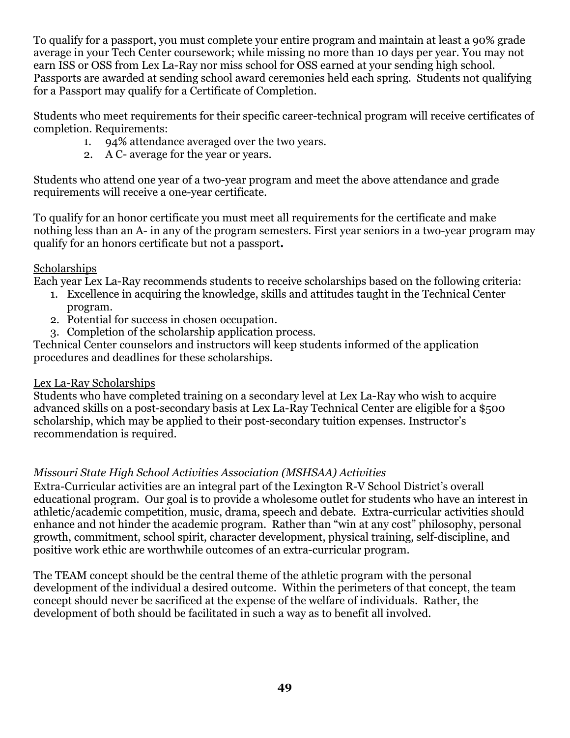To qualify for a passport, you must complete your entire program and maintain at least a 90% grade average in your Tech Center coursework; while missing no more than 10 days per year. You may not earn ISS or OSS from Lex La-Ray nor miss school for OSS earned at your sending high school. Passports are awarded at sending school award ceremonies held each spring. Students not qualifying for a Passport may qualify for a Certificate of Completion.

Students who meet requirements for their specific career-technical program will receive certificates of completion. Requirements:

1. 94% attendance averaged over the two years.
2. A C- average for the year or years.

Students who attend one year of a two-year program and meet the above attendance and grade requirements will receive a one-year certificate.

To qualify for an honor certificate you must meet all requirements for the certificate and make nothing less than an A- in any of the program semesters. First year seniors in a two-year program may qualify for an honors certificate but not a passport**.**

<u>Scholarships</u>

Each year Lex La-Ray recommends students to receive scholarships based on the following criteria:

1. Excellence in acquiring the knowledge, skills and attitudes taught in the Technical Center program.
2. Potential for success in chosen occupation.
3. Completion of the scholarship application process.

Technical Center counselors and instructors will keep students informed of the application procedures and deadlines for these scholarships.

<u>Lex La-Ray Scholarships</u>

Students who have completed training on a secondary level at Lex La-Ray who wish to acquire advanced skills on a post-secondary basis at Lex La-Ray Technical Center are eligible for a $500 scholarship, which may be applied to their post-secondary tuition expenses. Instructor's recommendation is required.

*Missouri State High School Activities Association (MSHSAA) Activities*

Extra-Curricular activities are an integral part of the Lexington R-V School District's overall educational program. Our goal is to provide a wholesome outlet for students who have an interest in athletic/academic competition, music, drama, speech and debate. Extra-curricular activities should enhance and not hinder the academic program. Rather than "win at any cost" philosophy, personal growth, commitment, school spirit, character development, physical training, self-discipline, and positive work ethic are worthwhile outcomes of an extra-curricular program.

The TEAM concept should be the central theme of the athletic program with the personal development of the individual a desired outcome. Within the perimeters of that concept, the team concept should never be sacrificed at the expense of the welfare of individuals. Rather, the development of both should be facilitated in such a way as to benefit all involved.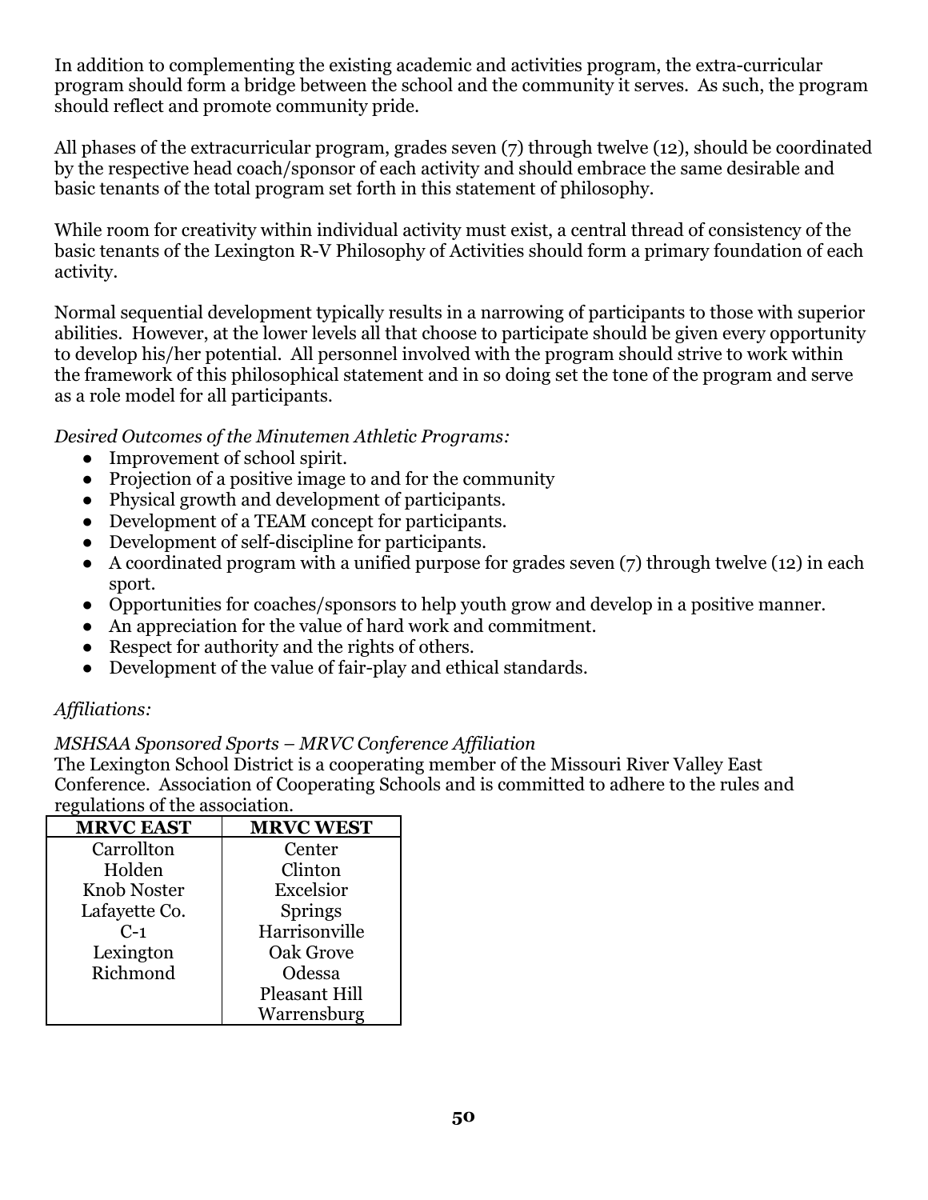In addition to complementing the existing academic and activities program, the extra-curricular program should form a bridge between the school and the community it serves. As such, the program should reflect and promote community pride.

All phases of the extracurricular program, grades seven (7) through twelve (12), should be coordinated by the respective head coach/sponsor of each activity and should embrace the same desirable and basic tenants of the total program set forth in this statement of philosophy.

While room for creativity within individual activity must exist, a central thread of consistency of the basic tenants of the Lexington R-V Philosophy of Activities should form a primary foundation of each activity.

Normal sequential development typically results in a narrowing of participants to those with superior abilities. However, at the lower levels all that choose to participate should be given every opportunity to develop his/her potential. All personnel involved with the program should strive to work within the framework of this philosophical statement and in so doing set the tone of the program and serve as a role model for all participants.

*Desired Outcomes of the Minutemen Athletic Programs:*

- Improvement of school spirit.
- Projection of a positive image to and for the community
- Physical growth and development of participants.
- Development of a TEAM concept for participants.
- Development of self-discipline for participants.
- A coordinated program with a unified purpose for grades seven (7) through twelve (12) in each sport.
- Opportunities for coaches/sponsors to help youth grow and develop in a positive manner.
- An appreciation for the value of hard work and commitment.
- Respect for authority and the rights of others.
- Development of the value of fair-play and ethical standards.

*Affiliations:*

*MSHSAA Sponsored Sports – MRVC Conference Affiliation*

The Lexington School District is a cooperating member of the Missouri River Valley East Conference. Association of Cooperating Schools and is committed to adhere to the rules and regulations of the association.

| MRVC EAST | MRVC WEST |
|---|---|
| Carrollton | Center |
| Holden | Clinton |
| Knob Noster | Excelsior |
| Lafayette Co. | Springs |
| C-1 | Harrisonville |
| Lexington | Oak Grove |
| Richmond | Odessa |
| | Pleasant Hill |
| | Warrensburg |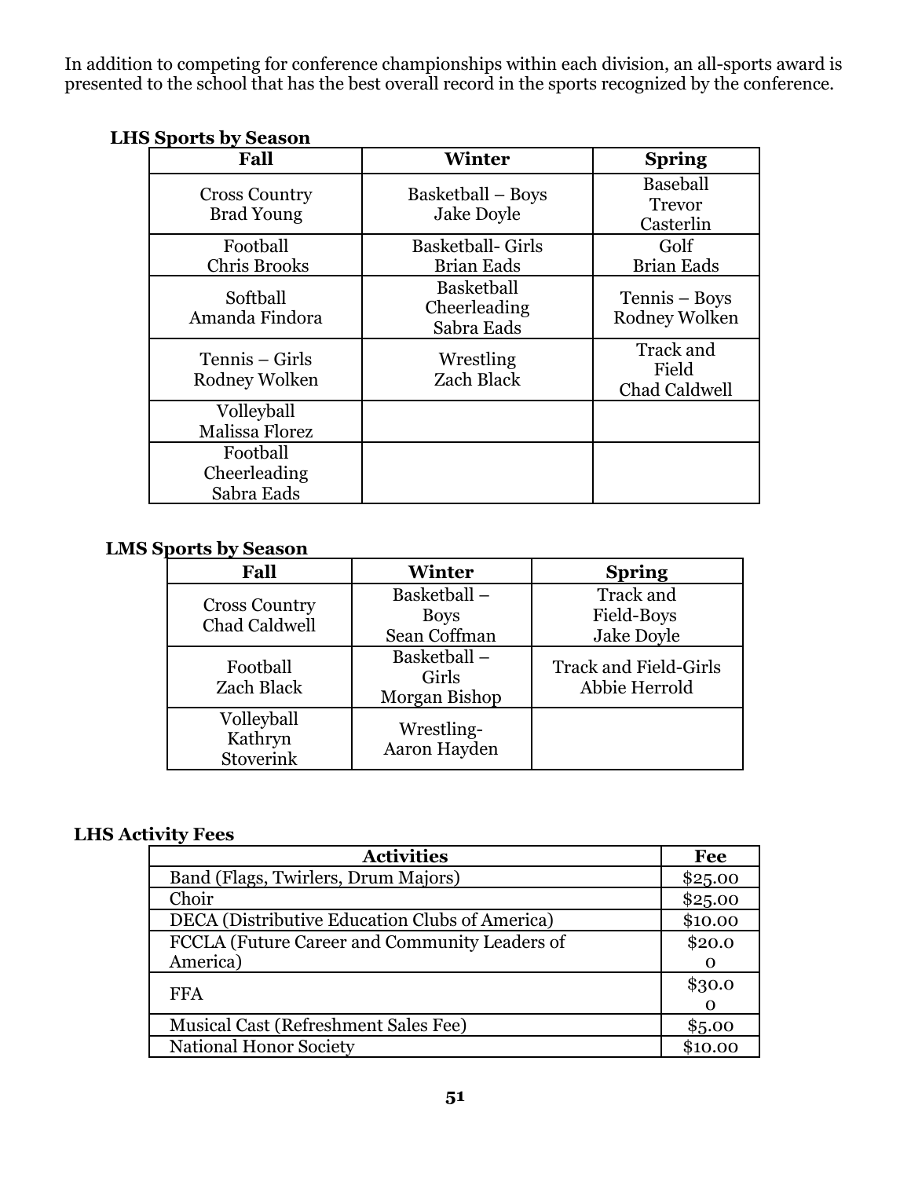In addition to competing for conference championships within each division, an all-sports award is presented to the school that has the best overall record in the sports recognized by the conference.

**LHS Sports by Season**

| Fall | Winter | Spring |
|---|---|---|
| Cross Country Brad Young | Basketball – Boys Jake Doyle | Baseball Trevor Casterlin |
| Football Chris Brooks | Basketball- Girls Brian Eads | Golf Brian Eads |
| Softball Amanda Findora | Basketball Cheerleading Sabra Eads | Tennis – Boys Rodney Wolken |
| Tennis – Girls Rodney Wolken | Wrestling Zach Black | Track and Field Chad Caldwell |
| Volleyball Malissa Florez | | |
| Football Cheerleading Sabra Eads | | |

**LMS Sports by Season**

| Fall | Winter | Spring |
|---|---|---|
| Cross Country Chad Caldwell | Basketball – Boys Sean Coffman | Track and Field-Boys Jake Doyle |
| Football Zach Black | Basketball – Girls Morgan Bishop | Track and Field-Girls Abbie Herrold |
| Volleyball Kathryn Stoverink | Wrestling- Aaron Hayden | |

**LHS Activity Fees**

| Activities | Fee |
|---|---|
| Band (Flags, Twirlers, Drum Majors) | $25.00 |
| Choir | $25.00 |
| DECA (Distributive Education Clubs of America) | $10.00 |
| FCCLA (Future Career and Community Leaders of America) | $20.00 |
| FFA | $30.00 |
| Musical Cast (Refreshment Sales Fee) | $5.00 |
| National Honor Society | $10.00 |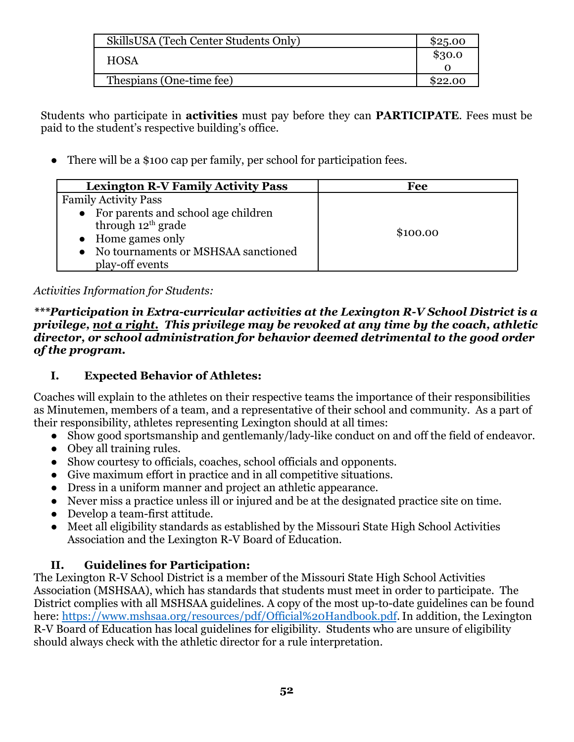| SkillsUSA (Tech Center Students Only) | $25.00 |
|---|---|
| HOSA | $30.00 |
| Thespians (One-time fee) | $22.00 |

Students who participate in **activities** must pay before they can **PARTICIPATE**. Fees must be paid to the student's respective building's office.

- There will be a $100 cap per family, per school for participation fees.

| Lexington R-V Family Activity Pass | Fee |
|---|---|
| Family Activity Pass<br>• For parents and school age children through 12th grade<br>• Home games only<br>• No tournaments or MSHSAA sanctioned play-off events | $100.00 |

*Activities Information for Students:*

***\*\*\*Participation in Extra-curricular activities at the Lexington R-V School District is a privilege, <u>not a right.</u> This privilege may be revoked at any time by the coach, athletic director, or school administration for behavior deemed detrimental to the good order of the program.***

## I. Expected Behavior of Athletes:

Coaches will explain to the athletes on their respective teams the importance of their responsibilities as Minutemen, members of a team, and a representative of their school and community. As a part of their responsibility, athletes representing Lexington should at all times:

- Show good sportsmanship and gentlemanly/lady-like conduct on and off the field of endeavor.
- Obey all training rules.
- Show courtesy to officials, coaches, school officials and opponents.
- Give maximum effort in practice and in all competitive situations.
- Dress in a uniform manner and project an athletic appearance.
- Never miss a practice unless ill or injured and be at the designated practice site on time.
- Develop a team-first attitude.
- Meet all eligibility standards as established by the Missouri State High School Activities Association and the Lexington R-V Board of Education.

## II. Guidelines for Participation:

The Lexington R-V School District is a member of the Missouri State High School Activities Association (MSHSAA), which has standards that students must meet in order to participate. The District complies with all MSHSAA guidelines. A copy of the most up-to-date guidelines can be found here: https://www.mshsaa.org/resources/pdf/Official%20Handbook.pdf. In addition, the Lexington R-V Board of Education has local guidelines for eligibility. Students who are unsure of eligibility should always check with the athletic director for a rule interpretation.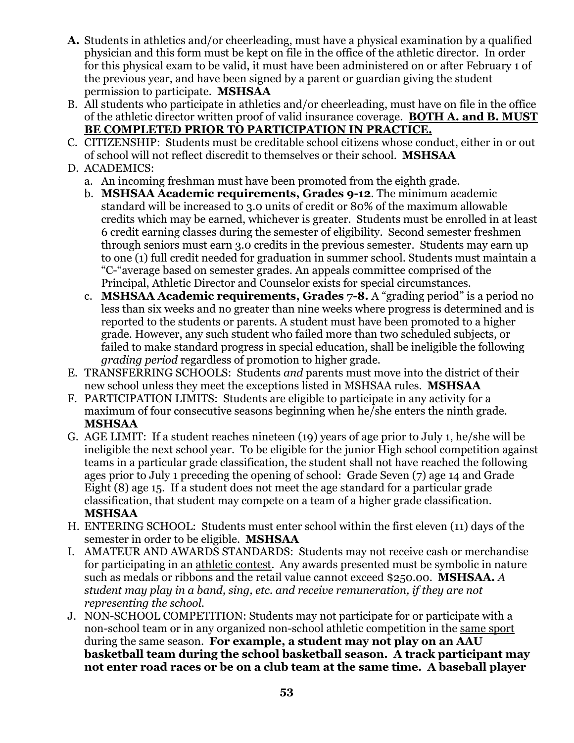- **A.** Students in athletics and/or cheerleading, must have a physical examination by a qualified physician and this form must be kept on file in the office of the athletic director. In order for this physical exam to be valid, it must have been administered on or after February 1 of the previous year, and have been signed by a parent or guardian giving the student permission to participate. **MSHSAA**
- B. All students who participate in athletics and/or cheerleading, must have on file in the office of the athletic director written proof of valid insurance coverage. <u>**BOTH A. and B. MUST BE COMPLETED PRIOR TO PARTICIPATION IN PRACTICE.**</u>
- C. CITIZENSHIP: Students must be creditable school citizens whose conduct, either in or out of school will not reflect discredit to themselves or their school. **MSHSAA**
- D. ACADEMICS:
  - a. An incoming freshman must have been promoted from the eighth grade.
  - b. **MSHSAA Academic requirements, Grades 9-12**. The minimum academic standard will be increased to 3.0 units of credit or 80% of the maximum allowable credits which may be earned, whichever is greater. Students must be enrolled in at least 6 credit earning classes during the semester of eligibility. Second semester freshmen through seniors must earn 3.0 credits in the previous semester. Students may earn up to one (1) full credit needed for graduation in summer school. Students must maintain a "C-"average based on semester grades. An appeals committee comprised of the Principal, Athletic Director and Counselor exists for special circumstances.
  - c. **MSHSAA Academic requirements, Grades 7-8.** A "grading period" is a period no less than six weeks and no greater than nine weeks where progress is determined and is reported to the students or parents. A student must have been promoted to a higher grade. However, any such student who failed more than two scheduled subjects, or failed to make standard progress in special education, shall be ineligible the following *grading period* regardless of promotion to higher grade.
- E. TRANSFERRING SCHOOLS: Students *and* parents must move into the district of their new school unless they meet the exceptions listed in MSHSAA rules. **MSHSAA**
- F. PARTICIPATION LIMITS: Students are eligible to participate in any activity for a maximum of four consecutive seasons beginning when he/she enters the ninth grade. **MSHSAA**
- G. AGE LIMIT: If a student reaches nineteen (19) years of age prior to July 1, he/she will be ineligible the next school year. To be eligible for the junior High school competition against teams in a particular grade classification, the student shall not have reached the following ages prior to July 1 preceding the opening of school: Grade Seven (7) age 14 and Grade Eight (8) age 15. If a student does not meet the age standard for a particular grade classification, that student may compete on a team of a higher grade classification. **MSHSAA**
- H. ENTERING SCHOOL: Students must enter school within the first eleven (11) days of the semester in order to be eligible. **MSHSAA**
- I. AMATEUR AND AWARDS STANDARDS: Students may not receive cash or merchandise for participating in an <u>athletic contest</u>. Any awards presented must be symbolic in nature such as medals or ribbons and the retail value cannot exceed $250.00. **MSHSAA.** *A student may play in a band, sing, etc. and receive remuneration, if they are not representing the school.*
- J. NON-SCHOOL COMPETITION: Students may not participate for or participate with a non-school team or in any organized non-school athletic competition in the <u>same sport</u> during the same season. **For example, a student may not play on an AAU basketball team during the school basketball season. A track participant may not enter road races or be on a club team at the same time. A baseball player**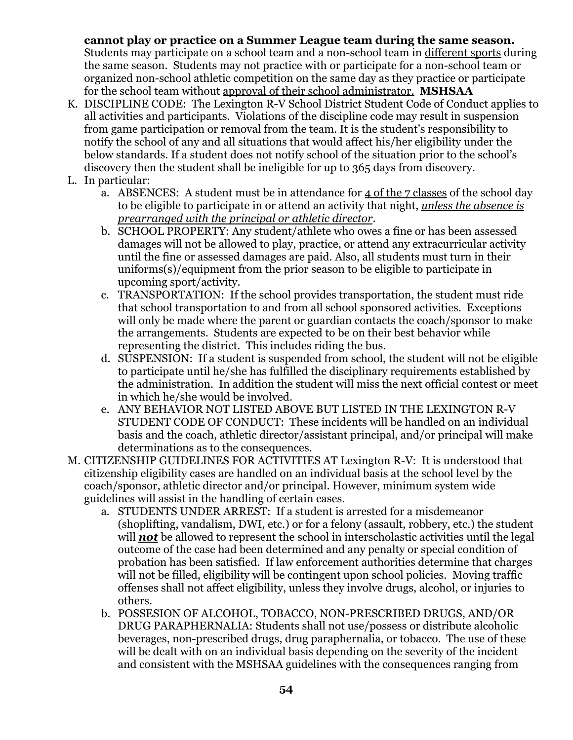**cannot play or practice on a Summer League team during the same season.** Students may participate on a school team and a non-school team in <u>different sports</u> during the same season. Students may not practice with or participate for a non-school team or organized non-school athletic competition on the same day as they practice or participate for the school team without <u>approval of their school administrator.</u> **MSHSAA**

K. DISCIPLINE CODE: The Lexington R-V School District Student Code of Conduct applies to all activities and participants. Violations of the discipline code may result in suspension from game participation or removal from the team. It is the student's responsibility to notify the school of any and all situations that would affect his/her eligibility under the below standards. If a student does not notify school of the situation prior to the school's discovery then the student shall be ineligible for up to 365 days from discovery.

L. In particular:
   a. ABSENCES: A student must be in attendance for <u>4 of the 7 classes</u> of the school day to be eligible to participate in or attend an activity that night, <u>***unless the absence is prearranged with the principal or athletic director***</u>.
   b. SCHOOL PROPERTY: Any student/athlete who owes a fine or has been assessed damages will not be allowed to play, practice, or attend any extracurricular activity until the fine or assessed damages are paid. Also, all students must turn in their uniforms(s)/equipment from the prior season to be eligible to participate in upcoming sport/activity.
   c. TRANSPORTATION: If the school provides transportation, the student must ride that school transportation to and from all school sponsored activities. Exceptions will only be made where the parent or guardian contacts the coach/sponsor to make the arrangements. Students are expected to be on their best behavior while representing the district. This includes riding the bus.
   d. SUSPENSION: If a student is suspended from school, the student will not be eligible to participate until he/she has fulfilled the disciplinary requirements established by the administration. In addition the student will miss the next official contest or meet in which he/she would be involved.
   e. ANY BEHAVIOR NOT LISTED ABOVE BUT LISTED IN THE LEXINGTON R-V STUDENT CODE OF CONDUCT: These incidents will be handled on an individual basis and the coach, athletic director/assistant principal, and/or principal will make determinations as to the consequences.

M. CITIZENSHIP GUIDELINES FOR ACTIVITIES AT Lexington R-V: It is understood that citizenship eligibility cases are handled on an individual basis at the school level by the coach/sponsor, athletic director and/or principal. However, minimum system wide guidelines will assist in the handling of certain cases.
   a. STUDENTS UNDER ARREST: If a student is arrested for a misdemeanor (shoplifting, vandalism, DWI, etc.) or for a felony (assault, robbery, etc.) the student will <u>***not***</u> be allowed to represent the school in interscholastic activities until the legal outcome of the case had been determined and any penalty or special condition of probation has been satisfied. If law enforcement authorities determine that charges will not be filled, eligibility will be contingent upon school policies. Moving traffic offenses shall not affect eligibility, unless they involve drugs, alcohol, or injuries to others.
   b. POSSESION OF ALCOHOL, TOBACCO, NON-PRESCRIBED DRUGS, AND/OR DRUG PARAPHERNALIA: Students shall not use/possess or distribute alcoholic beverages, non-prescribed drugs, drug paraphernalia, or tobacco. The use of these will be dealt with on an individual basis depending on the severity of the incident and consistent with the MSHSAA guidelines with the consequences ranging from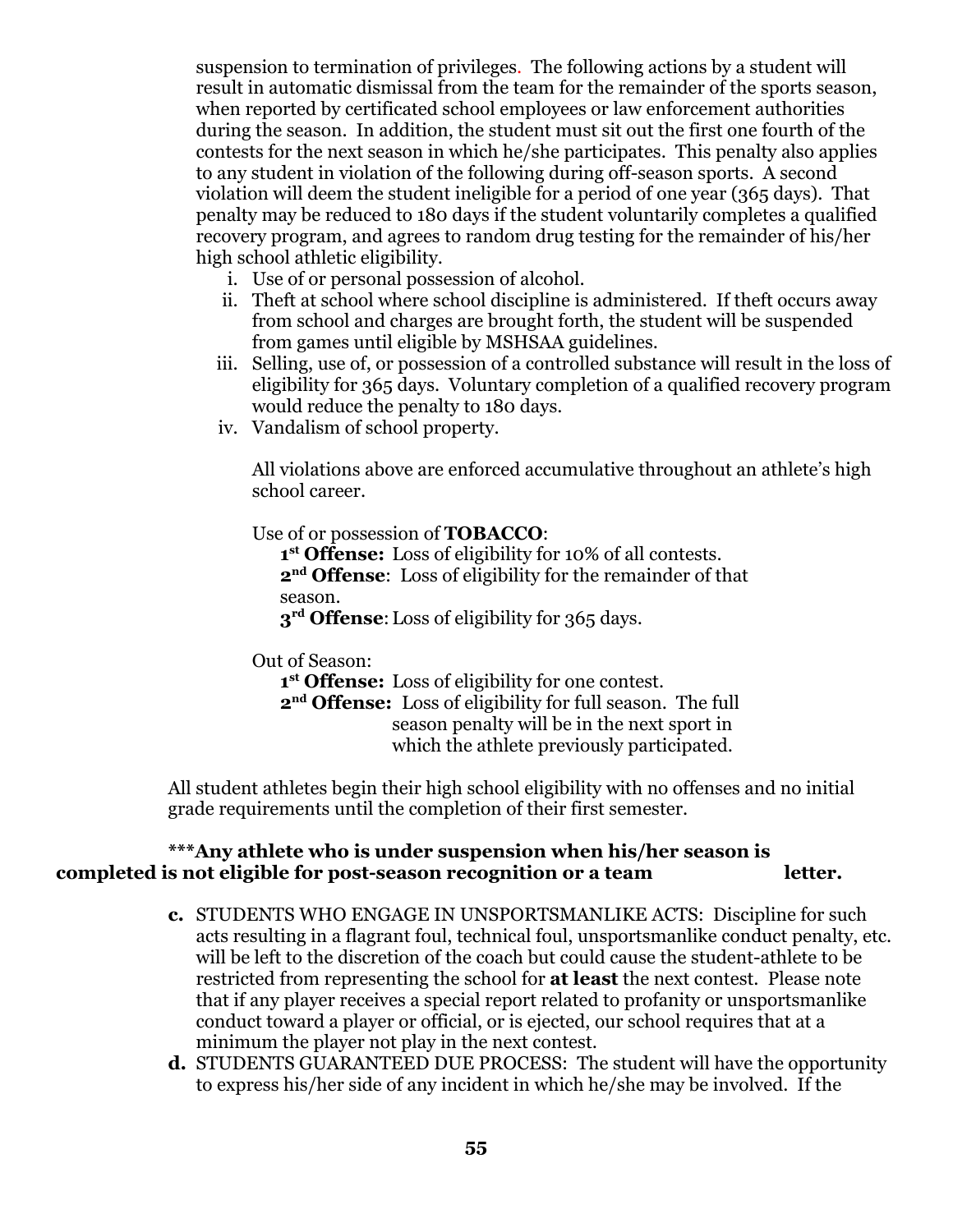suspension to termination of privileges. The following actions by a student will result in automatic dismissal from the team for the remainder of the sports season, when reported by certificated school employees or law enforcement authorities during the season. In addition, the student must sit out the first one fourth of the contests for the next season in which he/she participates. This penalty also applies to any student in violation of the following during off-season sports. A second violation will deem the student ineligible for a period of one year (365 days). That penalty may be reduced to 180 days if the student voluntarily completes a qualified recovery program, and agrees to random drug testing for the remainder of his/her high school athletic eligibility.

i. Use of or personal possession of alcohol.
ii. Theft at school where school discipline is administered. If theft occurs away from school and charges are brought forth, the student will be suspended from games until eligible by MSHSAA guidelines.
iii. Selling, use of, or possession of a controlled substance will result in the loss of eligibility for 365 days. Voluntary completion of a qualified recovery program would reduce the penalty to 180 days.
iv. Vandalism of school property.

All violations above are enforced accumulative throughout an athlete's high school career.

Use of or possession of **TOBACCO**:

**1st Offense:** Loss of eligibility for 10% of all contests.
**2nd Offense**: Loss of eligibility for the remainder of that season.
**3rd Offense**: Loss of eligibility for 365 days.

Out of Season:

**1st Offense:** Loss of eligibility for one contest.
**2nd Offense:** Loss of eligibility for full season. The full season penalty will be in the next sport in which the athlete previously participated.

All student athletes begin their high school eligibility with no offenses and no initial grade requirements until the completion of their first semester.

*****Any athlete who is under suspension when his/her season is completed is not eligible for post-season recognition or a team letter.**

**c.** STUDENTS WHO ENGAGE IN UNSPORTSMANLIKE ACTS: Discipline for such acts resulting in a flagrant foul, technical foul, unsportsmanlike conduct penalty, etc. will be left to the discretion of the coach but could cause the student-athlete to be restricted from representing the school for **at least** the next contest. Please note that if any player receives a special report related to profanity or unsportsmanlike conduct toward a player or official, or is ejected, our school requires that at a minimum the player not play in the next contest.

**d.** STUDENTS GUARANTEED DUE PROCESS: The student will have the opportunity to express his/her side of any incident in which he/she may be involved. If the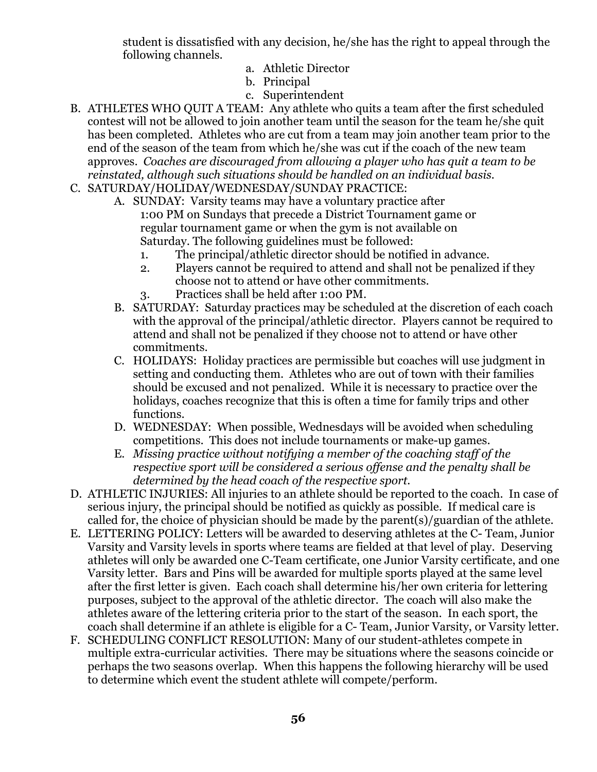student is dissatisfied with any decision, he/she has the right to appeal through the following channels.

a. Athletic Director
b. Principal
c. Superintendent

B. ATHLETES WHO QUIT A TEAM: Any athlete who quits a team after the first scheduled contest will not be allowed to join another team until the season for the team he/she quit has been completed. Athletes who are cut from a team may join another team prior to the end of the season of the team from which he/she was cut if the coach of the new team approves. *Coaches are discouraged from allowing a player who has quit a team to be reinstated, although such situations should be handled on an individual basis.*

C. SATURDAY/HOLIDAY/WEDNESDAY/SUNDAY PRACTICE:

   A. SUNDAY: Varsity teams may have a voluntary practice after 1:00 PM on Sundays that precede a District Tournament game or regular tournament game or when the gym is not available on Saturday. The following guidelines must be followed:
      1. The principal/athletic director should be notified in advance.
      2. Players cannot be required to attend and shall not be penalized if they choose not to attend or have other commitments.
      3. Practices shall be held after 1:00 PM.

   B. SATURDAY: Saturday practices may be scheduled at the discretion of each coach with the approval of the principal/athletic director. Players cannot be required to attend and shall not be penalized if they choose not to attend or have other commitments.

   C. HOLIDAYS: Holiday practices are permissible but coaches will use judgment in setting and conducting them. Athletes who are out of town with their families should be excused and not penalized. While it is necessary to practice over the holidays, coaches recognize that this is often a time for family trips and other functions.

   D. WEDNESDAY: When possible, Wednesdays will be avoided when scheduling competitions. This does not include tournaments or make-up games.

   E. *Missing practice without notifying a member of the coaching staff of the respective sport will be considered a serious offense and the penalty shall be determined by the head coach of the respective sport.*

D. ATHLETIC INJURIES: All injuries to an athlete should be reported to the coach. In case of serious injury, the principal should be notified as quickly as possible. If medical care is called for, the choice of physician should be made by the parent(s)/guardian of the athlete.

E. LETTERING POLICY: Letters will be awarded to deserving athletes at the C- Team, Junior Varsity and Varsity levels in sports where teams are fielded at that level of play. Deserving athletes will only be awarded one C-Team certificate, one Junior Varsity certificate, and one Varsity letter. Bars and Pins will be awarded for multiple sports played at the same level after the first letter is given. Each coach shall determine his/her own criteria for lettering purposes, subject to the approval of the athletic director. The coach will also make the athletes aware of the lettering criteria prior to the start of the season. In each sport, the coach shall determine if an athlete is eligible for a C- Team, Junior Varsity, or Varsity letter.

F. SCHEDULING CONFLICT RESOLUTION: Many of our student-athletes compete in multiple extra-curricular activities. There may be situations where the seasons coincide or perhaps the two seasons overlap. When this happens the following hierarchy will be used to determine which event the student athlete will compete/perform.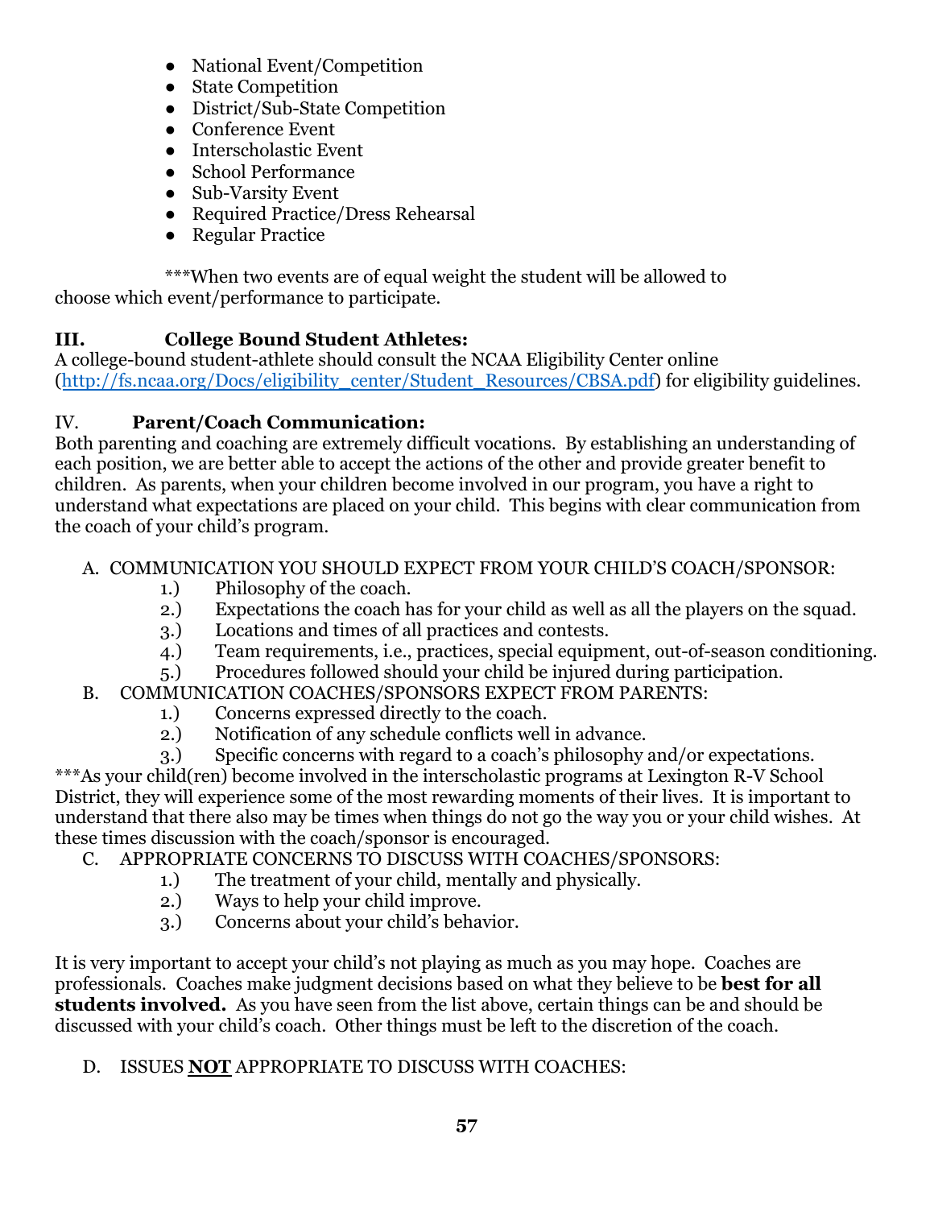- National Event/Competition
- State Competition
- District/Sub-State Competition
- Conference Event
- Interscholastic Event
- School Performance
- Sub-Varsity Event
- Required Practice/Dress Rehearsal
- Regular Practice

***When two events are of equal weight the student will be allowed to choose which event/performance to participate.

## III. College Bound Student Athletes:

A college-bound student-athlete should consult the NCAA Eligibility Center online (http://fs.ncaa.org/Docs/eligibility_center/Student_Resources/CBSA.pdf) for eligibility guidelines.

## IV. Parent/Coach Communication:

Both parenting and coaching are extremely difficult vocations. By establishing an understanding of each position, we are better able to accept the actions of the other and provide greater benefit to children. As parents, when your children become involved in our program, you have a right to understand what expectations are placed on your child. This begins with clear communication from the coach of your child's program.

A. COMMUNICATION YOU SHOULD EXPECT FROM YOUR CHILD'S COACH/SPONSOR:
   1.) Philosophy of the coach.
   2.) Expectations the coach has for your child as well as all the players on the squad.
   3.) Locations and times of all practices and contests.
   4.) Team requirements, i.e., practices, special equipment, out-of-season conditioning.
   5.) Procedures followed should your child be injured during participation.

B. COMMUNICATION COACHES/SPONSORS EXPECT FROM PARENTS:
   1.) Concerns expressed directly to the coach.
   2.) Notification of any schedule conflicts well in advance.
   3.) Specific concerns with regard to a coach's philosophy and/or expectations.

***As your child(ren) become involved in the interscholastic programs at Lexington R-V School District, they will experience some of the most rewarding moments of their lives. It is important to understand that there also may be times when things do not go the way you or your child wishes. At these times discussion with the coach/sponsor is encouraged.

C. APPROPRIATE CONCERNS TO DISCUSS WITH COACHES/SPONSORS:
   1.) The treatment of your child, mentally and physically.
   2.) Ways to help your child improve.
   3.) Concerns about your child's behavior.

It is very important to accept your child's not playing as much as you may hope. Coaches are professionals. Coaches make judgment decisions based on what they believe to be **best for all students involved.** As you have seen from the list above, certain things can be and should be discussed with your child's coach. Other things must be left to the discretion of the coach.

D. ISSUES **NOT** APPROPRIATE TO DISCUSS WITH COACHES: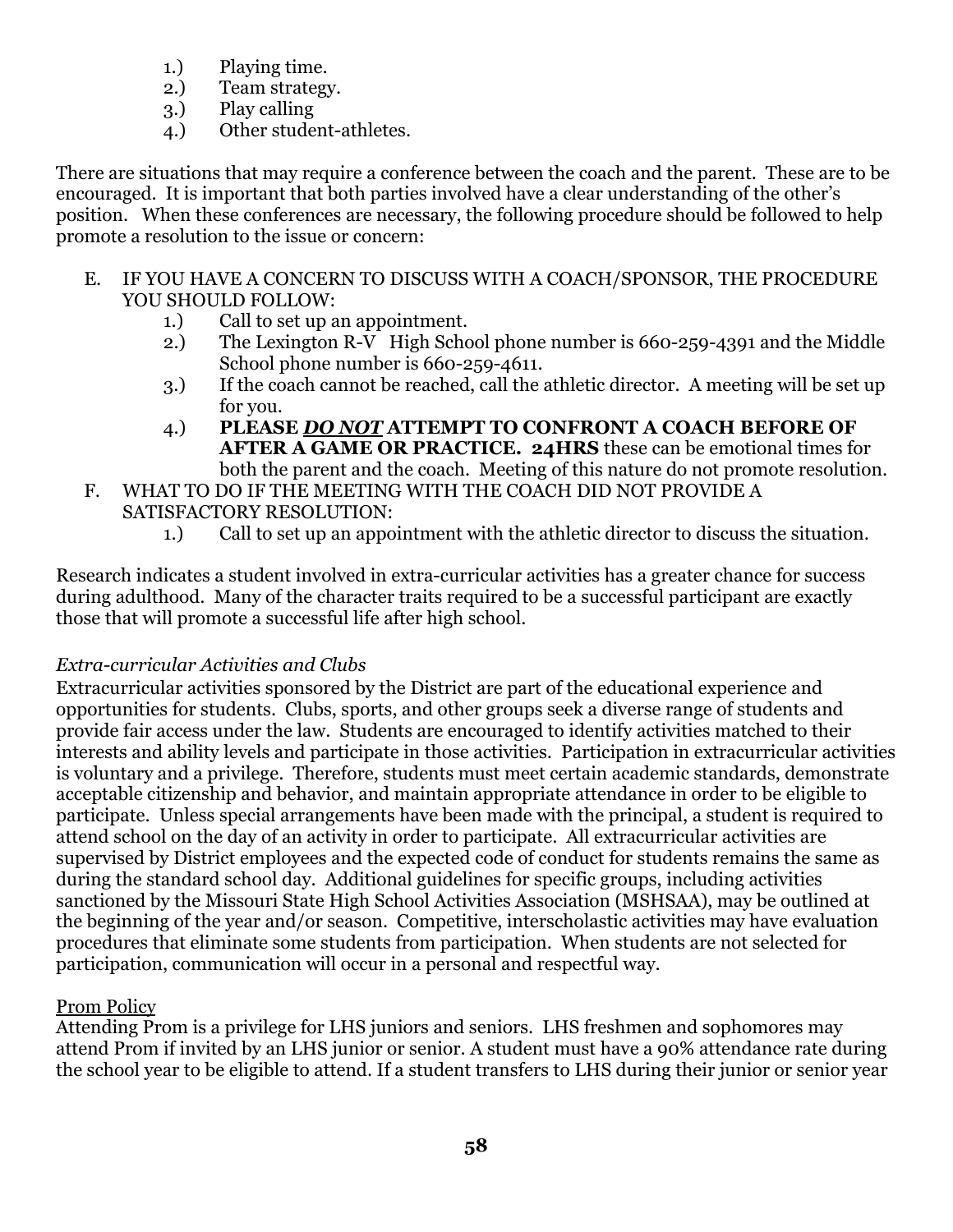1.) Playing time.
2.) Team strategy.
3.) Play calling
4.) Other student-athletes.

There are situations that may require a conference between the coach and the parent. These are to be encouraged. It is important that both parties involved have a clear understanding of the other's position. When these conferences are necessary, the following procedure should be followed to help promote a resolution to the issue or concern:

E. IF YOU HAVE A CONCERN TO DISCUSS WITH A COACH/SPONSOR, THE PROCEDURE YOU SHOULD FOLLOW:
    1.) Call to set up an appointment.
    2.) The Lexington R-V High School phone number is 660-259-4391 and the Middle School phone number is 660-259-4611.
    3.) If the coach cannot be reached, call the athletic director. A meeting will be set up for you.
    4.) **PLEASE _DO NOT_ ATTEMPT TO CONFRONT A COACH BEFORE OF AFTER A GAME OR PRACTICE. 24HRS** these can be emotional times for both the parent and the coach. Meeting of this nature do not promote resolution.

F. WHAT TO DO IF THE MEETING WITH THE COACH DID NOT PROVIDE A SATISFACTORY RESOLUTION:
    1.) Call to set up an appointment with the athletic director to discuss the situation.

Research indicates a student involved in extra-curricular activities has a greater chance for success during adulthood. Many of the character traits required to be a successful participant are exactly those that will promote a successful life after high school.

*Extra-curricular Activities and Clubs*

Extracurricular activities sponsored by the District are part of the educational experience and opportunities for students. Clubs, sports, and other groups seek a diverse range of students and provide fair access under the law. Students are encouraged to identify activities matched to their interests and ability levels and participate in those activities. Participation in extracurricular activities is voluntary and a privilege. Therefore, students must meet certain academic standards, demonstrate acceptable citizenship and behavior, and maintain appropriate attendance in order to be eligible to participate. Unless special arrangements have been made with the principal, a student is required to attend school on the day of an activity in order to participate. All extracurricular activities are supervised by District employees and the expected code of conduct for students remains the same as during the standard school day. Additional guidelines for specific groups, including activities sanctioned by the Missouri State High School Activities Association (MSHSAA), may be outlined at the beginning of the year and/or season. Competitive, interscholastic activities may have evaluation procedures that eliminate some students from participation. When students are not selected for participation, communication will occur in a personal and respectful way.

<u>Prom Policy</u>

Attending Prom is a privilege for LHS juniors and seniors. LHS freshmen and sophomores may attend Prom if invited by an LHS junior or senior. A student must have a 90% attendance rate during the school year to be eligible to attend. If a student transfers to LHS during their junior or senior year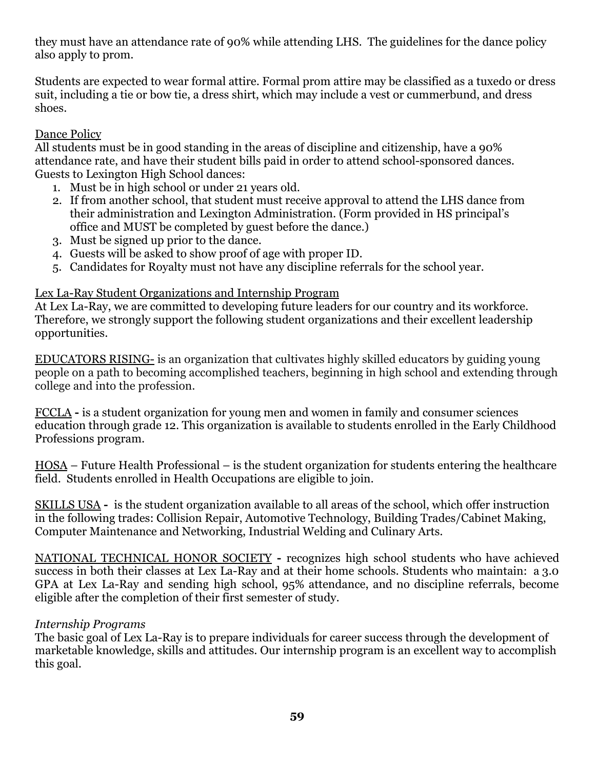they must have an attendance rate of 90% while attending LHS. The guidelines for the dance policy also apply to prom.

Students are expected to wear formal attire. Formal prom attire may be classified as a tuxedo or dress suit, including a tie or bow tie, a dress shirt, which may include a vest or cummerbund, and dress shoes.

Dance Policy

All students must be in good standing in the areas of discipline and citizenship, have a 90% attendance rate, and have their student bills paid in order to attend school-sponsored dances. Guests to Lexington High School dances:

1. Must be in high school or under 21 years old.
2. If from another school, that student must receive approval to attend the LHS dance from their administration and Lexington Administration. (Form provided in HS principal's office and MUST be completed by guest before the dance.)
3. Must be signed up prior to the dance.
4. Guests will be asked to show proof of age with proper ID.
5. Candidates for Royalty must not have any discipline referrals for the school year.

Lex La-Ray Student Organizations and Internship Program

At Lex La-Ray, we are committed to developing future leaders for our country and its workforce. Therefore, we strongly support the following student organizations and their excellent leadership opportunities.

EDUCATORS RISING- is an organization that cultivates highly skilled educators by guiding young people on a path to becoming accomplished teachers, beginning in high school and extending through college and into the profession.

FCCLA **-** is a student organization for young men and women in family and consumer sciences education through grade 12. This organization is available to students enrolled in the Early Childhood Professions program.

HOSA – Future Health Professional – is the student organization for students entering the healthcare field. Students enrolled in Health Occupations are eligible to join.

SKILLS USA **-** is the student organization available to all areas of the school, which offer instruction in the following trades: Collision Repair, Automotive Technology, Building Trades/Cabinet Making, Computer Maintenance and Networking, Industrial Welding and Culinary Arts.

NATIONAL TECHNICAL HONOR SOCIETY **-** recognizes high school students who have achieved success in both their classes at Lex La-Ray and at their home schools. Students who maintain: a 3.0 GPA at Lex La-Ray and sending high school, 95% attendance, and no discipline referrals, become eligible after the completion of their first semester of study.

*Internship Programs*

The basic goal of Lex La-Ray is to prepare individuals for career success through the development of marketable knowledge, skills and attitudes. Our internship program is an excellent way to accomplish this goal.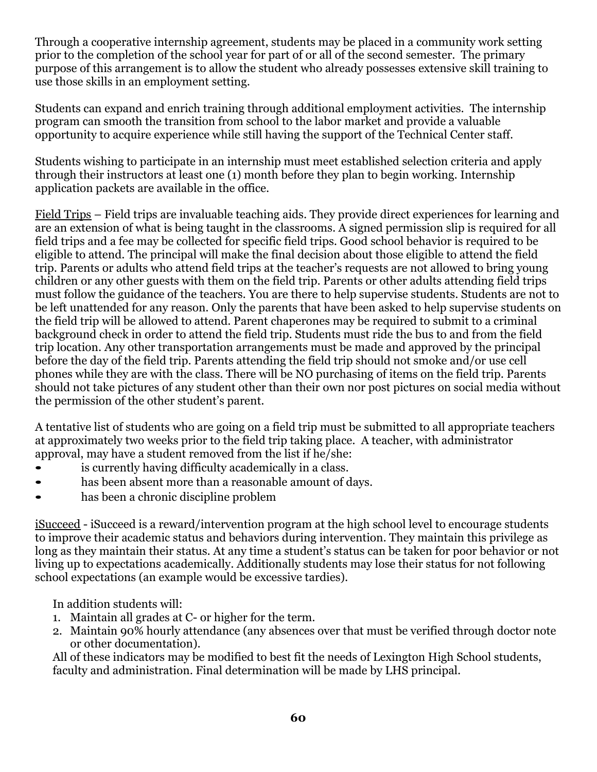Through a cooperative internship agreement, students may be placed in a community work setting prior to the completion of the school year for part of or all of the second semester. The primary purpose of this arrangement is to allow the student who already possesses extensive skill training to use those skills in an employment setting.

Students can expand and enrich training through additional employment activities. The internship program can smooth the transition from school to the labor market and provide a valuable opportunity to acquire experience while still having the support of the Technical Center staff.

Students wishing to participate in an internship must meet established selection criteria and apply through their instructors at least one (1) month before they plan to begin working. Internship application packets are available in the office.

<u>Field Trips</u> – Field trips are invaluable teaching aids. They provide direct experiences for learning and are an extension of what is being taught in the classrooms. A signed permission slip is required for all field trips and a fee may be collected for specific field trips. Good school behavior is required to be eligible to attend. The principal will make the final decision about those eligible to attend the field trip. Parents or adults who attend field trips at the teacher's requests are not allowed to bring young children or any other guests with them on the field trip. Parents or other adults attending field trips must follow the guidance of the teachers. You are there to help supervise students. Students are not to be left unattended for any reason. Only the parents that have been asked to help supervise students on the field trip will be allowed to attend. Parent chaperones may be required to submit to a criminal background check in order to attend the field trip. Students must ride the bus to and from the field trip location. Any other transportation arrangements must be made and approved by the principal before the day of the field trip. Parents attending the field trip should not smoke and/or use cell phones while they are with the class. There will be NO purchasing of items on the field trip. Parents should not take pictures of any student other than their own nor post pictures on social media without the permission of the other student's parent.

A tentative list of students who are going on a field trip must be submitted to all appropriate teachers at approximately two weeks prior to the field trip taking place. A teacher, with administrator approval, may have a student removed from the list if he/she:

- is currently having difficulty academically in a class.
- has been absent more than a reasonable amount of days.
- has been a chronic discipline problem

<u>iSucceed</u> - iSucceed is a reward/intervention program at the high school level to encourage students to improve their academic status and behaviors during intervention. They maintain this privilege as long as they maintain their status. At any time a student's status can be taken for poor behavior or not living up to expectations academically. Additionally students may lose their status for not following school expectations (an example would be excessive tardies).

In addition students will:

1. Maintain all grades at C- or higher for the term.
2. Maintain 90% hourly attendance (any absences over that must be verified through doctor note or other documentation).

All of these indicators may be modified to best fit the needs of Lexington High School students, faculty and administration. Final determination will be made by LHS principal.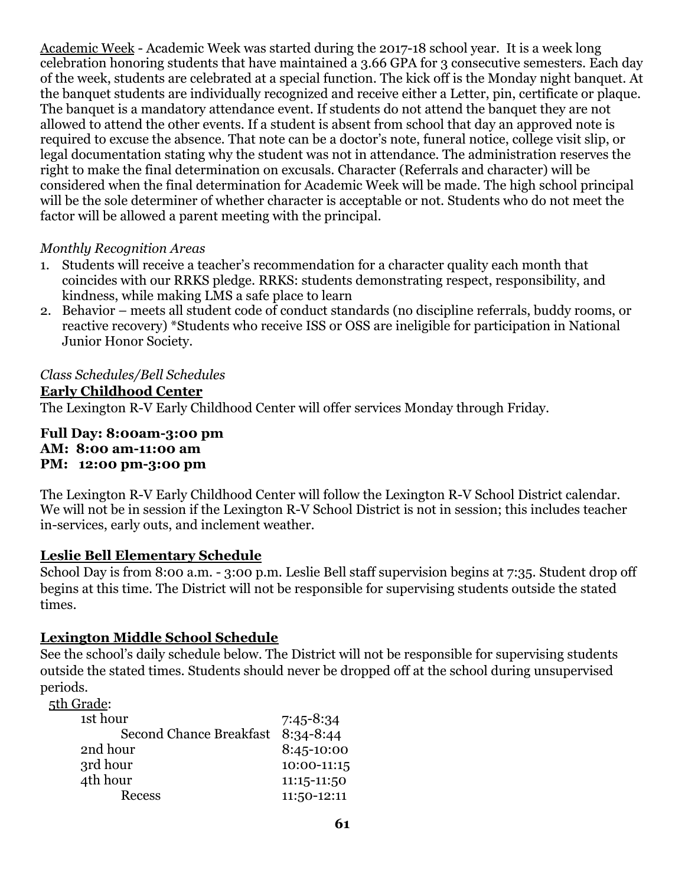<u>Academic Week</u> - Academic Week was started during the 2017-18 school year. It is a week long celebration honoring students that have maintained a 3.66 GPA for 3 consecutive semesters. Each day of the week, students are celebrated at a special function. The kick off is the Monday night banquet. At the banquet students are individually recognized and receive either a Letter, pin, certificate or plaque. The banquet is a mandatory attendance event. If students do not attend the banquet they are not allowed to attend the other events. If a student is absent from school that day an approved note is required to excuse the absence. That note can be a doctor's note, funeral notice, college visit slip, or legal documentation stating why the student was not in attendance. The administration reserves the right to make the final determination on excusals. Character (Referrals and character) will be considered when the final determination for Academic Week will be made. The high school principal will be the sole determiner of whether character is acceptable or not. Students who do not meet the factor will be allowed a parent meeting with the principal.

*Monthly Recognition Areas*

1. Students will receive a teacher's recommendation for a character quality each month that coincides with our RRKS pledge. RRKS: students demonstrating respect, responsibility, and kindness, while making LMS a safe place to learn
2. Behavior – meets all student code of conduct standards (no discipline referrals, buddy rooms, or reactive recovery) *Students who receive ISS or OSS are ineligible for participation in National Junior Honor Society.

*Class Schedules/Bell Schedules*

**<u>Early Childhood Center</u>**

The Lexington R-V Early Childhood Center will offer services Monday through Friday.

**Full Day: 8:00am-3:00 pm**
**AM: 8:00 am-11:00 am**
**PM: 12:00 pm-3:00 pm**

The Lexington R-V Early Childhood Center will follow the Lexington R-V School District calendar. We will not be in session if the Lexington R-V School District is not in session; this includes teacher in-services, early outs, and inclement weather.

**<u>Leslie Bell Elementary Schedule</u>**

School Day is from 8:00 a.m. - 3:00 p.m. Leslie Bell staff supervision begins at 7:35. Student drop off begins at this time. The District will not be responsible for supervising students outside the stated times.

**<u>Lexington Middle School Schedule</u>**

See the school's daily schedule below. The District will not be responsible for supervising students outside the stated times. Students should never be dropped off at the school during unsupervised periods.

<u>5th Grade</u>:

| | |
|---|---|
| 1st hour | 7:45-8:34 |
| Second Chance Breakfast | 8:34-8:44 |
| 2nd hour | 8:45-10:00 |
| 3rd hour | 10:00-11:15 |
| 4th hour | 11:15-11:50 |
| Recess | 11:50-12:11 |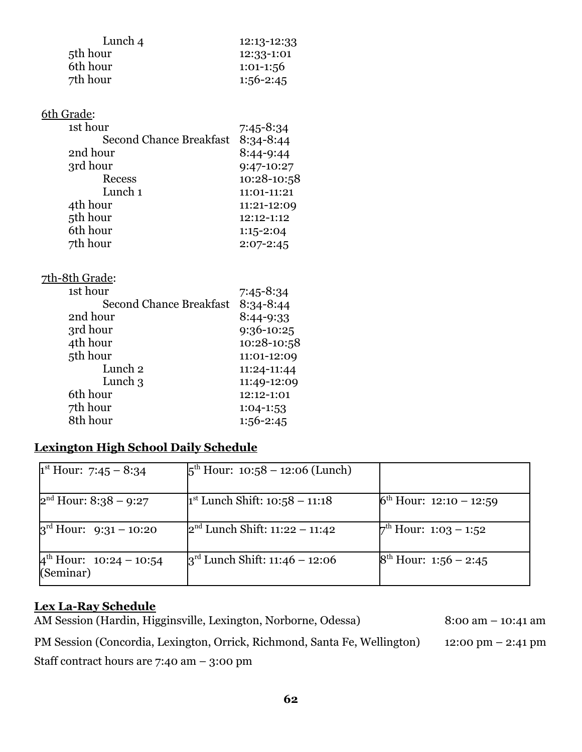| | |
|---|---|
| Lunch 4 | 12:13-12:33 |
| 5th hour | 12:33-1:01 |
| 6th hour | 1:01-1:56 |
| 7th hour | 1:56-2:45 |

6th Grade:

| | |
|---|---|
| 1st hour | 7:45-8:34 |
| Second Chance Breakfast | 8:34-8:44 |
| 2nd hour | 8:44-9:44 |
| 3rd hour | 9:47-10:27 |
| Recess | 10:28-10:58 |
| Lunch 1 | 11:01-11:21 |
| 4th hour | 11:21-12:09 |
| 5th hour | 12:12-1:12 |
| 6th hour | 1:15-2:04 |
| 7th hour | 2:07-2:45 |

7th-8th Grade:

| | |
|---|---|
| 1st hour | 7:45-8:34 |
| Second Chance Breakfast | 8:34-8:44 |
| 2nd hour | 8:44-9:33 |
| 3rd hour | 9:36-10:25 |
| 4th hour | 10:28-10:58 |
| 5th hour | 11:01-12:09 |
| Lunch 2 | 11:24-11:44 |
| Lunch 3 | 11:49-12:09 |
| 6th hour | 12:12-1:01 |
| 7th hour | 1:04-1:53 |
| 8th hour | 1:56-2:45 |

## Lexington High School Daily Schedule

| | | |
|---|---|---|
| 1st Hour: 7:45 – 8:34 | 5th Hour: 10:58 – 12:06 (Lunch) | |
| 2nd Hour: 8:38 – 9:27 | 1st Lunch Shift: 10:58 – 11:18 | 6th Hour: 12:10 – 12:59 |
| 3rd Hour: 9:31 – 10:20 | 2nd Lunch Shift: 11:22 – 11:42 | 7th Hour: 1:03 – 1:52 |
| 4th Hour: 10:24 – 10:54 (Seminar) | 3rd Lunch Shift: 11:46 – 12:06 | 8th Hour: 1:56 – 2:45 |

## Lex La-Ray Schedule

AM Session (Hardin, Higginsville, Lexington, Norborne, Odessa) 8:00 am – 10:41 am

PM Session (Concordia, Lexington, Orrick, Richmond, Santa Fe, Wellington) 12:00 pm – 2:41 pm

Staff contract hours are 7:40 am – 3:00 pm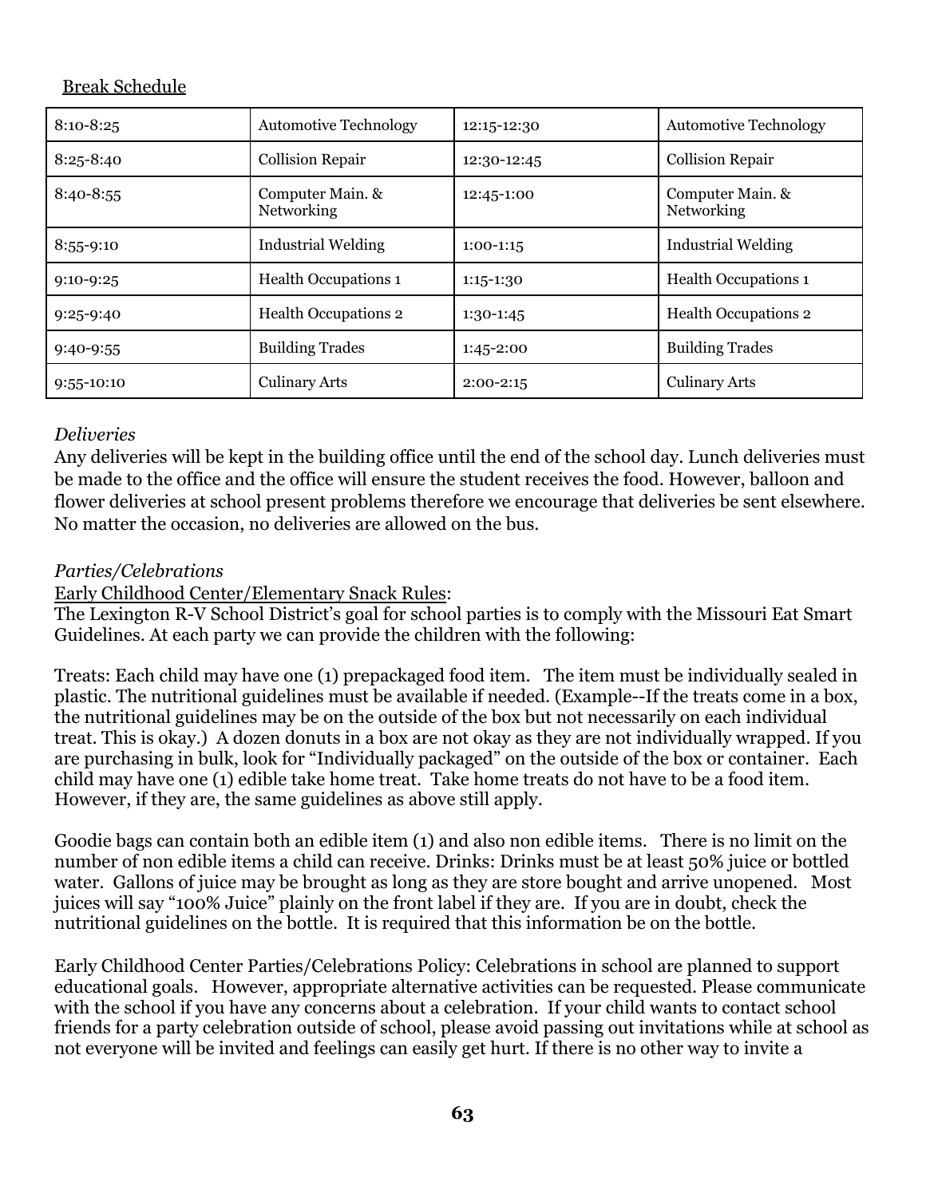Break Schedule

| 8:10-8:25 | Automotive Technology | 12:15-12:30 | Automotive Technology |
|---|---|---|---|
| 8:25-8:40 | Collision Repair | 12:30-12:45 | Collision Repair |
| 8:40-8:55 | Computer Main. & Networking | 12:45-1:00 | Computer Main. & Networking |
| 8:55-9:10 | Industrial Welding | 1:00-1:15 | Industrial Welding |
| 9:10-9:25 | Health Occupations 1 | 1:15-1:30 | Health Occupations 1 |
| 9:25-9:40 | Health Occupations 2 | 1:30-1:45 | Health Occupations 2 |
| 9:40-9:55 | Building Trades | 1:45-2:00 | Building Trades |
| 9:55-10:10 | Culinary Arts | 2:00-2:15 | Culinary Arts |

*Deliveries*

Any deliveries will be kept in the building office until the end of the school day. Lunch deliveries must be made to the office and the office will ensure the student receives the food. However, balloon and flower deliveries at school present problems therefore we encourage that deliveries be sent elsewhere. No matter the occasion, no deliveries are allowed on the bus.

*Parties/Celebrations*

Early Childhood Center/Elementary Snack Rules:

The Lexington R-V School District's goal for school parties is to comply with the Missouri Eat Smart Guidelines. At each party we can provide the children with the following:

Treats: Each child may have one (1) prepackaged food item. The item must be individually sealed in plastic. The nutritional guidelines must be available if needed. (Example--If the treats come in a box, the nutritional guidelines may be on the outside of the box but not necessarily on each individual treat. This is okay.) A dozen donuts in a box are not okay as they are not individually wrapped. If you are purchasing in bulk, look for "Individually packaged" on the outside of the box or container. Each child may have one (1) edible take home treat. Take home treats do not have to be a food item. However, if they are, the same guidelines as above still apply.

Goodie bags can contain both an edible item (1) and also non edible items. There is no limit on the number of non edible items a child can receive. Drinks: Drinks must be at least 50% juice or bottled water. Gallons of juice may be brought as long as they are store bought and arrive unopened. Most juices will say "100% Juice" plainly on the front label if they are. If you are in doubt, check the nutritional guidelines on the bottle. It is required that this information be on the bottle.

Early Childhood Center Parties/Celebrations Policy: Celebrations in school are planned to support educational goals. However, appropriate alternative activities can be requested. Please communicate with the school if you have any concerns about a celebration. If your child wants to contact school friends for a party celebration outside of school, please avoid passing out invitations while at school as not everyone will be invited and feelings can easily get hurt. If there is no other way to invite a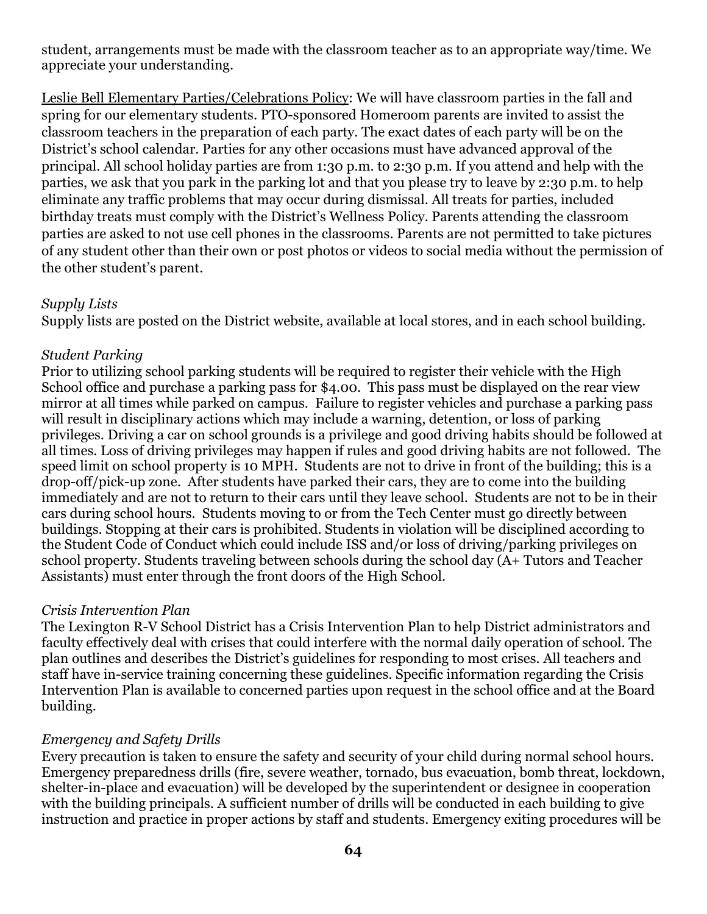student, arrangements must be made with the classroom teacher as to an appropriate way/time. We appreciate your understanding.

Leslie Bell Elementary Parties/Celebrations Policy: We will have classroom parties in the fall and spring for our elementary students. PTO-sponsored Homeroom parents are invited to assist the classroom teachers in the preparation of each party. The exact dates of each party will be on the District's school calendar. Parties for any other occasions must have advanced approval of the principal. All school holiday parties are from 1:30 p.m. to 2:30 p.m. If you attend and help with the parties, we ask that you park in the parking lot and that you please try to leave by 2:30 p.m. to help eliminate any traffic problems that may occur during dismissal. All treats for parties, included birthday treats must comply with the District's Wellness Policy. Parents attending the classroom parties are asked to not use cell phones in the classrooms. Parents are not permitted to take pictures of any student other than their own or post photos or videos to social media without the permission of the other student's parent.

*Supply Lists*

Supply lists are posted on the District website, available at local stores, and in each school building.

*Student Parking*

Prior to utilizing school parking students will be required to register their vehicle with the High School office and purchase a parking pass for $4.00. This pass must be displayed on the rear view mirror at all times while parked on campus. Failure to register vehicles and purchase a parking pass will result in disciplinary actions which may include a warning, detention, or loss of parking privileges. Driving a car on school grounds is a privilege and good driving habits should be followed at all times. Loss of driving privileges may happen if rules and good driving habits are not followed. The speed limit on school property is 10 MPH. Students are not to drive in front of the building; this is a drop-off/pick-up zone. After students have parked their cars, they are to come into the building immediately and are not to return to their cars until they leave school. Students are not to be in their cars during school hours. Students moving to or from the Tech Center must go directly between buildings. Stopping at their cars is prohibited. Students in violation will be disciplined according to the Student Code of Conduct which could include ISS and/or loss of driving/parking privileges on school property. Students traveling between schools during the school day (A+ Tutors and Teacher Assistants) must enter through the front doors of the High School.

*Crisis Intervention Plan*

The Lexington R-V School District has a Crisis Intervention Plan to help District administrators and faculty effectively deal with crises that could interfere with the normal daily operation of school. The plan outlines and describes the District's guidelines for responding to most crises. All teachers and staff have in-service training concerning these guidelines. Specific information regarding the Crisis Intervention Plan is available to concerned parties upon request in the school office and at the Board building.

*Emergency and Safety Drills*

Every precaution is taken to ensure the safety and security of your child during normal school hours. Emergency preparedness drills (fire, severe weather, tornado, bus evacuation, bomb threat, lockdown, shelter-in-place and evacuation) will be developed by the superintendent or designee in cooperation with the building principals. A sufficient number of drills will be conducted in each building to give instruction and practice in proper actions by staff and students. Emergency exiting procedures will be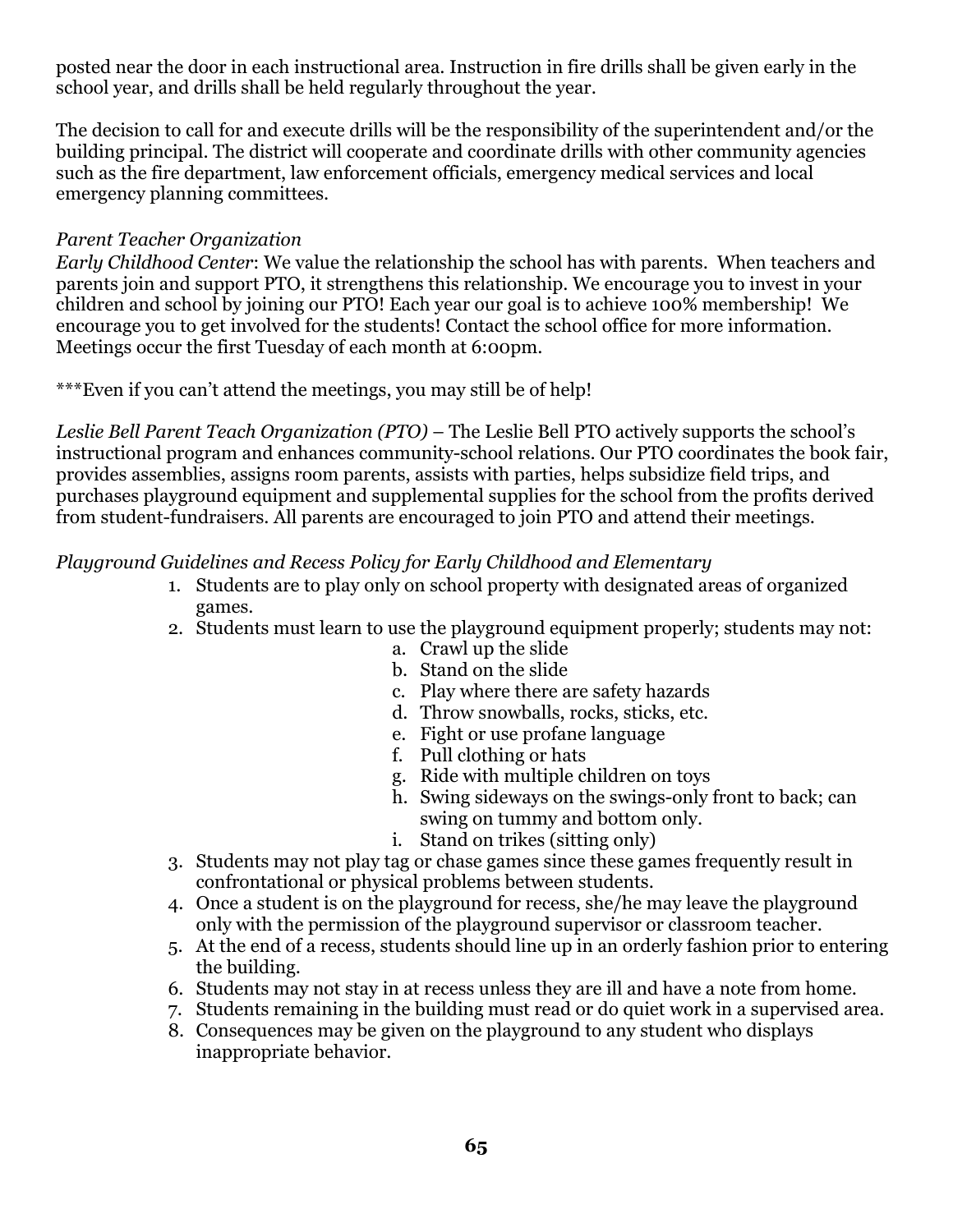posted near the door in each instructional area. Instruction in fire drills shall be given early in the school year, and drills shall be held regularly throughout the year.

The decision to call for and execute drills will be the responsibility of the superintendent and/or the building principal. The district will cooperate and coordinate drills with other community agencies such as the fire department, law enforcement officials, emergency medical services and local emergency planning committees.

*Parent Teacher Organization*

*Early Childhood Center*: We value the relationship the school has with parents. When teachers and parents join and support PTO, it strengthens this relationship. We encourage you to invest in your children and school by joining our PTO! Each year our goal is to achieve 100% membership! We encourage you to get involved for the students! Contact the school office for more information. Meetings occur the first Tuesday of each month at 6:00pm.

***Even if you can't attend the meetings, you may still be of help!

*Leslie Bell Parent Teach Organization (PTO)* – The Leslie Bell PTO actively supports the school's instructional program and enhances community-school relations. Our PTO coordinates the book fair, provides assemblies, assigns room parents, assists with parties, helps subsidize field trips, and purchases playground equipment and supplemental supplies for the school from the profits derived from student-fundraisers. All parents are encouraged to join PTO and attend their meetings.

*Playground Guidelines and Recess Policy for Early Childhood and Elementary*

1. Students are to play only on school property with designated areas of organized games.
2. Students must learn to use the playground equipment properly; students may not:
   a. Crawl up the slide
   b. Stand on the slide
   c. Play where there are safety hazards
   d. Throw snowballs, rocks, sticks, etc.
   e. Fight or use profane language
   f. Pull clothing or hats
   g. Ride with multiple children on toys
   h. Swing sideways on the swings-only front to back; can swing on tummy and bottom only.
   i. Stand on trikes (sitting only)
3. Students may not play tag or chase games since these games frequently result in confrontational or physical problems between students.
4. Once a student is on the playground for recess, she/he may leave the playground only with the permission of the playground supervisor or classroom teacher.
5. At the end of a recess, students should line up in an orderly fashion prior to entering the building.
6. Students may not stay in at recess unless they are ill and have a note from home.
7. Students remaining in the building must read or do quiet work in a supervised area.
8. Consequences may be given on the playground to any student who displays inappropriate behavior.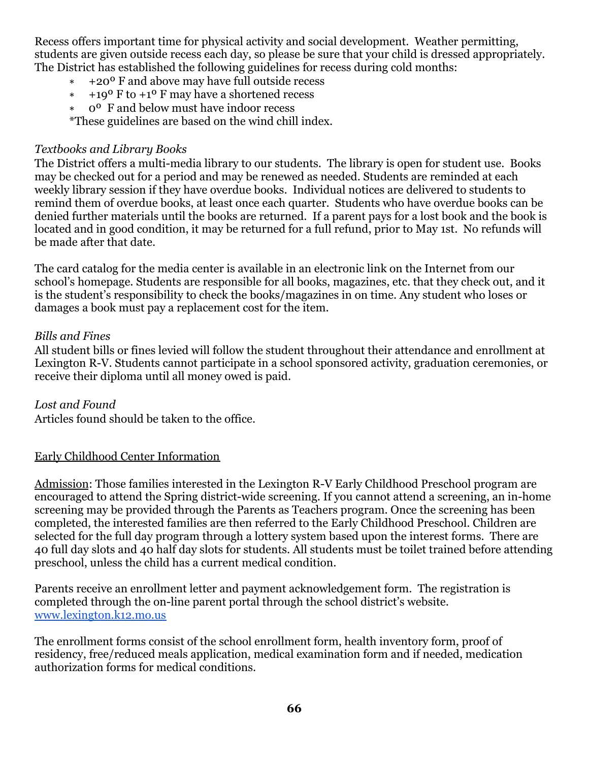Recess offers important time for physical activity and social development. Weather permitting, students are given outside recess each day, so please be sure that your child is dressed appropriately. The District has established the following guidelines for recess during cold months:

- +20º F and above may have full outside recess
- +19º F to +1º F may have a shortened recess
- 0º F and below must have indoor recess

*These guidelines are based on the wind chill index.

*Textbooks and Library Books*

The District offers a multi-media library to our students. The library is open for student use. Books may be checked out for a period and may be renewed as needed. Students are reminded at each weekly library session if they have overdue books. Individual notices are delivered to students to remind them of overdue books, at least once each quarter. Students who have overdue books can be denied further materials until the books are returned. If a parent pays for a lost book and the book is located and in good condition, it may be returned for a full refund, prior to May 1st. No refunds will be made after that date.

The card catalog for the media center is available in an electronic link on the Internet from our school's homepage. Students are responsible for all books, magazines, etc. that they check out, and it is the student's responsibility to check the books/magazines in on time. Any student who loses or damages a book must pay a replacement cost for the item.

*Bills and Fines*

All student bills or fines levied will follow the student throughout their attendance and enrollment at Lexington R-V. Students cannot participate in a school sponsored activity, graduation ceremonies, or receive their diploma until all money owed is paid.

*Lost and Found*

Articles found should be taken to the office.

## Early Childhood Center Information

Admission: Those families interested in the Lexington R-V Early Childhood Preschool program are encouraged to attend the Spring district-wide screening. If you cannot attend a screening, an in-home screening may be provided through the Parents as Teachers program. Once the screening has been completed, the interested families are then referred to the Early Childhood Preschool. Children are selected for the full day program through a lottery system based upon the interest forms. There are 40 full day slots and 40 half day slots for students. All students must be toilet trained before attending preschool, unless the child has a current medical condition.

Parents receive an enrollment letter and payment acknowledgement form. The registration is completed through the on-line parent portal through the school district's website. [www.lexington.k12.mo.us](http://www.lexington.k12.mo.us)

The enrollment forms consist of the school enrollment form, health inventory form, proof of residency, free/reduced meals application, medical examination form and if needed, medication authorization forms for medical conditions.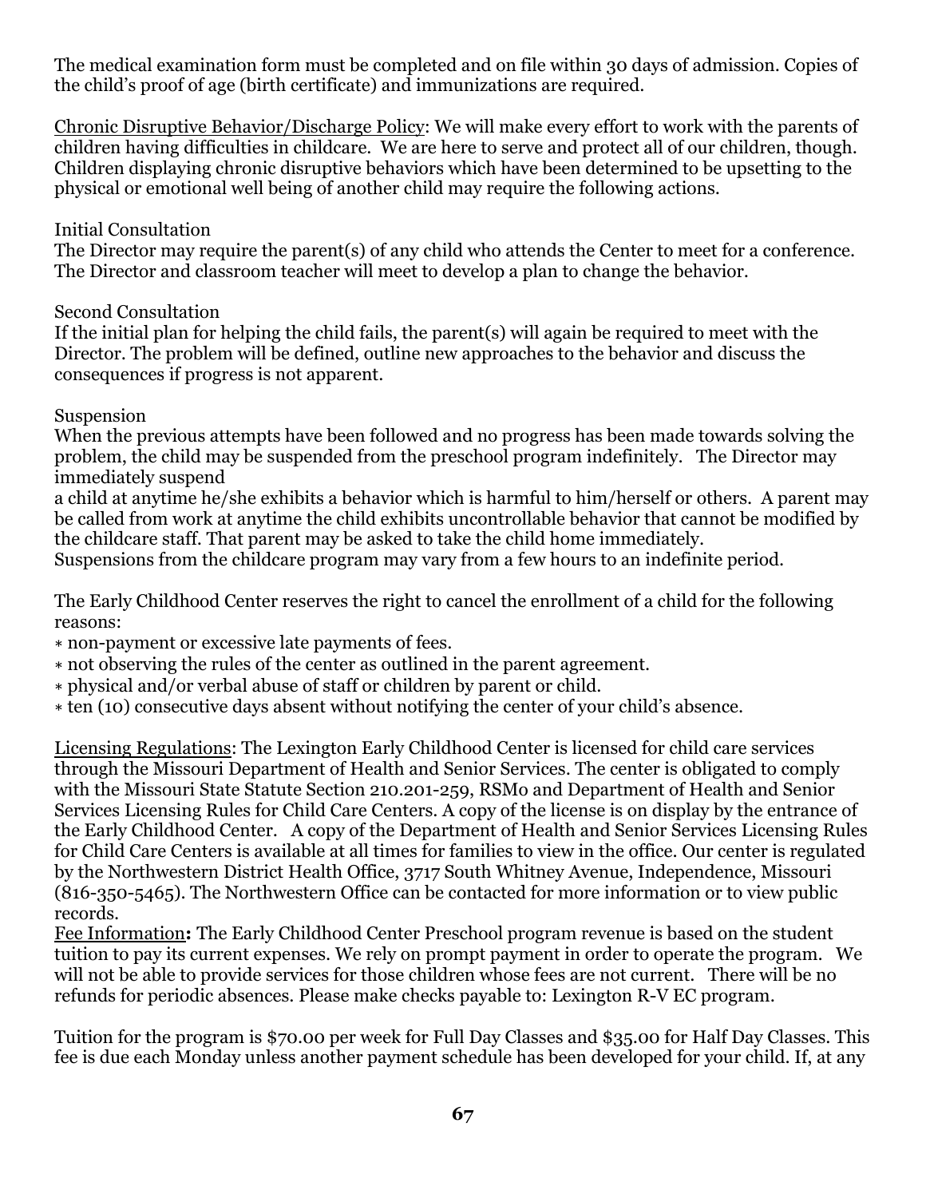The medical examination form must be completed and on file within 30 days of admission. Copies of the child's proof of age (birth certificate) and immunizations are required.

<u>Chronic Disruptive Behavior/Discharge Policy</u>: We will make every effort to work with the parents of children having difficulties in childcare. We are here to serve and protect all of our children, though. Children displaying chronic disruptive behaviors which have been determined to be upsetting to the physical or emotional well being of another child may require the following actions.

Initial Consultation
The Director may require the parent(s) of any child who attends the Center to meet for a conference. The Director and classroom teacher will meet to develop a plan to change the behavior.

Second Consultation
If the initial plan for helping the child fails, the parent(s) will again be required to meet with the Director. The problem will be defined, outline new approaches to the behavior and discuss the consequences if progress is not apparent.

Suspension
When the previous attempts have been followed and no progress has been made towards solving the problem, the child may be suspended from the preschool program indefinitely. The Director may immediately suspend
a child at anytime he/she exhibits a behavior which is harmful to him/herself or others. A parent may be called from work at anytime the child exhibits uncontrollable behavior that cannot be modified by the childcare staff. That parent may be asked to take the child home immediately.
Suspensions from the childcare program may vary from a few hours to an indefinite period.

The Early Childhood Center reserves the right to cancel the enrollment of a child for the following reasons:

- non-payment or excessive late payments of fees.
- not observing the rules of the center as outlined in the parent agreement.
- physical and/or verbal abuse of staff or children by parent or child.
- ten (10) consecutive days absent without notifying the center of your child's absence.

<u>Licensing Regulations</u>: The Lexington Early Childhood Center is licensed for child care services through the Missouri Department of Health and Senior Services. The center is obligated to comply with the Missouri State Statute Section 210.201-259, RSMo and Department of Health and Senior Services Licensing Rules for Child Care Centers. A copy of the license is on display by the entrance of the Early Childhood Center. A copy of the Department of Health and Senior Services Licensing Rules for Child Care Centers is available at all times for families to view in the office. Our center is regulated by the Northwestern District Health Office, 3717 South Whitney Avenue, Independence, Missouri (816-350-5465). The Northwestern Office can be contacted for more information or to view public records.
<u>Fee Information</u>**:** The Early Childhood Center Preschool program revenue is based on the student tuition to pay its current expenses. We rely on prompt payment in order to operate the program. We will not be able to provide services for those children whose fees are not current. There will be no refunds for periodic absences. Please make checks payable to: Lexington R-V EC program.

Tuition for the program is $70.00 per week for Full Day Classes and $35.00 for Half Day Classes. This fee is due each Monday unless another payment schedule has been developed for your child. If, at any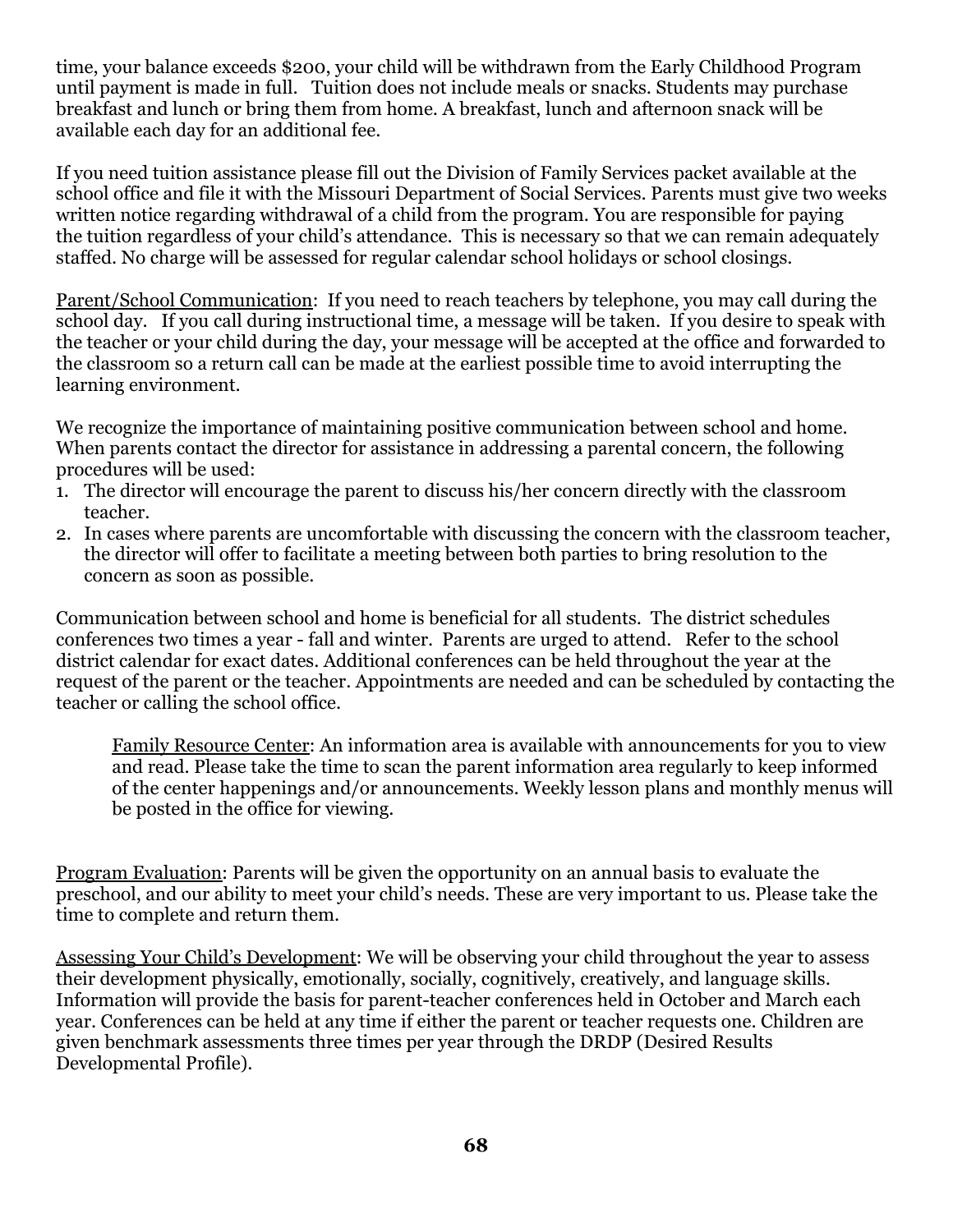time, your balance exceeds $200, your child will be withdrawn from the Early Childhood Program until payment is made in full. Tuition does not include meals or snacks. Students may purchase breakfast and lunch or bring them from home. A breakfast, lunch and afternoon snack will be available each day for an additional fee.

If you need tuition assistance please fill out the Division of Family Services packet available at the school office and file it with the Missouri Department of Social Services. Parents must give two weeks written notice regarding withdrawal of a child from the program. You are responsible for paying the tuition regardless of your child's attendance. This is necessary so that we can remain adequately staffed. No charge will be assessed for regular calendar school holidays or school closings.

<u>Parent/School Communication</u>: If you need to reach teachers by telephone, you may call during the school day. If you call during instructional time, a message will be taken. If you desire to speak with the teacher or your child during the day, your message will be accepted at the office and forwarded to the classroom so a return call can be made at the earliest possible time to avoid interrupting the learning environment.

We recognize the importance of maintaining positive communication between school and home. When parents contact the director for assistance in addressing a parental concern, the following procedures will be used:

1. The director will encourage the parent to discuss his/her concern directly with the classroom teacher.
2. In cases where parents are uncomfortable with discussing the concern with the classroom teacher, the director will offer to facilitate a meeting between both parties to bring resolution to the concern as soon as possible.

Communication between school and home is beneficial for all students. The district schedules conferences two times a year - fall and winter. Parents are urged to attend. Refer to the school district calendar for exact dates. Additional conferences can be held throughout the year at the request of the parent or the teacher. Appointments are needed and can be scheduled by contacting the teacher or calling the school office.

> <u>Family Resource Center</u>: An information area is available with announcements for you to view and read. Please take the time to scan the parent information area regularly to keep informed of the center happenings and/or announcements. Weekly lesson plans and monthly menus will be posted in the office for viewing.

<u>Program Evaluation</u>: Parents will be given the opportunity on an annual basis to evaluate the preschool, and our ability to meet your child's needs. These are very important to us. Please take the time to complete and return them.

<u>Assessing Your Child's Development</u>: We will be observing your child throughout the year to assess their development physically, emotionally, socially, cognitively, creatively, and language skills. Information will provide the basis for parent-teacher conferences held in October and March each year. Conferences can be held at any time if either the parent or teacher requests one. Children are given benchmark assessments three times per year through the DRDP (Desired Results Developmental Profile).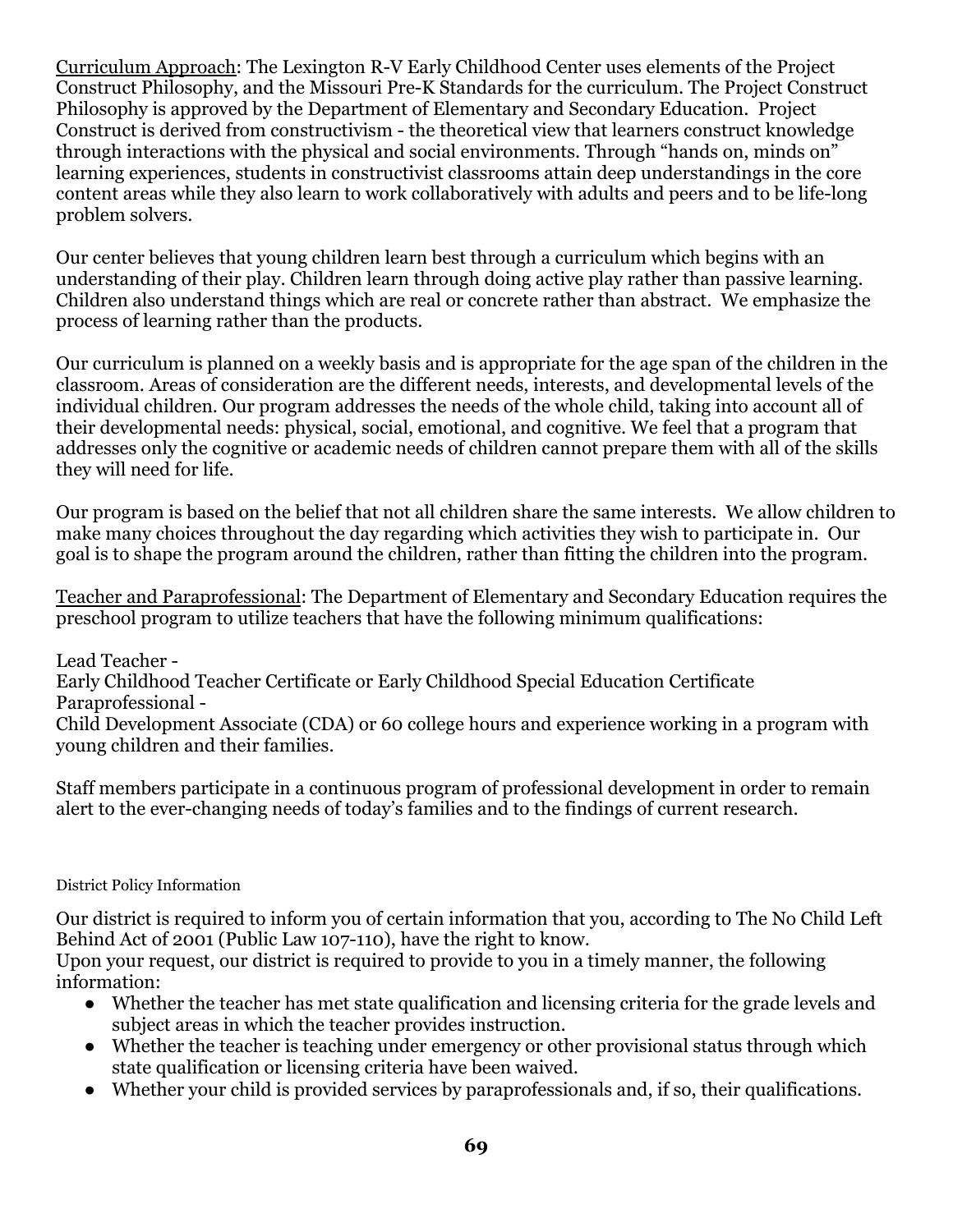Curriculum Approach: The Lexington R-V Early Childhood Center uses elements of the Project Construct Philosophy, and the Missouri Pre-K Standards for the curriculum. The Project Construct Philosophy is approved by the Department of Elementary and Secondary Education. Project Construct is derived from constructivism - the theoretical view that learners construct knowledge through interactions with the physical and social environments. Through "hands on, minds on" learning experiences, students in constructivist classrooms attain deep understandings in the core content areas while they also learn to work collaboratively with adults and peers and to be life-long problem solvers.

Our center believes that young children learn best through a curriculum which begins with an understanding of their play. Children learn through doing active play rather than passive learning. Children also understand things which are real or concrete rather than abstract. We emphasize the process of learning rather than the products.

Our curriculum is planned on a weekly basis and is appropriate for the age span of the children in the classroom. Areas of consideration are the different needs, interests, and developmental levels of the individual children. Our program addresses the needs of the whole child, taking into account all of their developmental needs: physical, social, emotional, and cognitive. We feel that a program that addresses only the cognitive or academic needs of children cannot prepare them with all of the skills they will need for life.

Our program is based on the belief that not all children share the same interests. We allow children to make many choices throughout the day regarding which activities they wish to participate in. Our goal is to shape the program around the children, rather than fitting the children into the program.

Teacher and Paraprofessional: The Department of Elementary and Secondary Education requires the preschool program to utilize teachers that have the following minimum qualifications:

Lead Teacher -
Early Childhood Teacher Certificate or Early Childhood Special Education Certificate
Paraprofessional -
Child Development Associate (CDA) or 60 college hours and experience working in a program with young children and their families.

Staff members participate in a continuous program of professional development in order to remain alert to the ever-changing needs of today's families and to the findings of current research.

District Policy Information

Our district is required to inform you of certain information that you, according to The No Child Left Behind Act of 2001 (Public Law 107-110), have the right to know.
Upon your request, our district is required to provide to you in a timely manner, the following information:

- Whether the teacher has met state qualification and licensing criteria for the grade levels and subject areas in which the teacher provides instruction.
- Whether the teacher is teaching under emergency or other provisional status through which state qualification or licensing criteria have been waived.
- Whether your child is provided services by paraprofessionals and, if so, their qualifications.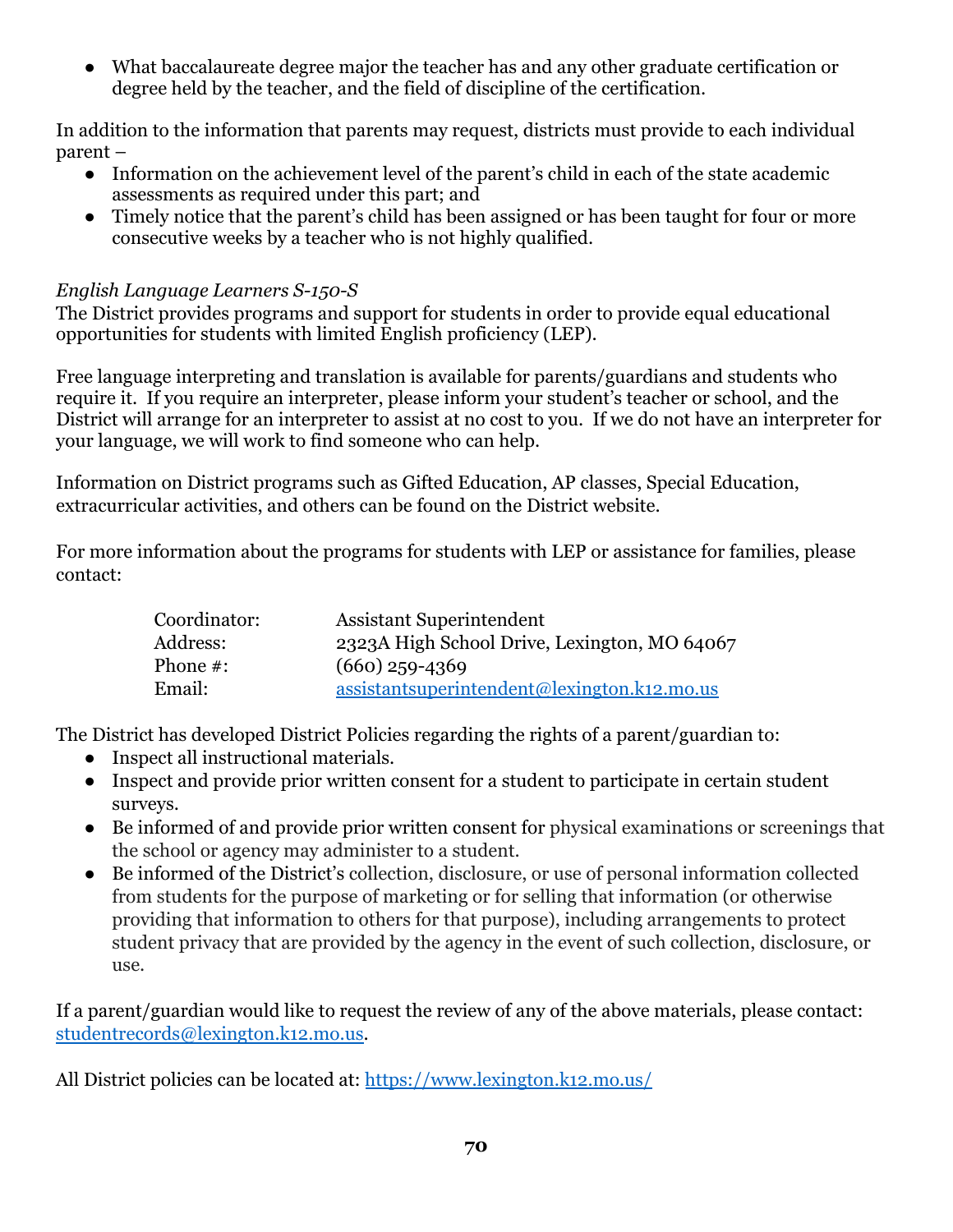- What baccalaureate degree major the teacher has and any other graduate certification or degree held by the teacher, and the field of discipline of the certification.

In addition to the information that parents may request, districts must provide to each individual parent –

- Information on the achievement level of the parent's child in each of the state academic assessments as required under this part; and
- Timely notice that the parent's child has been assigned or has been taught for four or more consecutive weeks by a teacher who is not highly qualified.

*English Language Learners S-150-S*

The District provides programs and support for students in order to provide equal educational opportunities for students with limited English proficiency (LEP).

Free language interpreting and translation is available for parents/guardians and students who require it. If you require an interpreter, please inform your student's teacher or school, and the District will arrange for an interpreter to assist at no cost to you. If we do not have an interpreter for your language, we will work to find someone who can help.

Information on District programs such as Gifted Education, AP classes, Special Education, extracurricular activities, and others can be found on the District website.

For more information about the programs for students with LEP or assistance for families, please contact:

| | |
|---|---|
| Coordinator: | Assistant Superintendent |
| Address: | 2323A High School Drive, Lexington, MO 64067 |
| Phone #: | (660) 259-4369 |
| Email: | assistantsuperintendent@lexington.k12.mo.us |

The District has developed District Policies regarding the rights of a parent/guardian to:

- Inspect all instructional materials.
- Inspect and provide prior written consent for a student to participate in certain student surveys.
- Be informed of and provide prior written consent for physical examinations or screenings that the school or agency may administer to a student.
- Be informed of the District's collection, disclosure, or use of personal information collected from students for the purpose of marketing or for selling that information (or otherwise providing that information to others for that purpose), including arrangements to protect student privacy that are provided by the agency in the event of such collection, disclosure, or use.

If a parent/guardian would like to request the review of any of the above materials, please contact: studentrecords@lexington.k12.mo.us.

All District policies can be located at: https://www.lexington.k12.mo.us/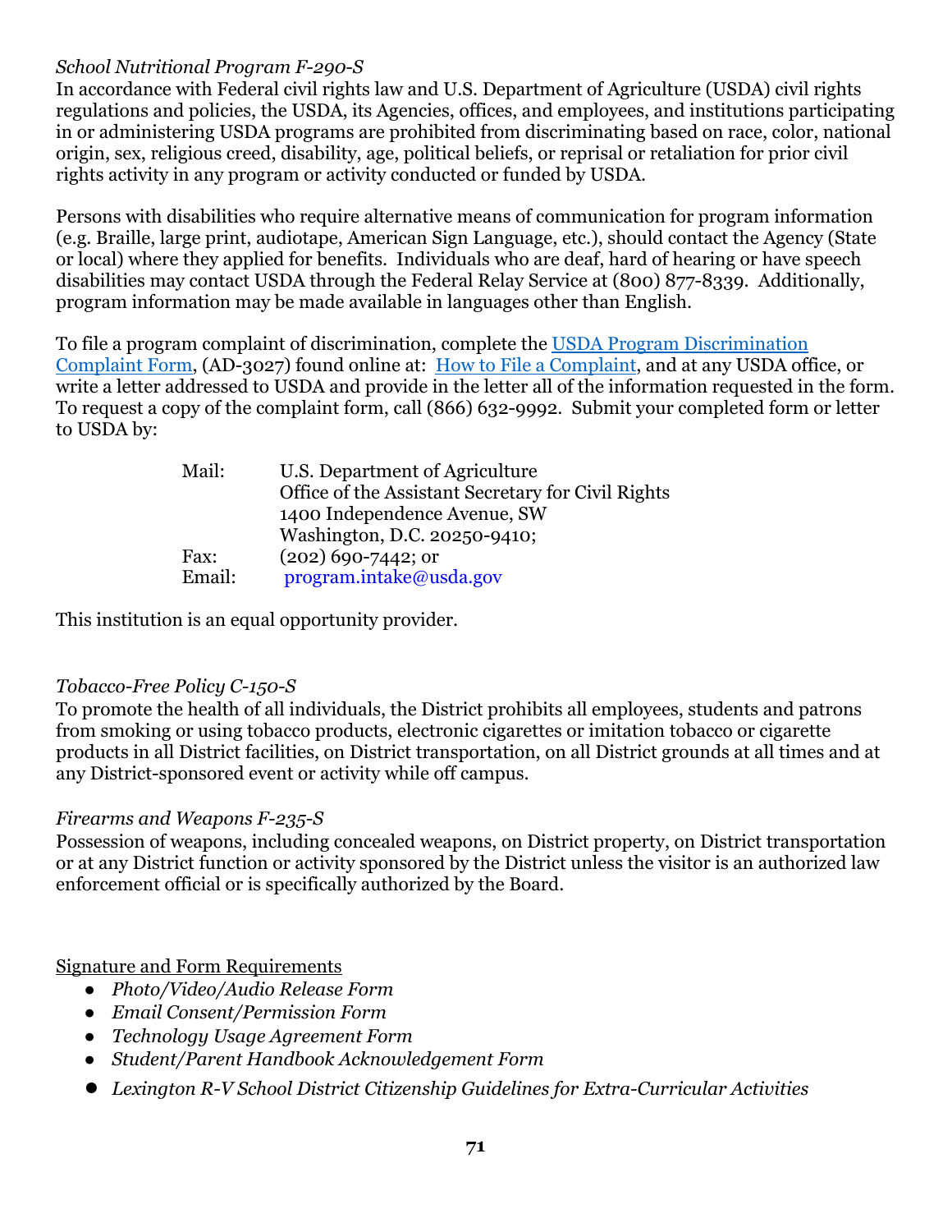*School Nutritional Program F-290-S*
In accordance with Federal civil rights law and U.S. Department of Agriculture (USDA) civil rights regulations and policies, the USDA, its Agencies, offices, and employees, and institutions participating in or administering USDA programs are prohibited from discriminating based on race, color, national origin, sex, religious creed, disability, age, political beliefs, or reprisal or retaliation for prior civil rights activity in any program or activity conducted or funded by USDA.

Persons with disabilities who require alternative means of communication for program information (e.g. Braille, large print, audiotape, American Sign Language, etc.), should contact the Agency (State or local) where they applied for benefits. Individuals who are deaf, hard of hearing or have speech disabilities may contact USDA through the Federal Relay Service at (800) 877-8339. Additionally, program information may be made available in languages other than English.

To file a program complaint of discrimination, complete the USDA Program Discrimination Complaint Form, (AD-3027) found online at: How to File a Complaint, and at any USDA office, or write a letter addressed to USDA and provide in the letter all of the information requested in the form. To request a copy of the complaint form, call (866) 632-9992. Submit your completed form or letter to USDA by:

Mail: U.S. Department of Agriculture
Office of the Assistant Secretary for Civil Rights
1400 Independence Avenue, SW
Washington, D.C. 20250-9410;
Fax: (202) 690-7442; or
Email: program.intake@usda.gov

This institution is an equal opportunity provider.

*Tobacco-Free Policy C-150-S*
To promote the health of all individuals, the District prohibits all employees, students and patrons from smoking or using tobacco products, electronic cigarettes or imitation tobacco or cigarette products in all District facilities, on District transportation, on all District grounds at all times and at any District-sponsored event or activity while off campus.

*Firearms and Weapons F-235-S*
Possession of weapons, including concealed weapons, on District property, on District transportation or at any District function or activity sponsored by the District unless the visitor is an authorized law enforcement official or is specifically authorized by the Board.

<u>Signature and Form Requirements</u>

- *Photo/Video/Audio Release Form*
- *Email Consent/Permission Form*
- *Technology Usage Agreement Form*
- *Student/Parent Handbook Acknowledgement Form*
- *Lexington R-V School District Citizenship Guidelines for Extra-Curricular Activities*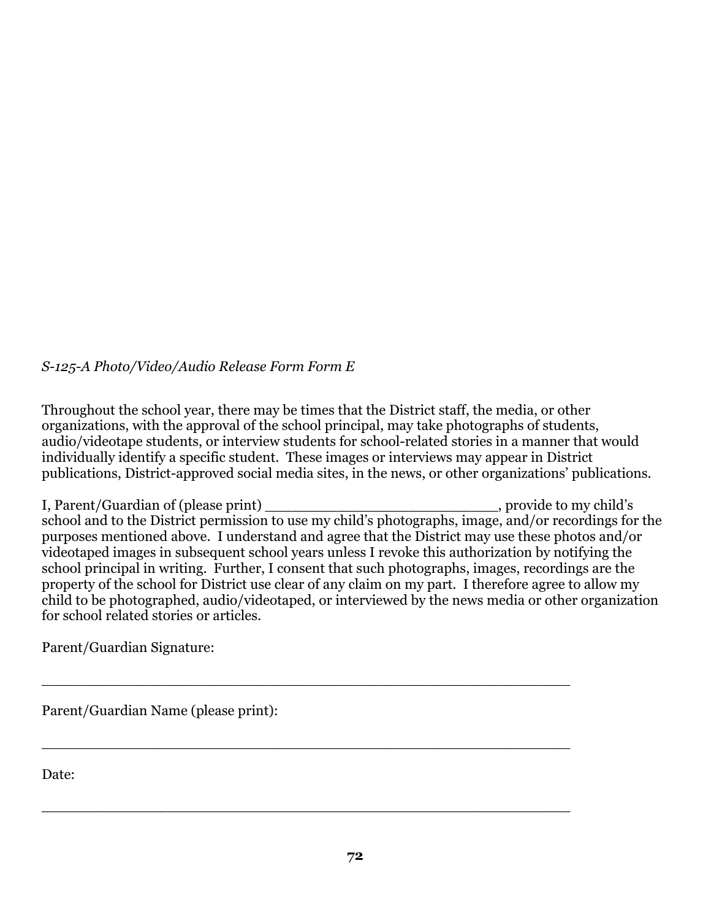*S-125-A Photo/Video/Audio Release Form Form E*

Throughout the school year, there may be times that the District staff, the media, or other organizations, with the approval of the school principal, may take photographs of students, audio/videotape students, or interview students for school-related stories in a manner that would individually identify a specific student. These images or interviews may appear in District publications, District-approved social media sites, in the news, or other organizations' publications.

I, Parent/Guardian of (please print) __________________________, provide to my child's school and to the District permission to use my child's photographs, image, and/or recordings for the purposes mentioned above. I understand and agree that the District may use these photos and/or videotaped images in subsequent school years unless I revoke this authorization by notifying the school principal in writing. Further, I consent that such photographs, images, recordings are the property of the school for District use clear of any claim on my part. I therefore agree to allow my child to be photographed, audio/videotaped, or interviewed by the news media or other organization for school related stories or articles.

Parent/Guardian Signature:

__________________________________________________________

Parent/Guardian Name (please print):

__________________________________________________________

Date:

__________________________________________________________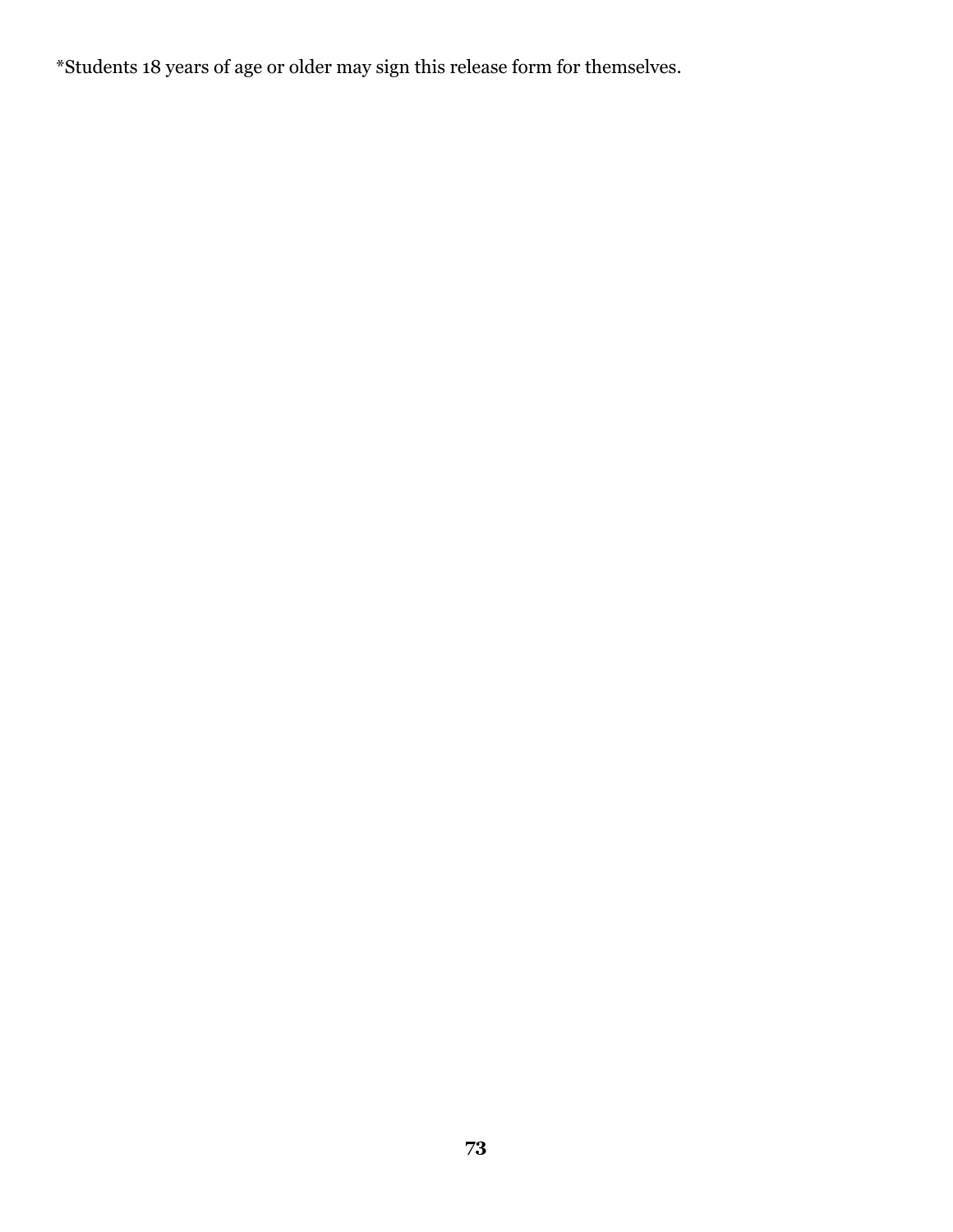*Students 18 years of age or older may sign this release form for themselves.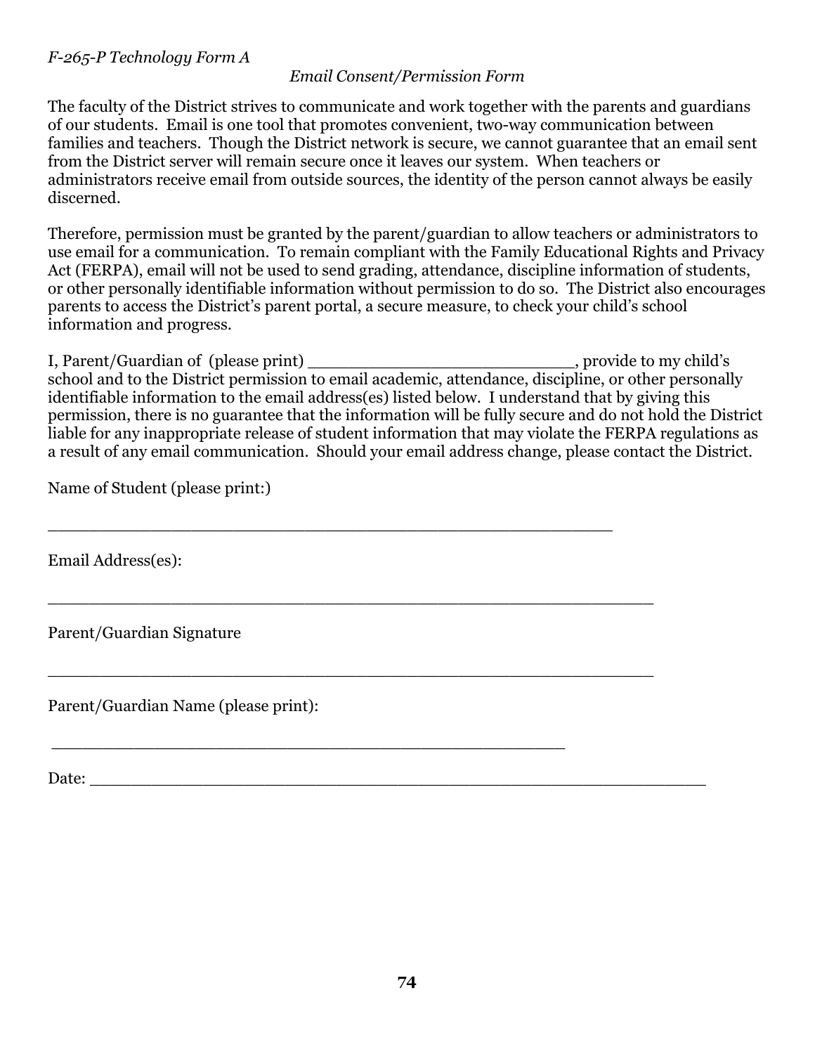*F-265-P Technology Form A*

*Email Consent/Permission Form*

The faculty of the District strives to communicate and work together with the parents and guardians of our students. Email is one tool that promotes convenient, two-way communication between families and teachers. Though the District network is secure, we cannot guarantee that an email sent from the District server will remain secure once it leaves our system. When teachers or administrators receive email from outside sources, the identity of the person cannot always be easily discerned.

Therefore, permission must be granted by the parent/guardian to allow teachers or administrators to use email for a communication. To remain compliant with the Family Educational Rights and Privacy Act (FERPA), email will not be used to send grading, attendance, discipline information of students, or other personally identifiable information without permission to do so. The District also encourages parents to access the District's parent portal, a secure measure, to check your child's school information and progress.

I, Parent/Guardian of (please print) ___________________________, provide to my child's school and to the District permission to email academic, attendance, discipline, or other personally identifiable information to the email address(es) listed below. I understand that by giving this permission, there is no guarantee that the information will be fully secure and do not hold the District liable for any inappropriate release of student information that may violate the FERPA regulations as a result of any email communication. Should your email address change, please contact the District.

Name of Student (please print:)

_______________________________________________________

Email Address(es):

___________________________________________________________

Parent/Guardian Signature

___________________________________________________________

Parent/Guardian Name (please print):

__________________________________________________

Date: ___________________________________________________________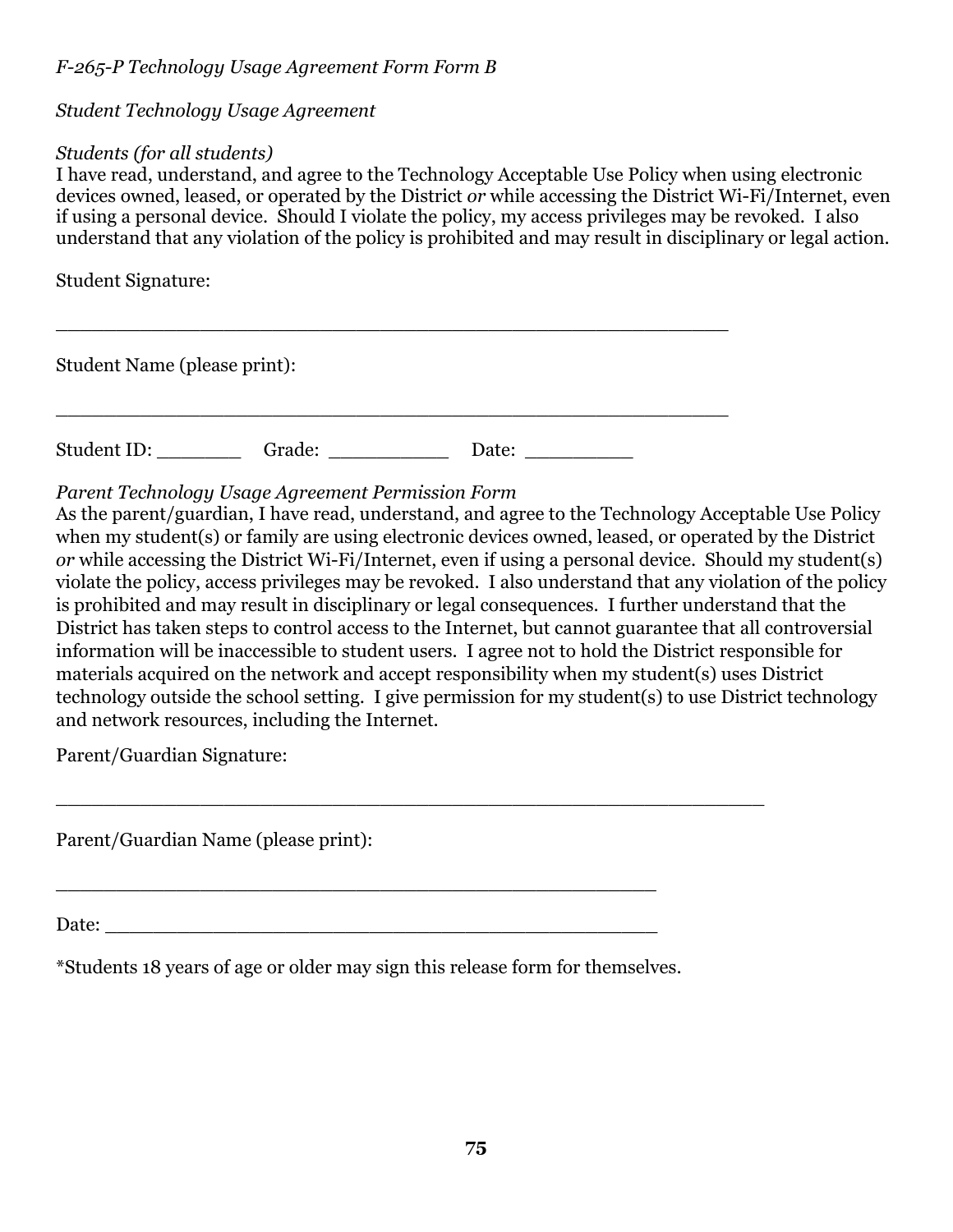*F-265-P Technology Usage Agreement Form Form B*

*Student Technology Usage Agreement*

*Students (for all students)*
I have read, understand, and agree to the Technology Acceptable Use Policy when using electronic devices owned, leased, or operated by the District *or* while accessing the District Wi-Fi/Internet, even if using a personal device. Should I violate the policy, my access privileges may be revoked. I also understand that any violation of the policy is prohibited and may result in disciplinary or legal action.

Student Signature:

_______________________________________________________

Student Name (please print):

_______________________________________________________

Student ID: _______ Grade: __________ Date: _________

*Parent Technology Usage Agreement Permission Form*
As the parent/guardian, I have read, understand, and agree to the Technology Acceptable Use Policy when my student(s) or family are using electronic devices owned, leased, or operated by the District *or* while accessing the District Wi-Fi/Internet, even if using a personal device. Should my student(s) violate the policy, access privileges may be revoked. I also understand that any violation of the policy is prohibited and may result in disciplinary or legal consequences. I further understand that the District has taken steps to control access to the Internet, but cannot guarantee that all controversial information will be inaccessible to student users. I agree not to hold the District responsible for materials acquired on the network and accept responsibility when my student(s) uses District technology outside the school setting. I give permission for my student(s) to use District technology and network resources, including the Internet.

Parent/Guardian Signature:

__________________________________________________________

Parent/Guardian Name (please print):

_________________________________________________

Date: _____________________________________________

*Students 18 years of age or older may sign this release form for themselves.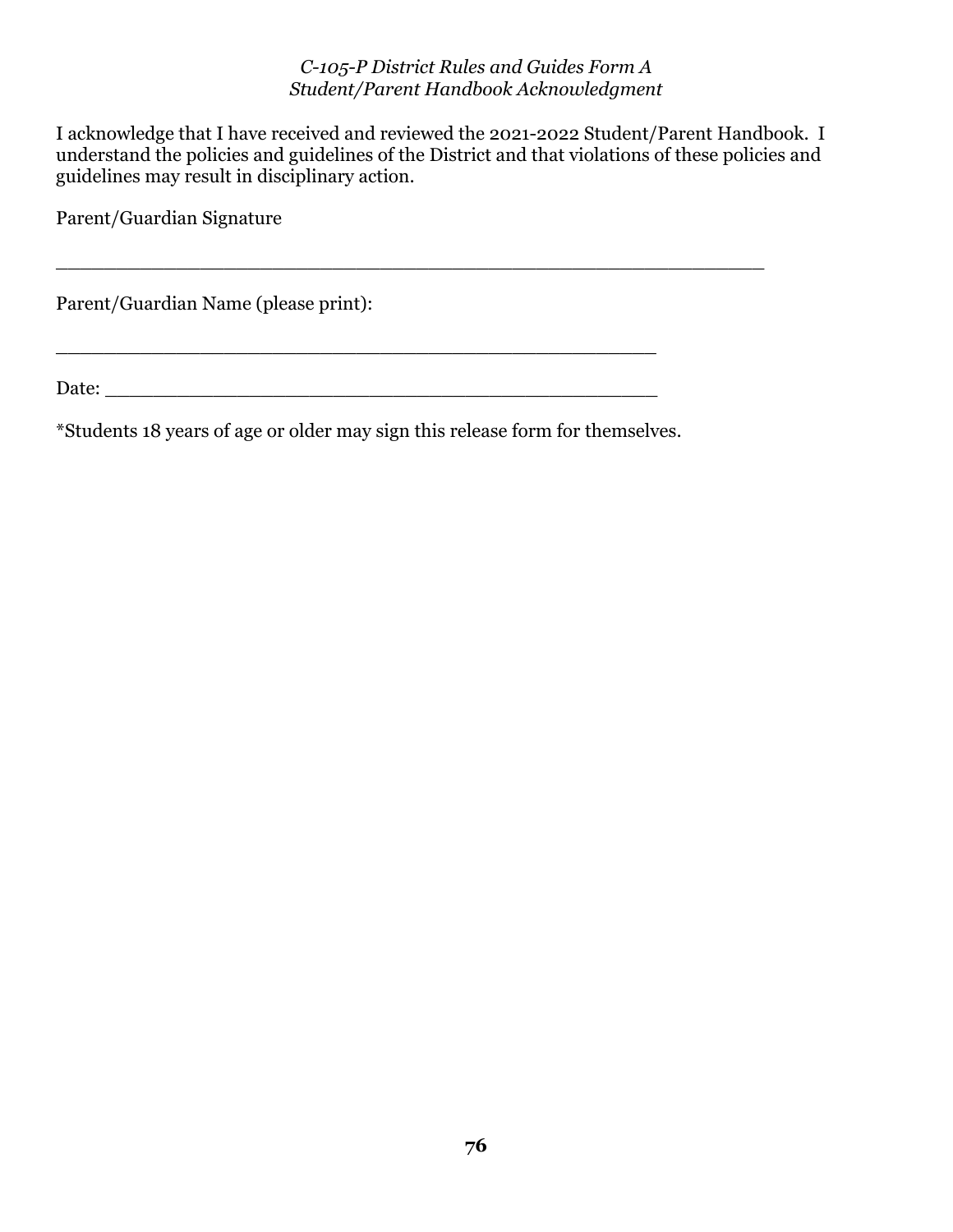*C-105-P District Rules and Guides Form A*
*Student/Parent Handbook Acknowledgment*

I acknowledge that I have received and reviewed the 2021-2022 Student/Parent Handbook. I understand the policies and guidelines of the District and that violations of these policies and guidelines may result in disciplinary action.

Parent/Guardian Signature

_______________________________________________________

Parent/Guardian Name (please print):

______________________________________________

Date: __________________________________________

*Students 18 years of age or older may sign this release form for themselves.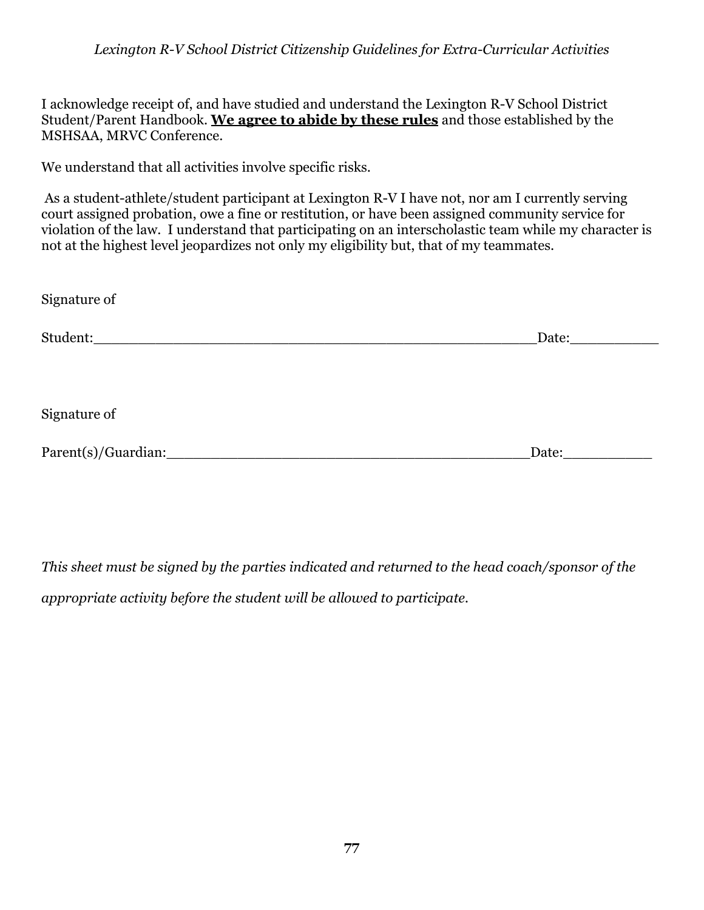*Lexington R-V School District Citizenship Guidelines for Extra-Curricular Activities*

I acknowledge receipt of, and have studied and understand the Lexington R-V School District Student/Parent Handbook. **We agree to abide by these rules** and those established by the MSHSAA, MRVC Conference.

We understand that all activities involve specific risks.

As a student-athlete/student participant at Lexington R-V I have not, nor am I currently serving court assigned probation, owe a fine or restitution, or have been assigned community service for violation of the law. I understand that participating on an interscholastic team while my character is not at the highest level jeopardizes not only my eligibility but, that of my teammates.

Signature of

Student:_____________________________________________________Date:__________

Signature of

Parent(s)/Guardian:_____________________________________________Date:__________

*This sheet must be signed by the parties indicated and returned to the head coach/sponsor of the appropriate activity before the student will be allowed to participate.*